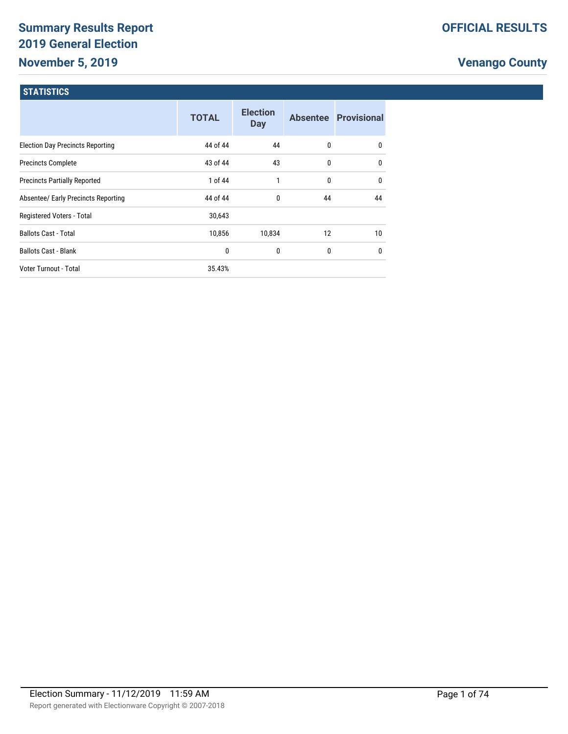# Summary Results Report
## 2019 General Election
## November 5, 2019

**OFFICIAL RESULTS**

**Venango County**

### STATISTICS

| | TOTAL | Election Day | Absentee | Provisional |
|---|---|---|---|---|
| Election Day Precincts Reporting | 44 of 44 | 44 | 0 | 0 |
| Precincts Complete | 43 of 44 | 43 | 0 | 0 |
| Precincts Partially Reported | 1 of 44 | 1 | 0 | 0 |
| Absentee/ Early Precincts Reporting | 44 of 44 | 0 | 44 | 44 |
| Registered Voters - Total | 30,643 | | | |
| Ballots Cast - Total | 10,856 | 10,834 | 12 | 10 |
| Ballots Cast - Blank | 0 | 0 | 0 | 0 |
| Voter Turnout - Total | 35.43% | | | |

Election Summary - 11/12/2019 11:59 AM

Report generated with Electionware Copyright © 2007-2018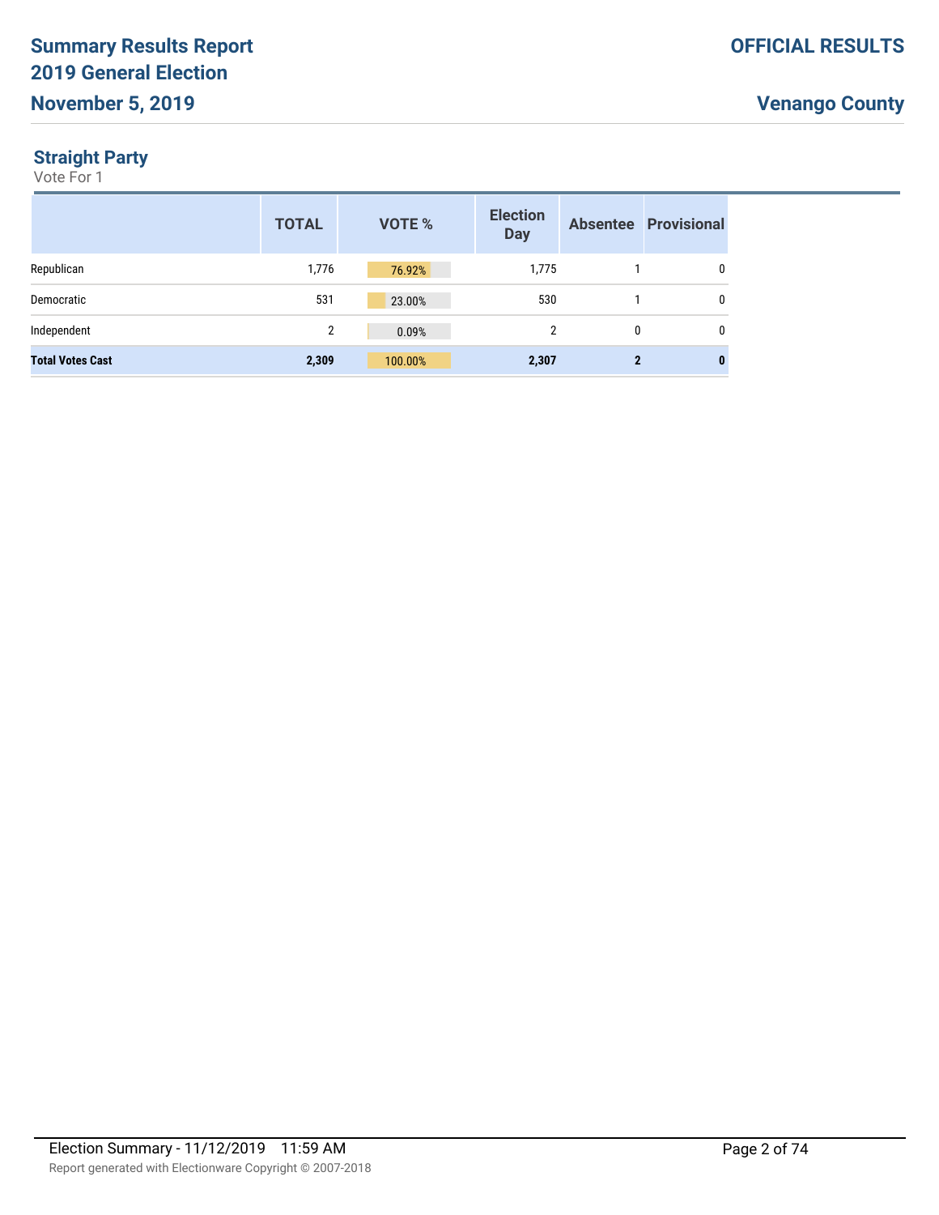# Summary Results Report
# 2019 General Election
# November 5, 2019

**OFFICIAL RESULTS**

**Venango County**

## Straight Party

Vote For 1

| | TOTAL | VOTE % | Election Day | Absentee | Provisional |
|---|---|---|---|---|---|
| Republican | 1,776 | 76.92% | 1,775 | 1 | 0 |
| Democratic | 531 | 23.00% | 530 | 1 | 0 |
| Independent | 2 | 0.09% | 2 | 0 | 0 |
| **Total Votes Cast** | **2,309** | **100.00%** | **2,307** | **2** | **0** |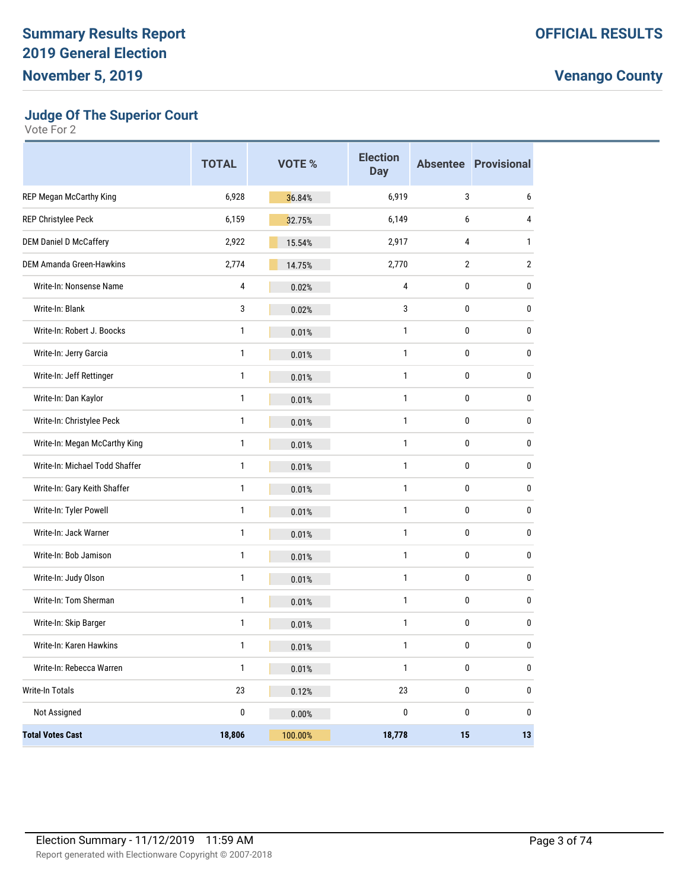# Summary Results Report
# 2019 General Election
# November 5, 2019

**OFFICIAL RESULTS**

**Venango County**

## Judge Of The Superior Court

Vote For 2

| | TOTAL | VOTE % | Election Day | Absentee | Provisional |
|---|---|---|---|---|---|
| REP Megan McCarthy King | 6,928 | 36.84% | 6,919 | 3 | 6 |
| REP Christylee Peck | 6,159 | 32.75% | 6,149 | 6 | 4 |
| DEM Daniel D McCaffery | 2,922 | 15.54% | 2,917 | 4 | 1 |
| DEM Amanda Green-Hawkins | 2,774 | 14.75% | 2,770 | 2 | 2 |
| Write-In: Nonsense Name | 4 | 0.02% | 4 | 0 | 0 |
| Write-In: Blank | 3 | 0.02% | 3 | 0 | 0 |
| Write-In: Robert J. Boocks | 1 | 0.01% | 1 | 0 | 0 |
| Write-In: Jerry Garcia | 1 | 0.01% | 1 | 0 | 0 |
| Write-In: Jeff Rettinger | 1 | 0.01% | 1 | 0 | 0 |
| Write-In: Dan Kaylor | 1 | 0.01% | 1 | 0 | 0 |
| Write-In: Christylee Peck | 1 | 0.01% | 1 | 0 | 0 |
| Write-In: Megan McCarthy King | 1 | 0.01% | 1 | 0 | 0 |
| Write-In: Michael Todd Shaffer | 1 | 0.01% | 1 | 0 | 0 |
| Write-In: Gary Keith Shaffer | 1 | 0.01% | 1 | 0 | 0 |
| Write-In: Tyler Powell | 1 | 0.01% | 1 | 0 | 0 |
| Write-In: Jack Warner | 1 | 0.01% | 1 | 0 | 0 |
| Write-In: Bob Jamison | 1 | 0.01% | 1 | 0 | 0 |
| Write-In: Judy Olson | 1 | 0.01% | 1 | 0 | 0 |
| Write-In: Tom Sherman | 1 | 0.01% | 1 | 0 | 0 |
| Write-In: Skip Barger | 1 | 0.01% | 1 | 0 | 0 |
| Write-In: Karen Hawkins | 1 | 0.01% | 1 | 0 | 0 |
| Write-In: Rebecca Warren | 1 | 0.01% | 1 | 0 | 0 |
| Write-In Totals | 23 | 0.12% | 23 | 0 | 0 |
| Not Assigned | 0 | 0.00% | 0 | 0 | 0 |
| **Total Votes Cast** | **18,806** | **100.00%** | **18,778** | **15** | **13** |

Election Summary - 11/12/2019 11:59 AM

Report generated with Electionware Copyright © 2007-2018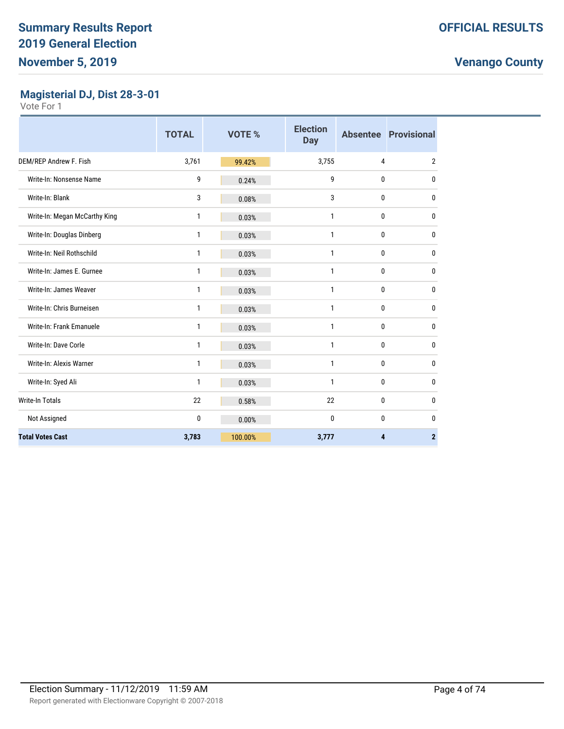# Summary Results Report
# 2019 General Election
# November 5, 2019

**OFFICIAL RESULTS**

**Venango County**

## Magisterial DJ, Dist 28-3-01

Vote For 1

| | TOTAL | VOTE % | Election Day | Absentee | Provisional |
|---|---|---|---|---|---|
| DEM/REP Andrew F. Fish | 3,761 | 99.42% | 3,755 | 4 | 2 |
| Write-In: Nonsense Name | 9 | 0.24% | 9 | 0 | 0 |
| Write-In: Blank | 3 | 0.08% | 3 | 0 | 0 |
| Write-In: Megan McCarthy King | 1 | 0.03% | 1 | 0 | 0 |
| Write-In: Douglas Dinberg | 1 | 0.03% | 1 | 0 | 0 |
| Write-In: Neil Rothschild | 1 | 0.03% | 1 | 0 | 0 |
| Write-In: James E. Gurnee | 1 | 0.03% | 1 | 0 | 0 |
| Write-In: James Weaver | 1 | 0.03% | 1 | 0 | 0 |
| Write-In: Chris Burneisen | 1 | 0.03% | 1 | 0 | 0 |
| Write-In: Frank Emanuele | 1 | 0.03% | 1 | 0 | 0 |
| Write-In: Dave Corle | 1 | 0.03% | 1 | 0 | 0 |
| Write-In: Alexis Warner | 1 | 0.03% | 1 | 0 | 0 |
| Write-In: Syed Ali | 1 | 0.03% | 1 | 0 | 0 |
| Write-In Totals | 22 | 0.58% | 22 | 0 | 0 |
| Not Assigned | 0 | 0.00% | 0 | 0 | 0 |
| **Total Votes Cast** | **3,783** | **100.00%** | **3,777** | **4** | **2** |

Election Summary - 11/12/2019 11:59 AM

Report generated with Electionware Copyright © 2007-2018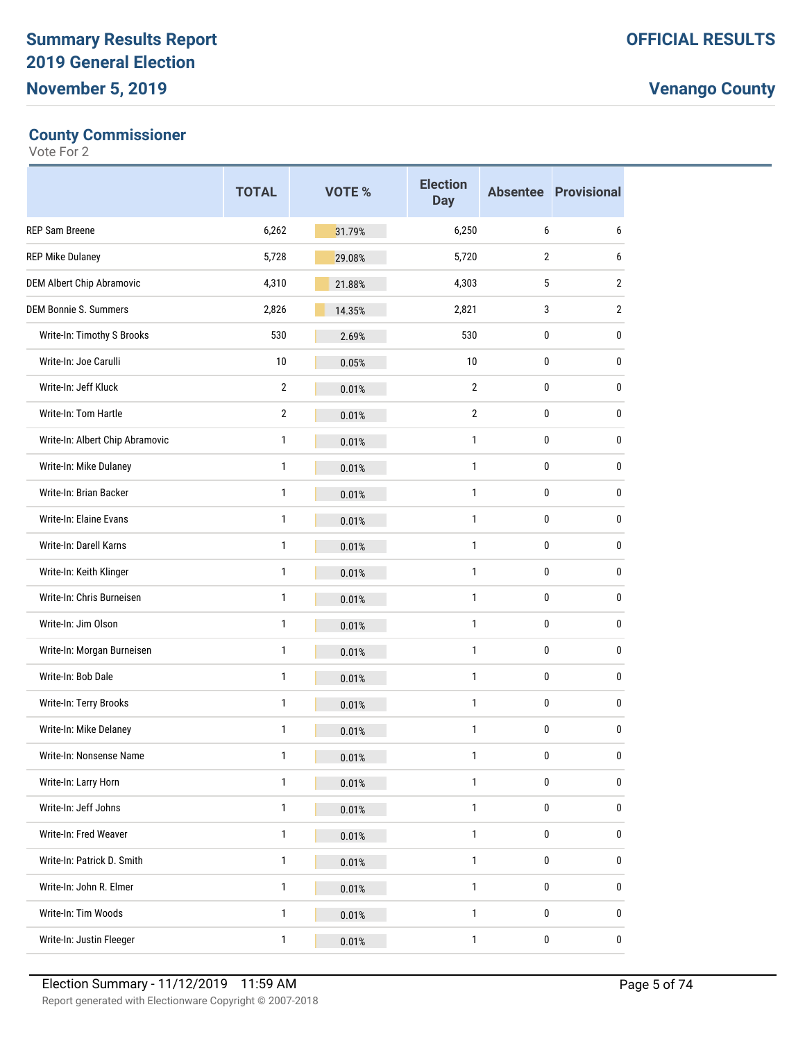# Summary Results Report
## 2019 General Election
## November 5, 2019

**OFFICIAL RESULTS**

**Venango County**

### County Commissioner

Vote For 2

| | TOTAL | VOTE % | Election Day | Absentee | Provisional |
|---|---|---|---|---|---|
| REP Sam Breene | 6,262 | 31.79% | 6,250 | 6 | 6 |
| REP Mike Dulaney | 5,728 | 29.08% | 5,720 | 2 | 6 |
| DEM Albert Chip Abramovic | 4,310 | 21.88% | 4,303 | 5 | 2 |
| DEM Bonnie S. Summers | 2,826 | 14.35% | 2,821 | 3 | 2 |
| Write-In: Timothy S Brooks | 530 | 2.69% | 530 | 0 | 0 |
| Write-In: Joe Carulli | 10 | 0.05% | 10 | 0 | 0 |
| Write-In: Jeff Kluck | 2 | 0.01% | 2 | 0 | 0 |
| Write-In: Tom Hartle | 2 | 0.01% | 2 | 0 | 0 |
| Write-In: Albert Chip Abramovic | 1 | 0.01% | 1 | 0 | 0 |
| Write-In: Mike Dulaney | 1 | 0.01% | 1 | 0 | 0 |
| Write-In: Brian Backer | 1 | 0.01% | 1 | 0 | 0 |
| Write-In: Elaine Evans | 1 | 0.01% | 1 | 0 | 0 |
| Write-In: Darell Karns | 1 | 0.01% | 1 | 0 | 0 |
| Write-In: Keith Klinger | 1 | 0.01% | 1 | 0 | 0 |
| Write-In: Chris Burneisen | 1 | 0.01% | 1 | 0 | 0 |
| Write-In: Jim Olson | 1 | 0.01% | 1 | 0 | 0 |
| Write-In: Morgan Burneisen | 1 | 0.01% | 1 | 0 | 0 |
| Write-In: Bob Dale | 1 | 0.01% | 1 | 0 | 0 |
| Write-In: Terry Brooks | 1 | 0.01% | 1 | 0 | 0 |
| Write-In: Mike Delaney | 1 | 0.01% | 1 | 0 | 0 |
| Write-In: Nonsense Name | 1 | 0.01% | 1 | 0 | 0 |
| Write-In: Larry Horn | 1 | 0.01% | 1 | 0 | 0 |
| Write-In: Jeff Johns | 1 | 0.01% | 1 | 0 | 0 |
| Write-In: Fred Weaver | 1 | 0.01% | 1 | 0 | 0 |
| Write-In: Patrick D. Smith | 1 | 0.01% | 1 | 0 | 0 |
| Write-In: John R. Elmer | 1 | 0.01% | 1 | 0 | 0 |
| Write-In: Tim Woods | 1 | 0.01% | 1 | 0 | 0 |
| Write-In: Justin Fleeger | 1 | 0.01% | 1 | 0 | 0 |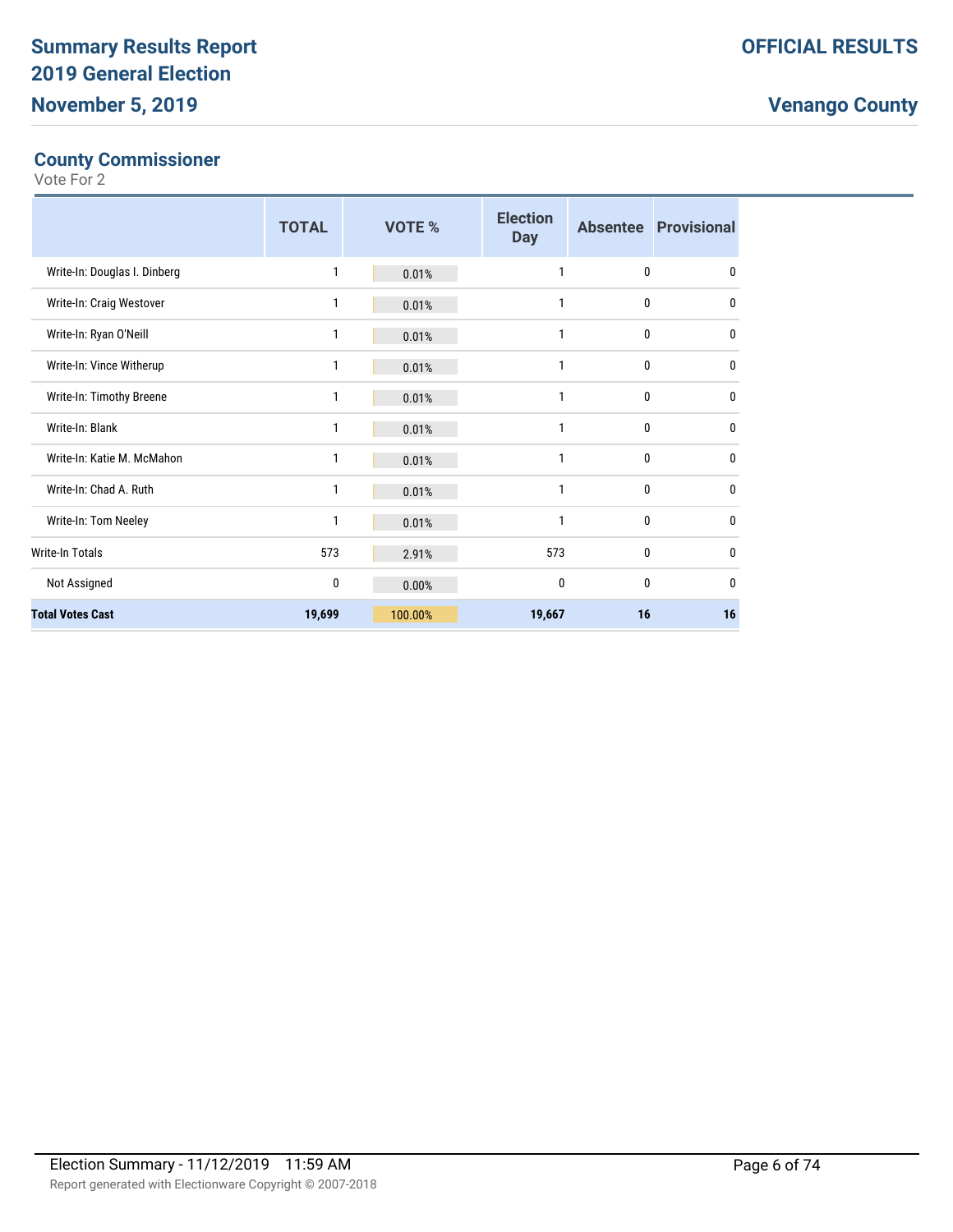## County Commissioner

Vote For 2

| | TOTAL | VOTE % | Election Day | Absentee | Provisional |
|---|---|---|---|---|---|
| Write-In: Douglas I. Dinberg | 1 | 0.01% | 1 | 0 | 0 |
| Write-In: Craig Westover | 1 | 0.01% | 1 | 0 | 0 |
| Write-In: Ryan O'Neill | 1 | 0.01% | 1 | 0 | 0 |
| Write-In: Vince Witherup | 1 | 0.01% | 1 | 0 | 0 |
| Write-In: Timothy Breene | 1 | 0.01% | 1 | 0 | 0 |
| Write-In: Blank | 1 | 0.01% | 1 | 0 | 0 |
| Write-In: Katie M. McMahon | 1 | 0.01% | 1 | 0 | 0 |
| Write-In: Chad A. Ruth | 1 | 0.01% | 1 | 0 | 0 |
| Write-In: Tom Neeley | 1 | 0.01% | 1 | 0 | 0 |
| Write-In Totals | 573 | 2.91% | 573 | 0 | 0 |
| Not Assigned | 0 | 0.00% | 0 | 0 | 0 |
| **Total Votes Cast** | **19,699** | **100.00%** | **19,667** | **16** | **16** |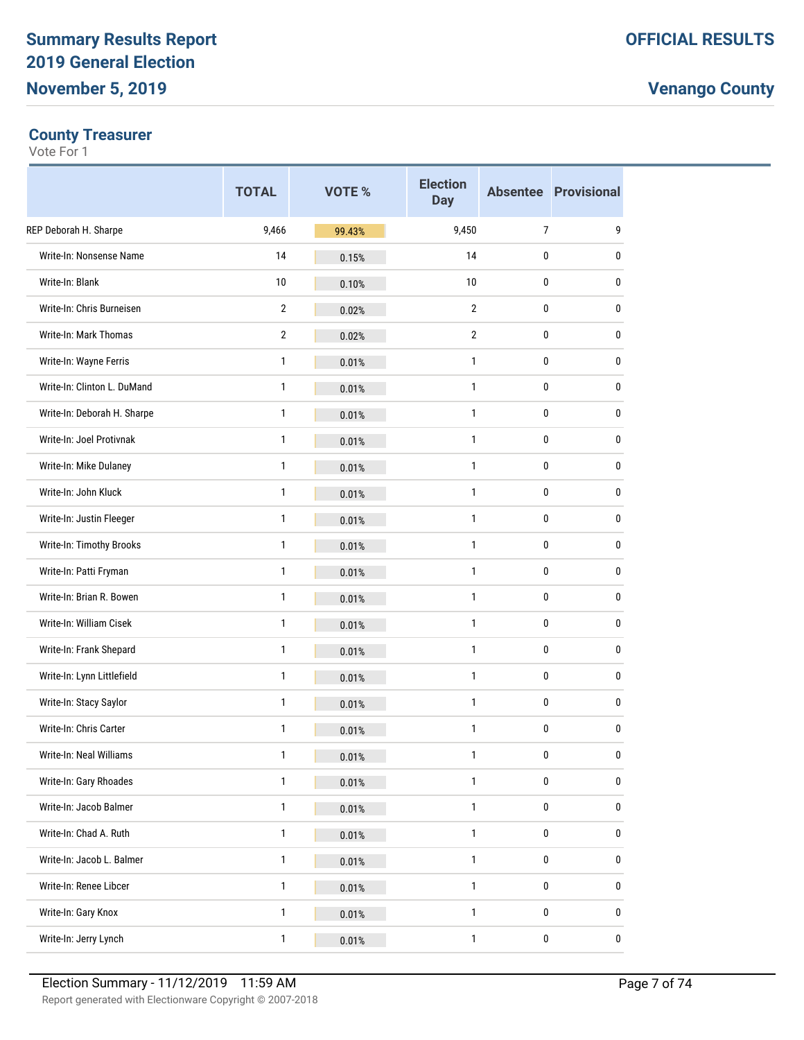## County Treasurer

Vote For 1

| | TOTAL | VOTE % | Election Day | Absentee | Provisional |
|---|---|---|---|---|---|
| REP Deborah H. Sharpe | 9,466 | 99.43% | 9,450 | 7 | 9 |
| Write-In: Nonsense Name | 14 | 0.15% | 14 | 0 | 0 |
| Write-In: Blank | 10 | 0.10% | 10 | 0 | 0 |
| Write-In: Chris Burneisen | 2 | 0.02% | 2 | 0 | 0 |
| Write-In: Mark Thomas | 2 | 0.02% | 2 | 0 | 0 |
| Write-In: Wayne Ferris | 1 | 0.01% | 1 | 0 | 0 |
| Write-In: Clinton L. DuMand | 1 | 0.01% | 1 | 0 | 0 |
| Write-In: Deborah H. Sharpe | 1 | 0.01% | 1 | 0 | 0 |
| Write-In: Joel Protivnak | 1 | 0.01% | 1 | 0 | 0 |
| Write-In: Mike Dulaney | 1 | 0.01% | 1 | 0 | 0 |
| Write-In: John Kluck | 1 | 0.01% | 1 | 0 | 0 |
| Write-In: Justin Fleeger | 1 | 0.01% | 1 | 0 | 0 |
| Write-In: Timothy Brooks | 1 | 0.01% | 1 | 0 | 0 |
| Write-In: Patti Fryman | 1 | 0.01% | 1 | 0 | 0 |
| Write-In: Brian R. Bowen | 1 | 0.01% | 1 | 0 | 0 |
| Write-In: William Cisek | 1 | 0.01% | 1 | 0 | 0 |
| Write-In: Frank Shepard | 1 | 0.01% | 1 | 0 | 0 |
| Write-In: Lynn Littlefield | 1 | 0.01% | 1 | 0 | 0 |
| Write-In: Stacy Saylor | 1 | 0.01% | 1 | 0 | 0 |
| Write-In: Chris Carter | 1 | 0.01% | 1 | 0 | 0 |
| Write-In: Neal Williams | 1 | 0.01% | 1 | 0 | 0 |
| Write-In: Gary Rhoades | 1 | 0.01% | 1 | 0 | 0 |
| Write-In: Jacob Balmer | 1 | 0.01% | 1 | 0 | 0 |
| Write-In: Chad A. Ruth | 1 | 0.01% | 1 | 0 | 0 |
| Write-In: Jacob L. Balmer | 1 | 0.01% | 1 | 0 | 0 |
| Write-In: Renee Libcer | 1 | 0.01% | 1 | 0 | 0 |
| Write-In: Gary Knox | 1 | 0.01% | 1 | 0 | 0 |
| Write-In: Jerry Lynch | 1 | 0.01% | 1 | 0 | 0 |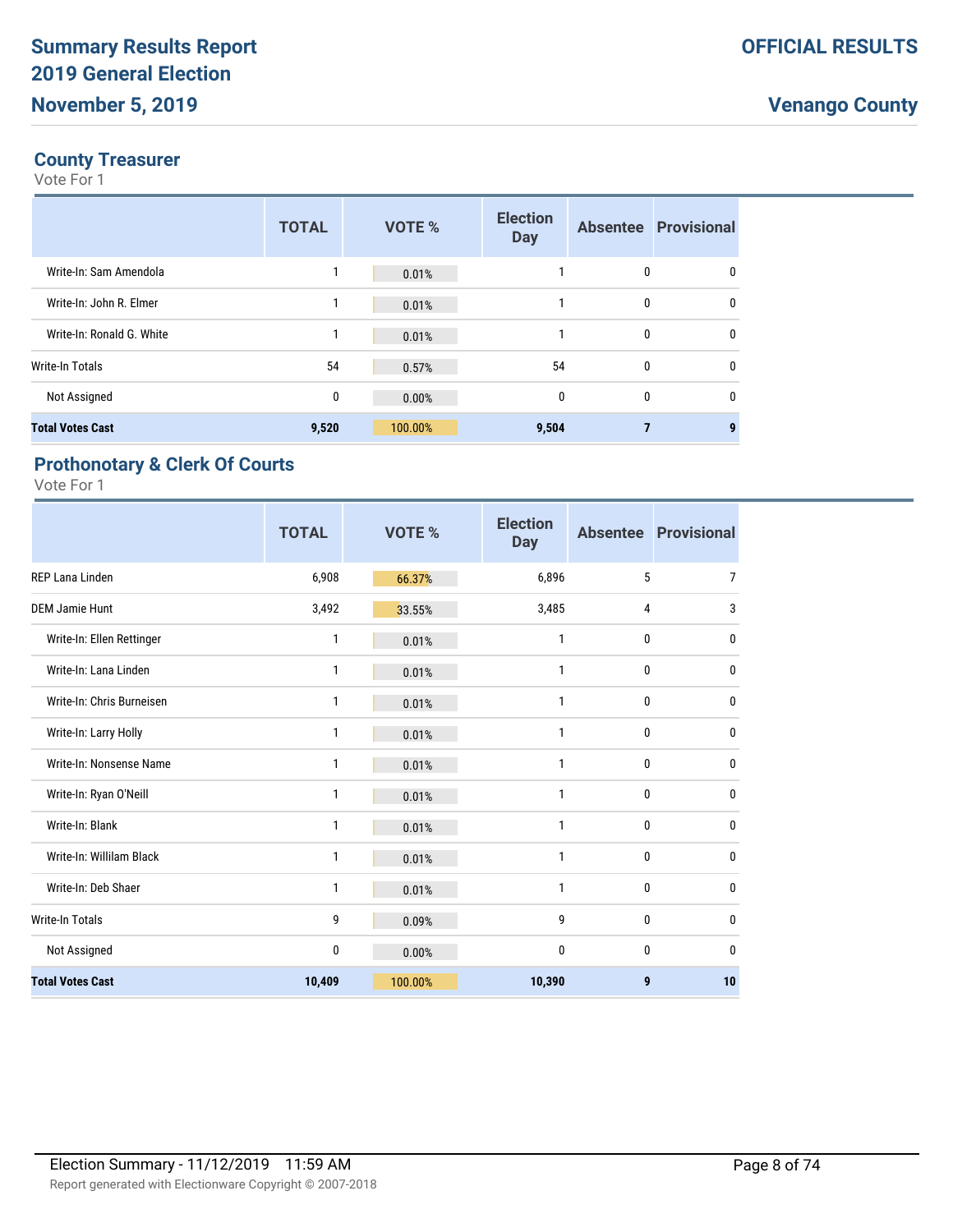## County Treasurer

Vote For 1

| | TOTAL | VOTE % | Election Day | Absentee | Provisional |
|---|---|---|---|---|---|
| Write-In: Sam Amendola | 1 | 0.01% | 1 | 0 | 0 |
| Write-In: John R. Elmer | 1 | 0.01% | 1 | 0 | 0 |
| Write-In: Ronald G. White | 1 | 0.01% | 1 | 0 | 0 |
| Write-In Totals | 54 | 0.57% | 54 | 0 | 0 |
| Not Assigned | 0 | 0.00% | 0 | 0 | 0 |
| **Total Votes Cast** | **9,520** | **100.00%** | **9,504** | **7** | **9** |

## Prothonotary & Clerk Of Courts

Vote For 1

| | TOTAL | VOTE % | Election Day | Absentee | Provisional |
|---|---|---|---|---|---|
| REP Lana Linden | 6,908 | 66.37% | 6,896 | 5 | 7 |
| DEM Jamie Hunt | 3,492 | 33.55% | 3,485 | 4 | 3 |
| Write-In: Ellen Rettinger | 1 | 0.01% | 1 | 0 | 0 |
| Write-In: Lana Linden | 1 | 0.01% | 1 | 0 | 0 |
| Write-In: Chris Burneisen | 1 | 0.01% | 1 | 0 | 0 |
| Write-In: Larry Holly | 1 | 0.01% | 1 | 0 | 0 |
| Write-In: Nonsense Name | 1 | 0.01% | 1 | 0 | 0 |
| Write-In: Ryan O'Neill | 1 | 0.01% | 1 | 0 | 0 |
| Write-In: Blank | 1 | 0.01% | 1 | 0 | 0 |
| Write-In: Willilam Black | 1 | 0.01% | 1 | 0 | 0 |
| Write-In: Deb Shaer | 1 | 0.01% | 1 | 0 | 0 |
| Write-In Totals | 9 | 0.09% | 9 | 0 | 0 |
| Not Assigned | 0 | 0.00% | 0 | 0 | 0 |
| **Total Votes Cast** | **10,409** | **100.00%** | **10,390** | **9** | **10** |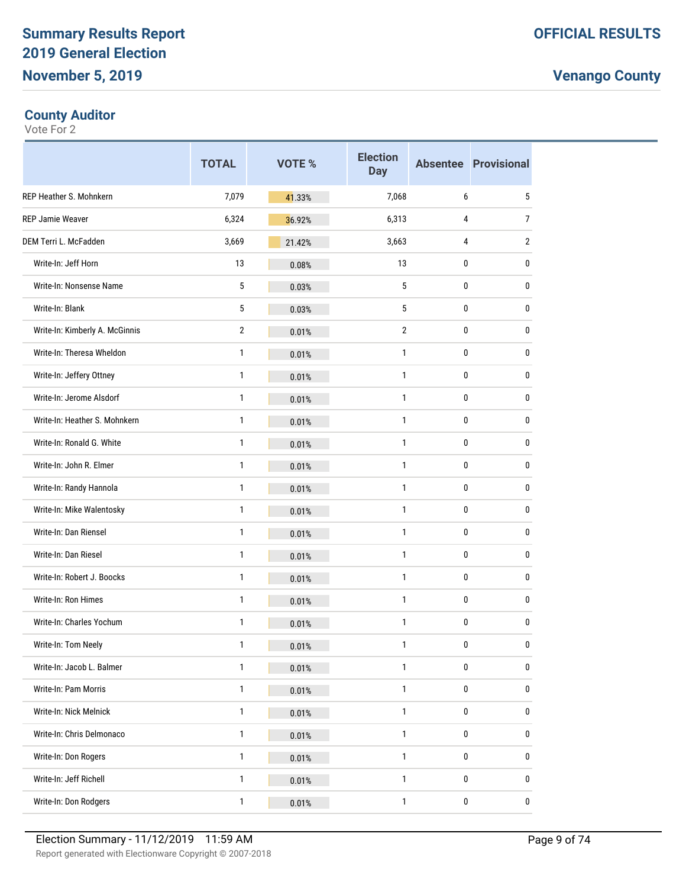# Summary Results Report
# 2019 General Election
# November 5, 2019

**OFFICIAL RESULTS**

**Venango County**

## County Auditor

Vote For 2

| | TOTAL | VOTE % | Election Day | Absentee | Provisional |
|---|---|---|---|---|---|
| REP Heather S. Mohnkern | 7,079 | 41.33% | 7,068 | 6 | 5 |
| REP Jamie Weaver | 6,324 | 36.92% | 6,313 | 4 | 7 |
| DEM Terri L. McFadden | 3,669 | 21.42% | 3,663 | 4 | 2 |
| Write-In: Jeff Horn | 13 | 0.08% | 13 | 0 | 0 |
| Write-In: Nonsense Name | 5 | 0.03% | 5 | 0 | 0 |
| Write-In: Blank | 5 | 0.03% | 5 | 0 | 0 |
| Write-In: Kimberly A. McGinnis | 2 | 0.01% | 2 | 0 | 0 |
| Write-In: Theresa Wheldon | 1 | 0.01% | 1 | 0 | 0 |
| Write-In: Jeffery Ottney | 1 | 0.01% | 1 | 0 | 0 |
| Write-In: Jerome Alsdorf | 1 | 0.01% | 1 | 0 | 0 |
| Write-In: Heather S. Mohnkern | 1 | 0.01% | 1 | 0 | 0 |
| Write-In: Ronald G. White | 1 | 0.01% | 1 | 0 | 0 |
| Write-In: John R. Elmer | 1 | 0.01% | 1 | 0 | 0 |
| Write-In: Randy Hannola | 1 | 0.01% | 1 | 0 | 0 |
| Write-In: Mike Walentosky | 1 | 0.01% | 1 | 0 | 0 |
| Write-In: Dan Riensel | 1 | 0.01% | 1 | 0 | 0 |
| Write-In: Dan Riesel | 1 | 0.01% | 1 | 0 | 0 |
| Write-In: Robert J. Boocks | 1 | 0.01% | 1 | 0 | 0 |
| Write-In: Ron Himes | 1 | 0.01% | 1 | 0 | 0 |
| Write-In: Charles Yochum | 1 | 0.01% | 1 | 0 | 0 |
| Write-In: Tom Neely | 1 | 0.01% | 1 | 0 | 0 |
| Write-In: Jacob L. Balmer | 1 | 0.01% | 1 | 0 | 0 |
| Write-In: Pam Morris | 1 | 0.01% | 1 | 0 | 0 |
| Write-In: Nick Melnick | 1 | 0.01% | 1 | 0 | 0 |
| Write-In: Chris Delmonaco | 1 | 0.01% | 1 | 0 | 0 |
| Write-In: Don Rogers | 1 | 0.01% | 1 | 0 | 0 |
| Write-In: Jeff Richell | 1 | 0.01% | 1 | 0 | 0 |
| Write-In: Don Rodgers | 1 | 0.01% | 1 | 0 | 0 |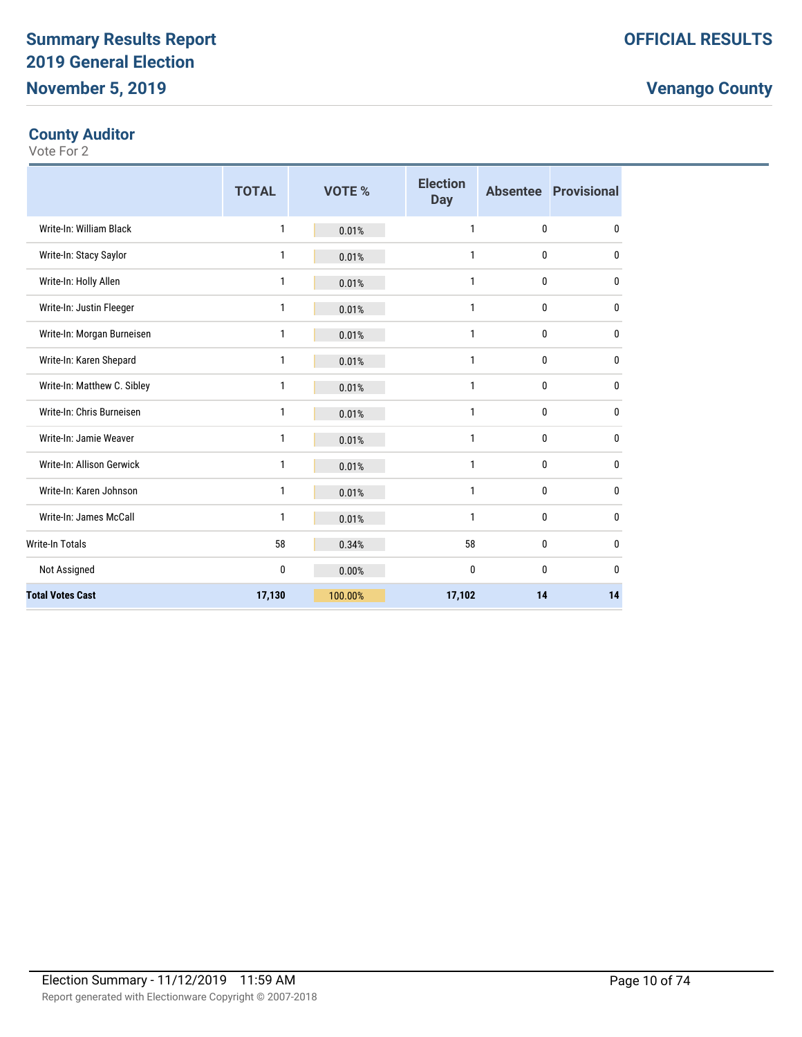## County Auditor

Vote For 2

| | TOTAL | VOTE % | Election Day | Absentee | Provisional |
|---|---|---|---|---|---|
| Write-In: William Black | 1 | 0.01% | 1 | 0 | 0 |
| Write-In: Stacy Saylor | 1 | 0.01% | 1 | 0 | 0 |
| Write-In: Holly Allen | 1 | 0.01% | 1 | 0 | 0 |
| Write-In: Justin Fleeger | 1 | 0.01% | 1 | 0 | 0 |
| Write-In: Morgan Burneisen | 1 | 0.01% | 1 | 0 | 0 |
| Write-In: Karen Shepard | 1 | 0.01% | 1 | 0 | 0 |
| Write-In: Matthew C. Sibley | 1 | 0.01% | 1 | 0 | 0 |
| Write-In: Chris Burneisen | 1 | 0.01% | 1 | 0 | 0 |
| Write-In: Jamie Weaver | 1 | 0.01% | 1 | 0 | 0 |
| Write-In: Allison Gerwick | 1 | 0.01% | 1 | 0 | 0 |
| Write-In: Karen Johnson | 1 | 0.01% | 1 | 0 | 0 |
| Write-In: James McCall | 1 | 0.01% | 1 | 0 | 0 |
| Write-In Totals | 58 | 0.34% | 58 | 0 | 0 |
| Not Assigned | 0 | 0.00% | 0 | 0 | 0 |
| **Total Votes Cast** | **17,130** | **100.00%** | **17,102** | **14** | **14** |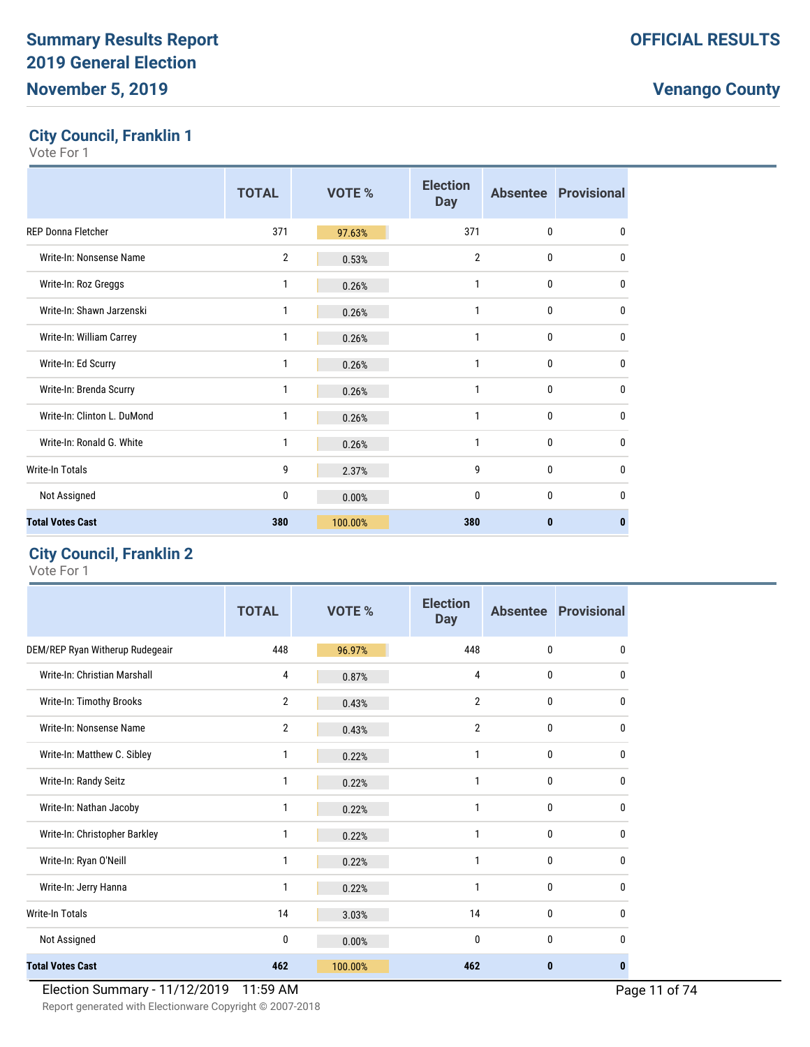# Summary Results Report
# 2019 General Election
# November 5, 2019

**OFFICIAL RESULTS**

**Venango County**

## City Council, Franklin 1

Vote For 1

| | TOTAL | VOTE % | Election Day | Absentee | Provisional |
|---|---|---|---|---|---|
| REP Donna Fletcher | 371 | 97.63% | 371 | 0 | 0 |
| Write-In: Nonsense Name | 2 | 0.53% | 2 | 0 | 0 |
| Write-In: Roz Greggs | 1 | 0.26% | 1 | 0 | 0 |
| Write-In: Shawn Jarzenski | 1 | 0.26% | 1 | 0 | 0 |
| Write-In: William Carrey | 1 | 0.26% | 1 | 0 | 0 |
| Write-In: Ed Scurry | 1 | 0.26% | 1 | 0 | 0 |
| Write-In: Brenda Scurry | 1 | 0.26% | 1 | 0 | 0 |
| Write-In: Clinton L. DuMond | 1 | 0.26% | 1 | 0 | 0 |
| Write-In: Ronald G. White | 1 | 0.26% | 1 | 0 | 0 |
| Write-In Totals | 9 | 2.37% | 9 | 0 | 0 |
| Not Assigned | 0 | 0.00% | 0 | 0 | 0 |
| **Total Votes Cast** | **380** | **100.00%** | **380** | **0** | **0** |

## City Council, Franklin 2

Vote For 1

| | TOTAL | VOTE % | Election Day | Absentee | Provisional |
|---|---|---|---|---|---|
| DEM/REP Ryan Witherup Rudegeair | 448 | 96.97% | 448 | 0 | 0 |
| Write-In: Christian Marshall | 4 | 0.87% | 4 | 0 | 0 |
| Write-In: Timothy Brooks | 2 | 0.43% | 2 | 0 | 0 |
| Write-In: Nonsense Name | 2 | 0.43% | 2 | 0 | 0 |
| Write-In: Matthew C. Sibley | 1 | 0.22% | 1 | 0 | 0 |
| Write-In: Randy Seitz | 1 | 0.22% | 1 | 0 | 0 |
| Write-In: Nathan Jacoby | 1 | 0.22% | 1 | 0 | 0 |
| Write-In: Christopher Barkley | 1 | 0.22% | 1 | 0 | 0 |
| Write-In: Ryan O'Neill | 1 | 0.22% | 1 | 0 | 0 |
| Write-In: Jerry Hanna | 1 | 0.22% | 1 | 0 | 0 |
| Write-In Totals | 14 | 3.03% | 14 | 0 | 0 |
| Not Assigned | 0 | 0.00% | 0 | 0 | 0 |
| **Total Votes Cast** | **462** | **100.00%** | **462** | **0** | **0** |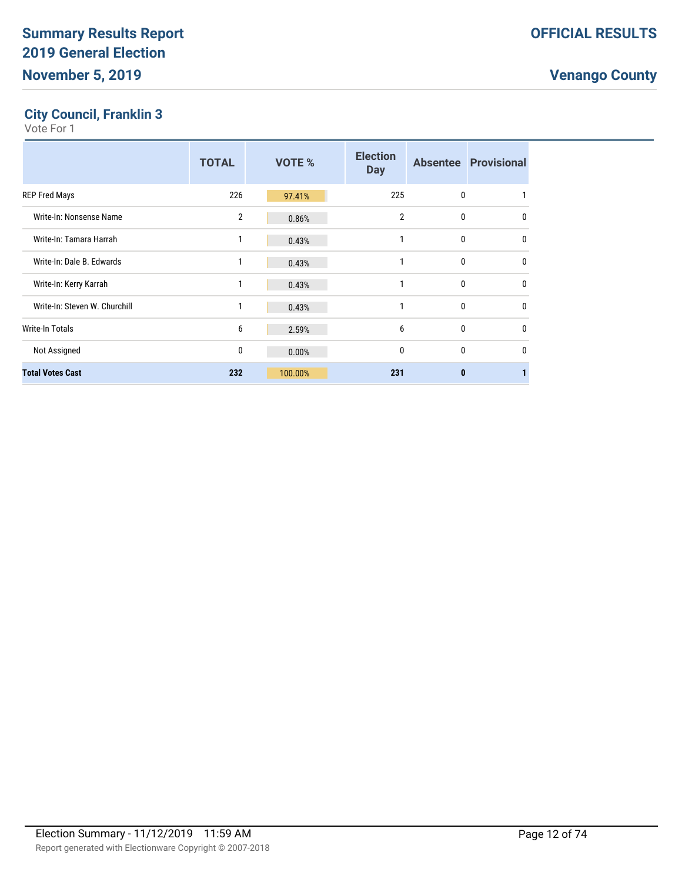# Summary Results Report
# 2019 General Election
# November 5, 2019

**OFFICIAL RESULTS**

**Venango County**

## City Council, Franklin 3

Vote For 1

| | TOTAL | VOTE % | Election Day | Absentee | Provisional |
|---|---|---|---|---|---|
| REP Fred Mays | 226 | 97.41% | 225 | 0 | 1 |
| Write-In: Nonsense Name | 2 | 0.86% | 2 | 0 | 0 |
| Write-In: Tamara Harrah | 1 | 0.43% | 1 | 0 | 0 |
| Write-In: Dale B. Edwards | 1 | 0.43% | 1 | 0 | 0 |
| Write-In: Kerry Karrah | 1 | 0.43% | 1 | 0 | 0 |
| Write-In: Steven W. Churchill | 1 | 0.43% | 1 | 0 | 0 |
| Write-In Totals | 6 | 2.59% | 6 | 0 | 0 |
| Not Assigned | 0 | 0.00% | 0 | 0 | 0 |
| **Total Votes Cast** | **232** | **100.00%** | **231** | **0** | **1** |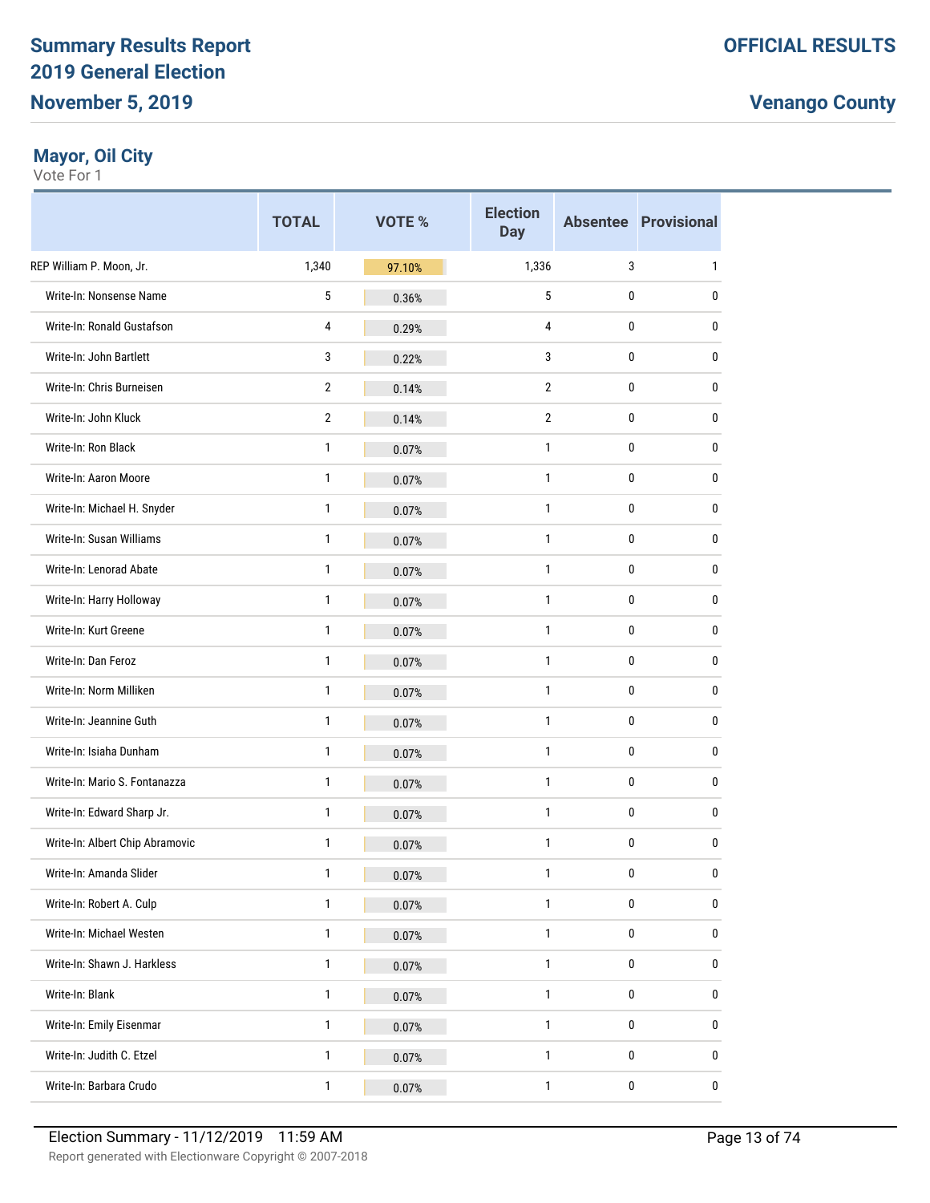# Summary Results Report
## 2019 General Election
## November 5, 2019

**OFFICIAL RESULTS**

**Venango County**

### Mayor, Oil City
Vote For 1

| | TOTAL | VOTE % | Election Day | Absentee | Provisional |
|---|---|---|---|---|---|
| REP William P. Moon, Jr. | 1,340 | 97.10% | 1,336 | 3 | 1 |
| Write-In: Nonsense Name | 5 | 0.36% | 5 | 0 | 0 |
| Write-In: Ronald Gustafson | 4 | 0.29% | 4 | 0 | 0 |
| Write-In: John Bartlett | 3 | 0.22% | 3 | 0 | 0 |
| Write-In: Chris Burneisen | 2 | 0.14% | 2 | 0 | 0 |
| Write-In: John Kluck | 2 | 0.14% | 2 | 0 | 0 |
| Write-In: Ron Black | 1 | 0.07% | 1 | 0 | 0 |
| Write-In: Aaron Moore | 1 | 0.07% | 1 | 0 | 0 |
| Write-In: Michael H. Snyder | 1 | 0.07% | 1 | 0 | 0 |
| Write-In: Susan Williams | 1 | 0.07% | 1 | 0 | 0 |
| Write-In: Lenorad Abate | 1 | 0.07% | 1 | 0 | 0 |
| Write-In: Harry Holloway | 1 | 0.07% | 1 | 0 | 0 |
| Write-In: Kurt Greene | 1 | 0.07% | 1 | 0 | 0 |
| Write-In: Dan Feroz | 1 | 0.07% | 1 | 0 | 0 |
| Write-In: Norm Milliken | 1 | 0.07% | 1 | 0 | 0 |
| Write-In: Jeannine Guth | 1 | 0.07% | 1 | 0 | 0 |
| Write-In: Isiaha Dunham | 1 | 0.07% | 1 | 0 | 0 |
| Write-In: Mario S. Fontanazza | 1 | 0.07% | 1 | 0 | 0 |
| Write-In: Edward Sharp Jr. | 1 | 0.07% | 1 | 0 | 0 |
| Write-In: Albert Chip Abramovic | 1 | 0.07% | 1 | 0 | 0 |
| Write-In: Amanda Slider | 1 | 0.07% | 1 | 0 | 0 |
| Write-In: Robert A. Culp | 1 | 0.07% | 1 | 0 | 0 |
| Write-In: Michael Westen | 1 | 0.07% | 1 | 0 | 0 |
| Write-In: Shawn J. Harkless | 1 | 0.07% | 1 | 0 | 0 |
| Write-In: Blank | 1 | 0.07% | 1 | 0 | 0 |
| Write-In: Emily Eisenmar | 1 | 0.07% | 1 | 0 | 0 |
| Write-In: Judith C. Etzel | 1 | 0.07% | 1 | 0 | 0 |
| Write-In: Barbara Crudo | 1 | 0.07% | 1 | 0 | 0 |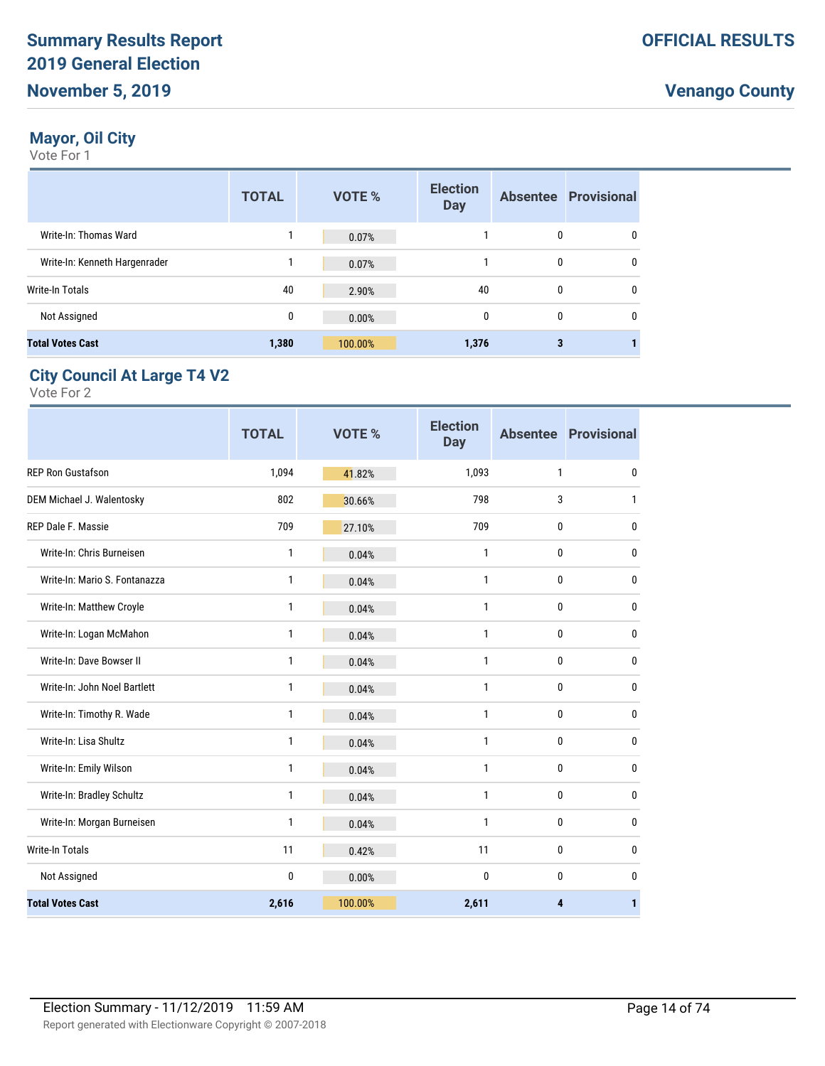## Mayor, Oil City

Vote For 1

| | TOTAL | VOTE % | Election Day | Absentee | Provisional |
|---|---|---|---|---|---|
| Write-In: Thomas Ward | 1 | 0.07% | 1 | 0 | 0 |
| Write-In: Kenneth Hargenrader | 1 | 0.07% | 1 | 0 | 0 |
| Write-In Totals | 40 | 2.90% | 40 | 0 | 0 |
| Not Assigned | 0 | 0.00% | 0 | 0 | 0 |
| **Total Votes Cast** | **1,380** | **100.00%** | **1,376** | **3** | **1** |

## City Council At Large T4 V2

Vote For 2

| | TOTAL | VOTE % | Election Day | Absentee | Provisional |
|---|---|---|---|---|---|
| REP Ron Gustafson | 1,094 | 41.82% | 1,093 | 1 | 0 |
| DEM Michael J. Walentosky | 802 | 30.66% | 798 | 3 | 1 |
| REP Dale F. Massie | 709 | 27.10% | 709 | 0 | 0 |
| Write-In: Chris Burneisen | 1 | 0.04% | 1 | 0 | 0 |
| Write-In: Mario S. Fontanazza | 1 | 0.04% | 1 | 0 | 0 |
| Write-In: Matthew Croyle | 1 | 0.04% | 1 | 0 | 0 |
| Write-In: Logan McMahon | 1 | 0.04% | 1 | 0 | 0 |
| Write-In: Dave Bowser II | 1 | 0.04% | 1 | 0 | 0 |
| Write-In: John Noel Bartlett | 1 | 0.04% | 1 | 0 | 0 |
| Write-In: Timothy R. Wade | 1 | 0.04% | 1 | 0 | 0 |
| Write-In: Lisa Shultz | 1 | 0.04% | 1 | 0 | 0 |
| Write-In: Emily Wilson | 1 | 0.04% | 1 | 0 | 0 |
| Write-In: Bradley Schultz | 1 | 0.04% | 1 | 0 | 0 |
| Write-In: Morgan Burneisen | 1 | 0.04% | 1 | 0 | 0 |
| Write-In Totals | 11 | 0.42% | 11 | 0 | 0 |
| Not Assigned | 0 | 0.00% | 0 | 0 | 0 |
| **Total Votes Cast** | **2,616** | **100.00%** | **2,611** | **4** | **1** |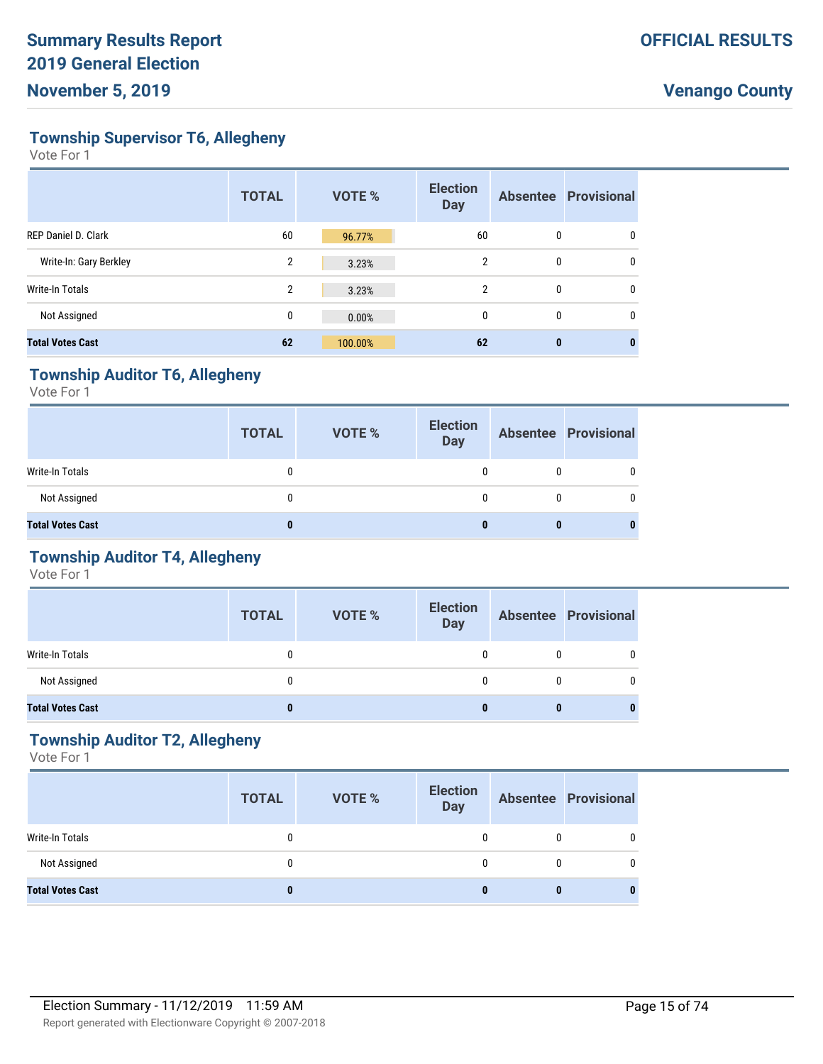## Township Supervisor T6, Allegheny

Vote For 1

| | TOTAL | VOTE % | Election Day | Absentee | Provisional |
|---|---|---|---|---|---|
| REP Daniel D. Clark | 60 | 96.77% | 60 | 0 | 0 |
| Write-In: Gary Berkley | 2 | 3.23% | 2 | 0 | 0 |
| Write-In Totals | 2 | 3.23% | 2 | 0 | 0 |
| Not Assigned | 0 | 0.00% | 0 | 0 | 0 |
| **Total Votes Cast** | **62** | **100.00%** | **62** | **0** | **0** |

## Township Auditor T6, Allegheny

Vote For 1

| | TOTAL | VOTE % | Election Day | Absentee | Provisional |
|---|---|---|---|---|---|
| Write-In Totals | 0 | | 0 | 0 | 0 |
| Not Assigned | 0 | | 0 | 0 | 0 |
| **Total Votes Cast** | **0** | | **0** | **0** | **0** |

## Township Auditor T4, Allegheny

Vote For 1

| | TOTAL | VOTE % | Election Day | Absentee | Provisional |
|---|---|---|---|---|---|
| Write-In Totals | 0 | | 0 | 0 | 0 |
| Not Assigned | 0 | | 0 | 0 | 0 |
| **Total Votes Cast** | **0** | | **0** | **0** | **0** |

## Township Auditor T2, Allegheny

Vote For 1

| | TOTAL | VOTE % | Election Day | Absentee | Provisional |
|---|---|---|---|---|---|
| Write-In Totals | 0 | | 0 | 0 | 0 |
| Not Assigned | 0 | | 0 | 0 | 0 |
| **Total Votes Cast** | **0** | | **0** | **0** | **0** |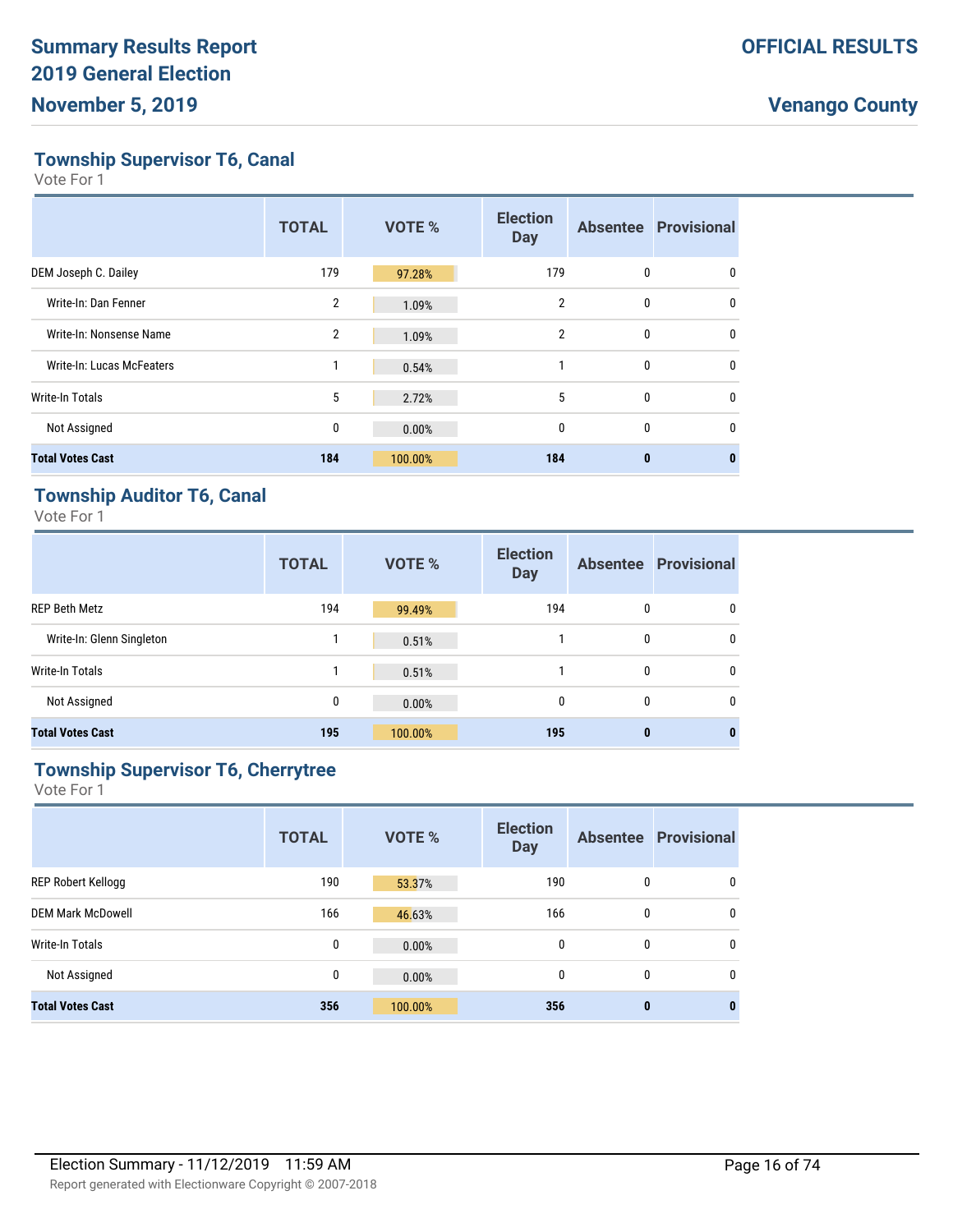## Township Supervisor T6, Canal

Vote For 1

| | TOTAL | VOTE % | Election Day | Absentee | Provisional |
|---|---|---|---|---|---|
| DEM Joseph C. Dailey | 179 | 97.28% | 179 | 0 | 0 |
| Write-In: Dan Fenner | 2 | 1.09% | 2 | 0 | 0 |
| Write-In: Nonsense Name | 2 | 1.09% | 2 | 0 | 0 |
| Write-In: Lucas McFeaters | 1 | 0.54% | 1 | 0 | 0 |
| Write-In Totals | 5 | 2.72% | 5 | 0 | 0 |
| Not Assigned | 0 | 0.00% | 0 | 0 | 0 |
| **Total Votes Cast** | **184** | **100.00%** | **184** | **0** | **0** |

## Township Auditor T6, Canal

Vote For 1

| | TOTAL | VOTE % | Election Day | Absentee | Provisional |
|---|---|---|---|---|---|
| REP Beth Metz | 194 | 99.49% | 194 | 0 | 0 |
| Write-In: Glenn Singleton | 1 | 0.51% | 1 | 0 | 0 |
| Write-In Totals | 1 | 0.51% | 1 | 0 | 0 |
| Not Assigned | 0 | 0.00% | 0 | 0 | 0 |
| **Total Votes Cast** | **195** | **100.00%** | **195** | **0** | **0** |

## Township Supervisor T6, Cherrytree

Vote For 1

| | TOTAL | VOTE % | Election Day | Absentee | Provisional |
|---|---|---|---|---|---|
| REP Robert Kellogg | 190 | 53.37% | 190 | 0 | 0 |
| DEM Mark McDowell | 166 | 46.63% | 166 | 0 | 0 |
| Write-In Totals | 0 | 0.00% | 0 | 0 | 0 |
| Not Assigned | 0 | 0.00% | 0 | 0 | 0 |
| **Total Votes Cast** | **356** | **100.00%** | **356** | **0** | **0** |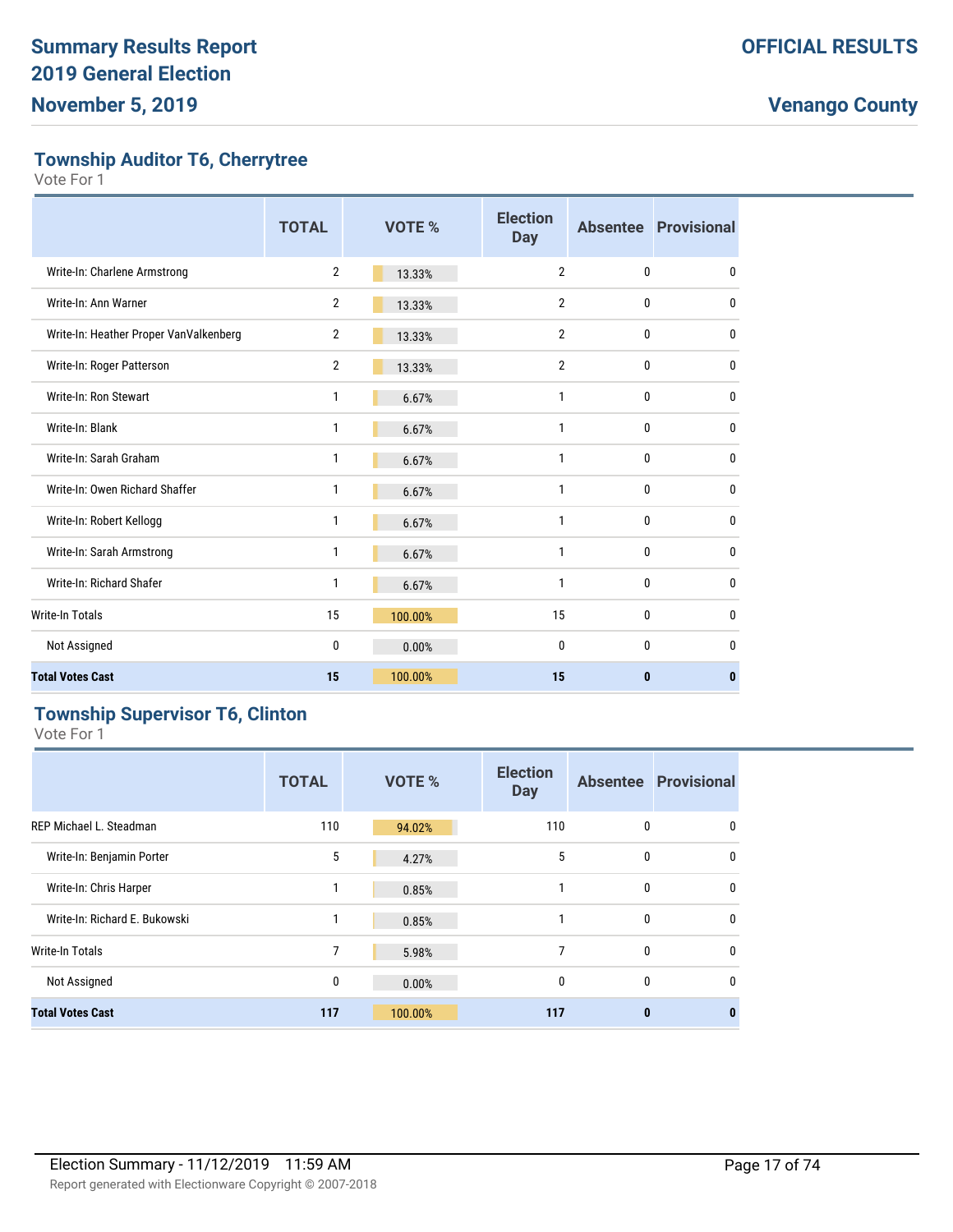## Township Auditor T6, Cherrytree

Vote For 1

| | TOTAL | VOTE % | Election Day | Absentee | Provisional |
|---|---|---|---|---|---|
| Write-In: Charlene Armstrong | 2 | 13.33% | 2 | 0 | 0 |
| Write-In: Ann Warner | 2 | 13.33% | 2 | 0 | 0 |
| Write-In: Heather Proper VanValkenberg | 2 | 13.33% | 2 | 0 | 0 |
| Write-In: Roger Patterson | 2 | 13.33% | 2 | 0 | 0 |
| Write-In: Ron Stewart | 1 | 6.67% | 1 | 0 | 0 |
| Write-In: Blank | 1 | 6.67% | 1 | 0 | 0 |
| Write-In: Sarah Graham | 1 | 6.67% | 1 | 0 | 0 |
| Write-In: Owen Richard Shaffer | 1 | 6.67% | 1 | 0 | 0 |
| Write-In: Robert Kellogg | 1 | 6.67% | 1 | 0 | 0 |
| Write-In: Sarah Armstrong | 1 | 6.67% | 1 | 0 | 0 |
| Write-In: Richard Shafer | 1 | 6.67% | 1 | 0 | 0 |
| Write-In Totals | 15 | 100.00% | 15 | 0 | 0 |
| Not Assigned | 0 | 0.00% | 0 | 0 | 0 |
| **Total Votes Cast** | **15** | **100.00%** | **15** | **0** | **0** |

## Township Supervisor T6, Clinton

Vote For 1

| | TOTAL | VOTE % | Election Day | Absentee | Provisional |
|---|---|---|---|---|---|
| REP Michael L. Steadman | 110 | 94.02% | 110 | 0 | 0 |
| Write-In: Benjamin Porter | 5 | 4.27% | 5 | 0 | 0 |
| Write-In: Chris Harper | 1 | 0.85% | 1 | 0 | 0 |
| Write-In: Richard E. Bukowski | 1 | 0.85% | 1 | 0 | 0 |
| Write-In Totals | 7 | 5.98% | 7 | 0 | 0 |
| Not Assigned | 0 | 0.00% | 0 | 0 | 0 |
| **Total Votes Cast** | **117** | **100.00%** | **117** | **0** | **0** |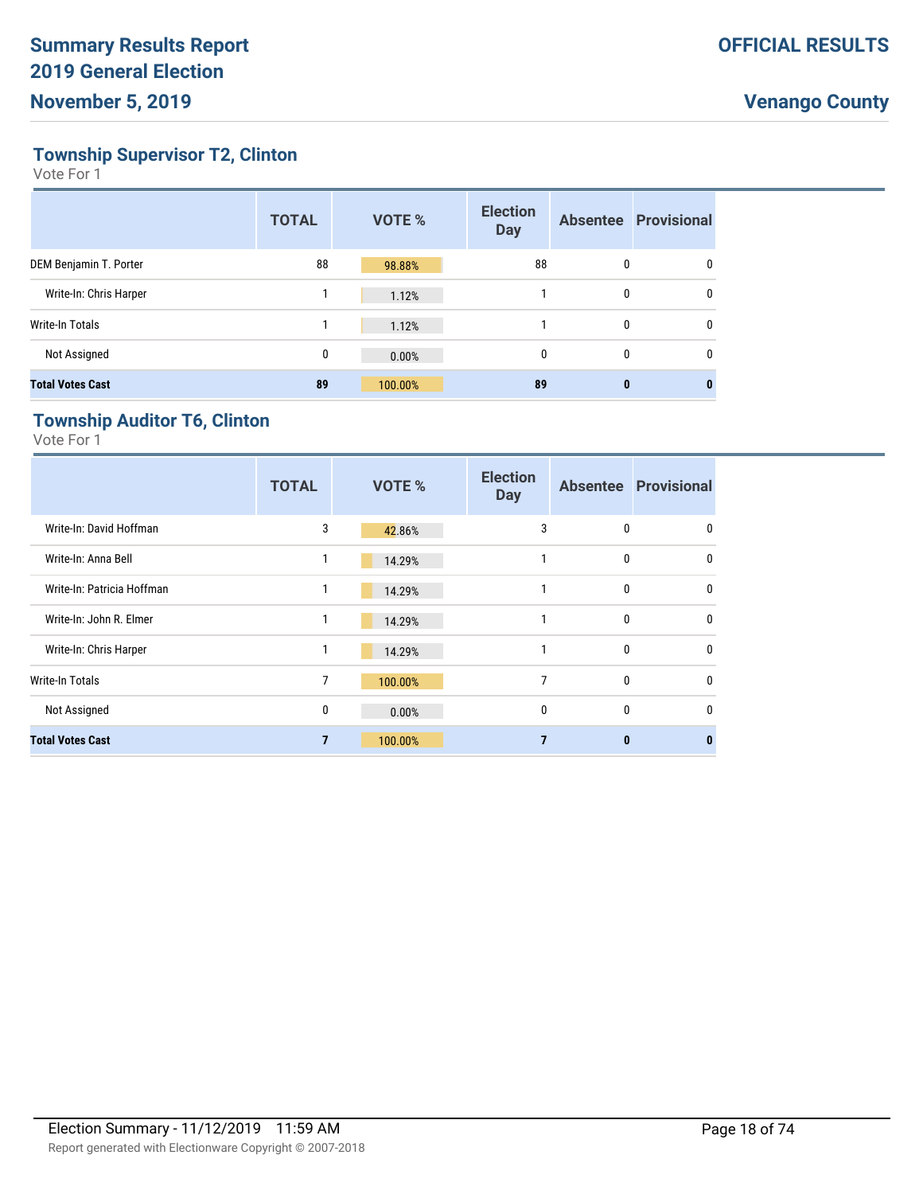## Township Supervisor T2, Clinton

Vote For 1

| | TOTAL | VOTE % | Election Day | Absentee | Provisional |
|---|---|---|---|---|---|
| DEM Benjamin T. Porter | 88 | 98.88% | 88 | 0 | 0 |
| Write-In: Chris Harper | 1 | 1.12% | 1 | 0 | 0 |
| Write-In Totals | 1 | 1.12% | 1 | 0 | 0 |
| Not Assigned | 0 | 0.00% | 0 | 0 | 0 |
| **Total Votes Cast** | **89** | **100.00%** | **89** | **0** | **0** |

## Township Auditor T6, Clinton

Vote For 1

| | TOTAL | VOTE % | Election Day | Absentee | Provisional |
|---|---|---|---|---|---|
| Write-In: David Hoffman | 3 | 42.86% | 3 | 0 | 0 |
| Write-In: Anna Bell | 1 | 14.29% | 1 | 0 | 0 |
| Write-In: Patricia Hoffman | 1 | 14.29% | 1 | 0 | 0 |
| Write-In: John R. Elmer | 1 | 14.29% | 1 | 0 | 0 |
| Write-In: Chris Harper | 1 | 14.29% | 1 | 0 | 0 |
| Write-In Totals | 7 | 100.00% | 7 | 0 | 0 |
| Not Assigned | 0 | 0.00% | 0 | 0 | 0 |
| **Total Votes Cast** | **7** | **100.00%** | **7** | **0** | **0** |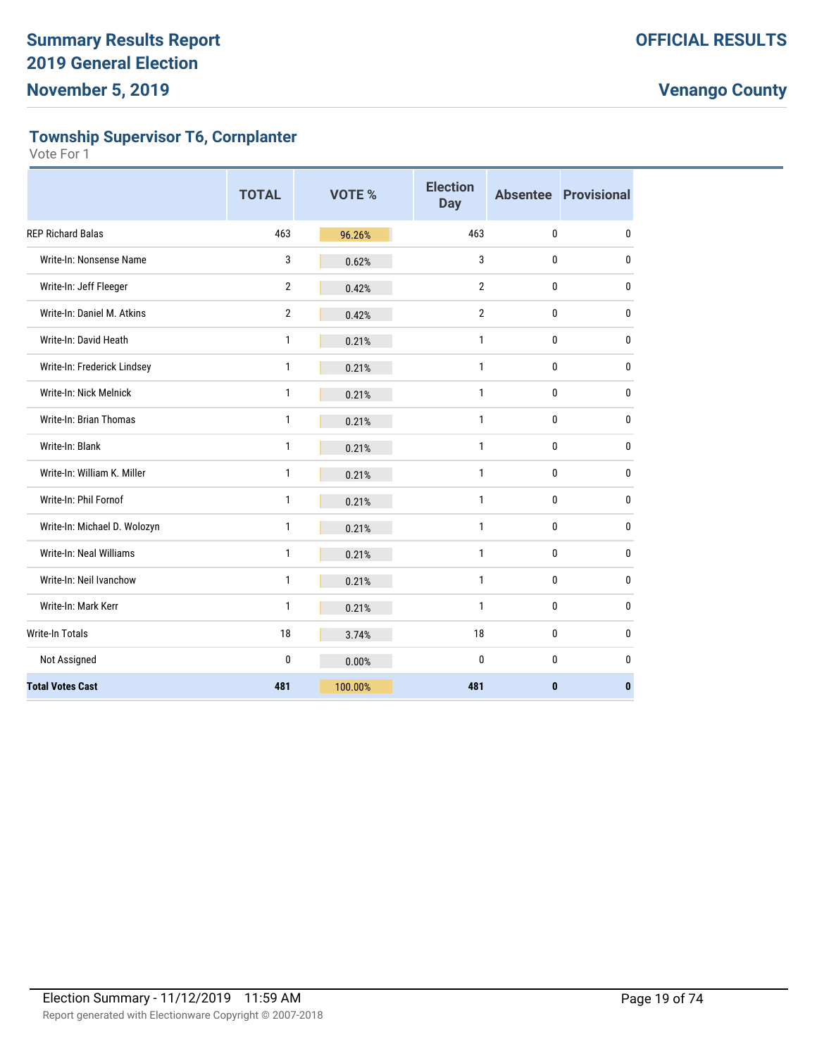## Township Supervisor T6, Cornplanter

Vote For 1

| | TOTAL | VOTE % | Election Day | Absentee | Provisional |
|---|---|---|---|---|---|
| REP Richard Balas | 463 | 96.26% | 463 | 0 | 0 |
| Write-In: Nonsense Name | 3 | 0.62% | 3 | 0 | 0 |
| Write-In: Jeff Fleeger | 2 | 0.42% | 2 | 0 | 0 |
| Write-In: Daniel M. Atkins | 2 | 0.42% | 2 | 0 | 0 |
| Write-In: David Heath | 1 | 0.21% | 1 | 0 | 0 |
| Write-In: Frederick Lindsey | 1 | 0.21% | 1 | 0 | 0 |
| Write-In: Nick Melnick | 1 | 0.21% | 1 | 0 | 0 |
| Write-In: Brian Thomas | 1 | 0.21% | 1 | 0 | 0 |
| Write-In: Blank | 1 | 0.21% | 1 | 0 | 0 |
| Write-In: William K. Miller | 1 | 0.21% | 1 | 0 | 0 |
| Write-In: Phil Fornof | 1 | 0.21% | 1 | 0 | 0 |
| Write-In: Michael D. Wolozyn | 1 | 0.21% | 1 | 0 | 0 |
| Write-In: Neal Williams | 1 | 0.21% | 1 | 0 | 0 |
| Write-In: Neil Ivanchow | 1 | 0.21% | 1 | 0 | 0 |
| Write-In: Mark Kerr | 1 | 0.21% | 1 | 0 | 0 |
| Write-In Totals | 18 | 3.74% | 18 | 0 | 0 |
| Not Assigned | 0 | 0.00% | 0 | 0 | 0 |
| **Total Votes Cast** | **481** | **100.00%** | **481** | **0** | **0** |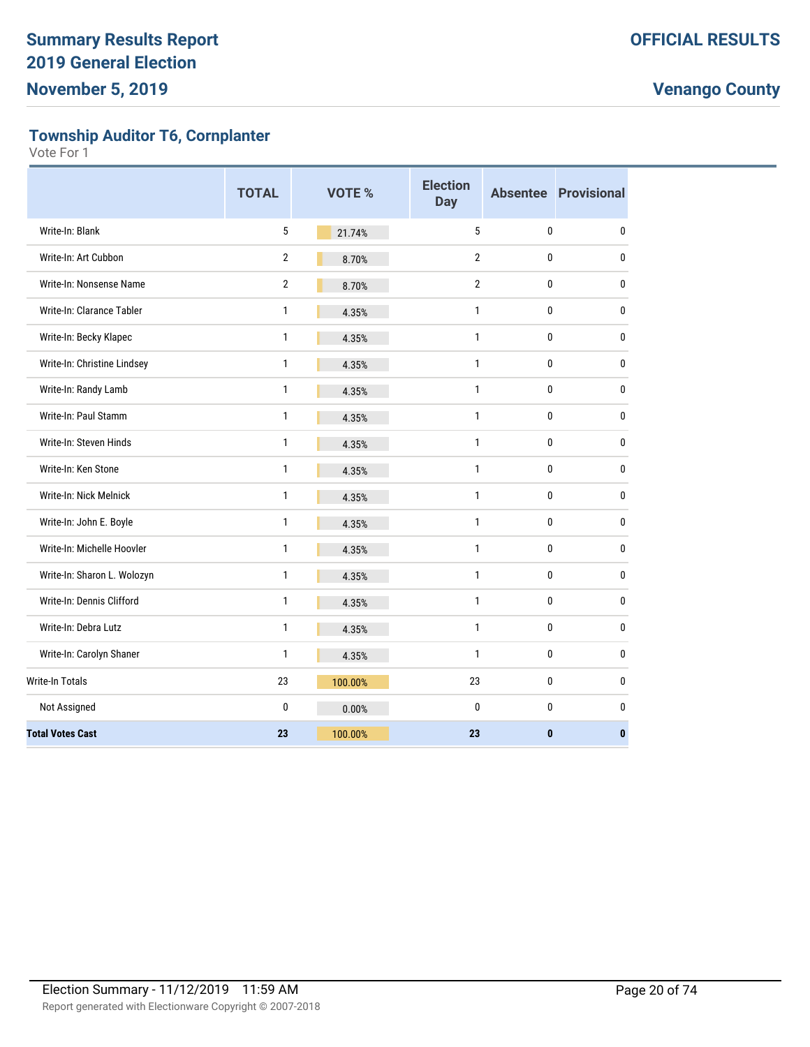# Summary Results Report
# 2019 General Election
# November 5, 2019

**OFFICIAL RESULTS**

**Venango County**

## Township Auditor T6, Cornplanter

Vote For 1

| | TOTAL | VOTE % | Election Day | Absentee | Provisional |
|---|---|---|---|---|---|
| Write-In: Blank | 5 | 21.74% | 5 | 0 | 0 |
| Write-In: Art Cubbon | 2 | 8.70% | 2 | 0 | 0 |
| Write-In: Nonsense Name | 2 | 8.70% | 2 | 0 | 0 |
| Write-In: Clarance Tabler | 1 | 4.35% | 1 | 0 | 0 |
| Write-In: Becky Klapec | 1 | 4.35% | 1 | 0 | 0 |
| Write-In: Christine Lindsey | 1 | 4.35% | 1 | 0 | 0 |
| Write-In: Randy Lamb | 1 | 4.35% | 1 | 0 | 0 |
| Write-In: Paul Stamm | 1 | 4.35% | 1 | 0 | 0 |
| Write-In: Steven Hinds | 1 | 4.35% | 1 | 0 | 0 |
| Write-In: Ken Stone | 1 | 4.35% | 1 | 0 | 0 |
| Write-In: Nick Melnick | 1 | 4.35% | 1 | 0 | 0 |
| Write-In: John E. Boyle | 1 | 4.35% | 1 | 0 | 0 |
| Write-In: Michelle Hoovler | 1 | 4.35% | 1 | 0 | 0 |
| Write-In: Sharon L. Wolozyn | 1 | 4.35% | 1 | 0 | 0 |
| Write-In: Dennis Clifford | 1 | 4.35% | 1 | 0 | 0 |
| Write-In: Debra Lutz | 1 | 4.35% | 1 | 0 | 0 |
| Write-In: Carolyn Shaner | 1 | 4.35% | 1 | 0 | 0 |
| Write-In Totals | 23 | 100.00% | 23 | 0 | 0 |
| Not Assigned | 0 | 0.00% | 0 | 0 | 0 |
| **Total Votes Cast** | **23** | **100.00%** | **23** | **0** | **0** |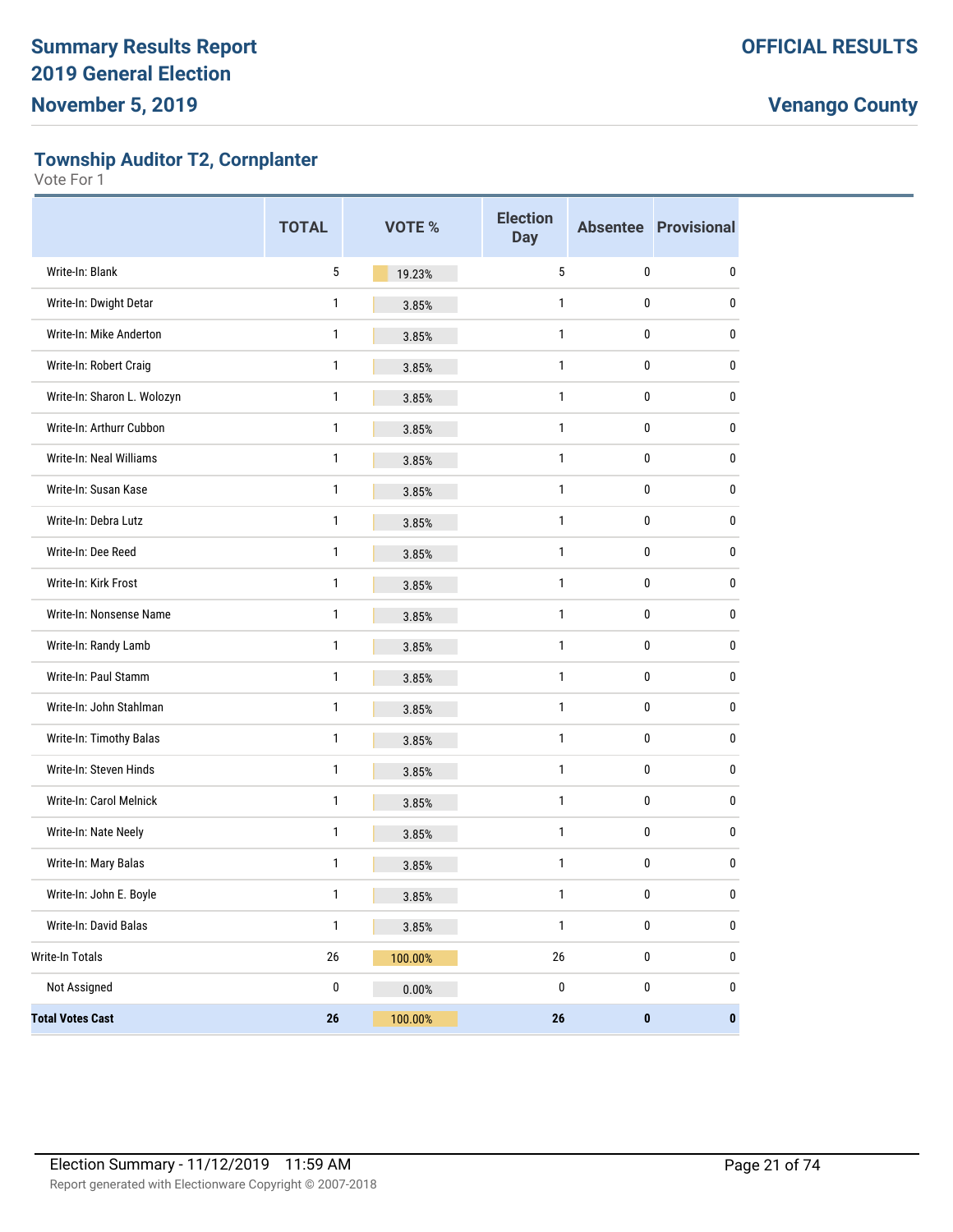# Summary Results Report
# 2019 General Election
# November 5, 2019

**OFFICIAL RESULTS**

**Venango County**

## Township Auditor T2, Cornplanter

Vote For 1

| | TOTAL | VOTE % | Election Day | Absentee | Provisional |
|---|---|---|---|---|---|
| Write-In: Blank | 5 | 19.23% | 5 | 0 | 0 |
| Write-In: Dwight Detar | 1 | 3.85% | 1 | 0 | 0 |
| Write-In: Mike Anderton | 1 | 3.85% | 1 | 0 | 0 |
| Write-In: Robert Craig | 1 | 3.85% | 1 | 0 | 0 |
| Write-In: Sharon L. Wolozyn | 1 | 3.85% | 1 | 0 | 0 |
| Write-In: Arthurr Cubbon | 1 | 3.85% | 1 | 0 | 0 |
| Write-In: Neal Williams | 1 | 3.85% | 1 | 0 | 0 |
| Write-In: Susan Kase | 1 | 3.85% | 1 | 0 | 0 |
| Write-In: Debra Lutz | 1 | 3.85% | 1 | 0 | 0 |
| Write-In: Dee Reed | 1 | 3.85% | 1 | 0 | 0 |
| Write-In: Kirk Frost | 1 | 3.85% | 1 | 0 | 0 |
| Write-In: Nonsense Name | 1 | 3.85% | 1 | 0 | 0 |
| Write-In: Randy Lamb | 1 | 3.85% | 1 | 0 | 0 |
| Write-In: Paul Stamm | 1 | 3.85% | 1 | 0 | 0 |
| Write-In: John Stahlman | 1 | 3.85% | 1 | 0 | 0 |
| Write-In: Timothy Balas | 1 | 3.85% | 1 | 0 | 0 |
| Write-In: Steven Hinds | 1 | 3.85% | 1 | 0 | 0 |
| Write-In: Carol Melnick | 1 | 3.85% | 1 | 0 | 0 |
| Write-In: Nate Neely | 1 | 3.85% | 1 | 0 | 0 |
| Write-In: Mary Balas | 1 | 3.85% | 1 | 0 | 0 |
| Write-In: John E. Boyle | 1 | 3.85% | 1 | 0 | 0 |
| Write-In: David Balas | 1 | 3.85% | 1 | 0 | 0 |
| Write-In Totals | 26 | 100.00% | 26 | 0 | 0 |
| Not Assigned | 0 | 0.00% | 0 | 0 | 0 |
| **Total Votes Cast** | **26** | **100.00%** | **26** | **0** | **0** |

Election Summary - 11/12/2019 11:59 AM

Report generated with Electionware Copyright © 2007-2018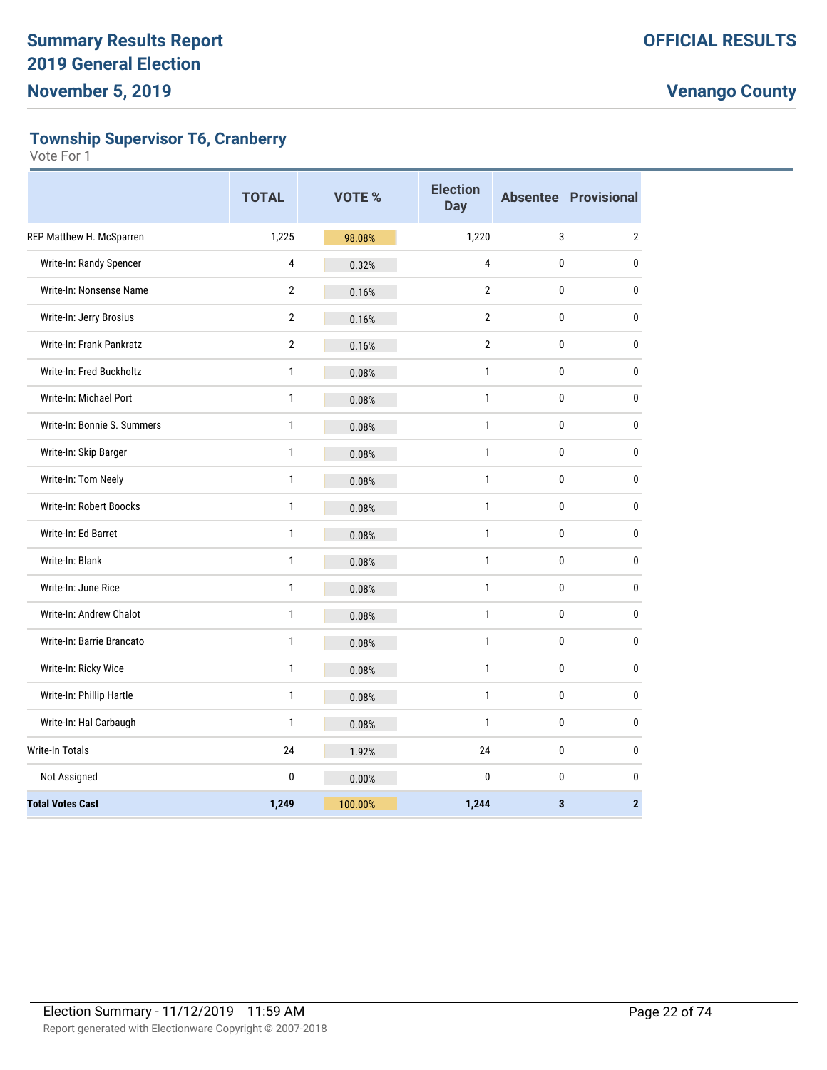# Summary Results Report
# 2019 General Election
# November 5, 2019

**OFFICIAL RESULTS**

**Venango County**

## Township Supervisor T6, Cranberry

Vote For 1

| | TOTAL | VOTE % | Election Day | Absentee | Provisional |
|---|---|---|---|---|---|
| REP Matthew H. McSparren | 1,225 | 98.08% | 1,220 | 3 | 2 |
| Write-In: Randy Spencer | 4 | 0.32% | 4 | 0 | 0 |
| Write-In: Nonsense Name | 2 | 0.16% | 2 | 0 | 0 |
| Write-In: Jerry Brosius | 2 | 0.16% | 2 | 0 | 0 |
| Write-In: Frank Pankratz | 2 | 0.16% | 2 | 0 | 0 |
| Write-In: Fred Buckholtz | 1 | 0.08% | 1 | 0 | 0 |
| Write-In: Michael Port | 1 | 0.08% | 1 | 0 | 0 |
| Write-In: Bonnie S. Summers | 1 | 0.08% | 1 | 0 | 0 |
| Write-In: Skip Barger | 1 | 0.08% | 1 | 0 | 0 |
| Write-In: Tom Neely | 1 | 0.08% | 1 | 0 | 0 |
| Write-In: Robert Boocks | 1 | 0.08% | 1 | 0 | 0 |
| Write-In: Ed Barret | 1 | 0.08% | 1 | 0 | 0 |
| Write-In: Blank | 1 | 0.08% | 1 | 0 | 0 |
| Write-In: June Rice | 1 | 0.08% | 1 | 0 | 0 |
| Write-In: Andrew Chalot | 1 | 0.08% | 1 | 0 | 0 |
| Write-In: Barrie Brancato | 1 | 0.08% | 1 | 0 | 0 |
| Write-In: Ricky Wice | 1 | 0.08% | 1 | 0 | 0 |
| Write-In: Phillip Hartle | 1 | 0.08% | 1 | 0 | 0 |
| Write-In: Hal Carbaugh | 1 | 0.08% | 1 | 0 | 0 |
| Write-In Totals | 24 | 1.92% | 24 | 0 | 0 |
| Not Assigned | 0 | 0.00% | 0 | 0 | 0 |
| **Total Votes Cast** | **1,249** | **100.00%** | **1,244** | **3** | **2** |

Election Summary - 11/12/2019 11:59 AM

Report generated with Electionware Copyright © 2007-2018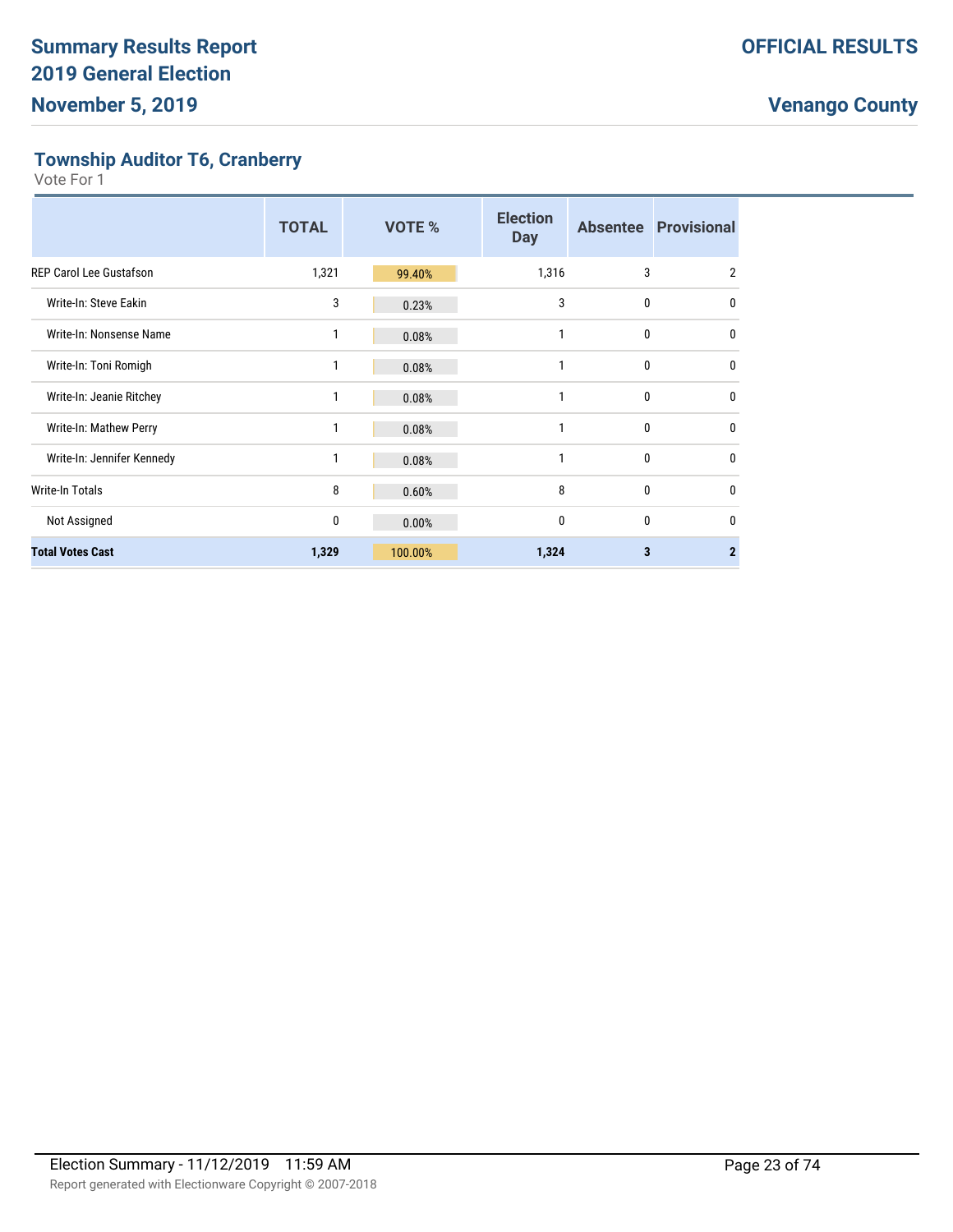# Summary Results Report
# 2019 General Election
# November 5, 2019

**OFFICIAL RESULTS**

**Venango County**

## Township Auditor T6, Cranberry

Vote For 1

| | TOTAL | VOTE % | Election Day | Absentee | Provisional |
|---|---|---|---|---|---|
| REP Carol Lee Gustafson | 1,321 | 99.40% | 1,316 | 3 | 2 |
| Write-In: Steve Eakin | 3 | 0.23% | 3 | 0 | 0 |
| Write-In: Nonsense Name | 1 | 0.08% | 1 | 0 | 0 |
| Write-In: Toni Romigh | 1 | 0.08% | 1 | 0 | 0 |
| Write-In: Jeanie Ritchey | 1 | 0.08% | 1 | 0 | 0 |
| Write-In: Mathew Perry | 1 | 0.08% | 1 | 0 | 0 |
| Write-In: Jennifer Kennedy | 1 | 0.08% | 1 | 0 | 0 |
| Write-In Totals | 8 | 0.60% | 8 | 0 | 0 |
| Not Assigned | 0 | 0.00% | 0 | 0 | 0 |
| **Total Votes Cast** | **1,329** | **100.00%** | **1,324** | **3** | **2** |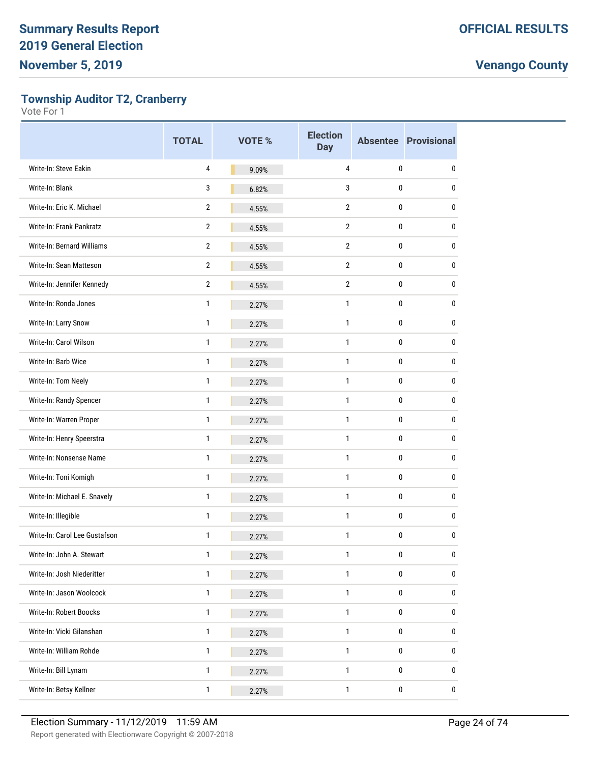## Township Auditor T2, Cranberry

Vote For 1

| | TOTAL | VOTE % | Election Day | Absentee | Provisional |
|---|---|---|---|---|---|
| Write-In: Steve Eakin | 4 | 9.09% | 4 | 0 | 0 |
| Write-In: Blank | 3 | 6.82% | 3 | 0 | 0 |
| Write-In: Eric K. Michael | 2 | 4.55% | 2 | 0 | 0 |
| Write-In: Frank Pankratz | 2 | 4.55% | 2 | 0 | 0 |
| Write-In: Bernard Williams | 2 | 4.55% | 2 | 0 | 0 |
| Write-In: Sean Matteson | 2 | 4.55% | 2 | 0 | 0 |
| Write-In: Jennifer Kennedy | 2 | 4.55% | 2 | 0 | 0 |
| Write-In: Ronda Jones | 1 | 2.27% | 1 | 0 | 0 |
| Write-In: Larry Snow | 1 | 2.27% | 1 | 0 | 0 |
| Write-In: Carol Wilson | 1 | 2.27% | 1 | 0 | 0 |
| Write-In: Barb Wice | 1 | 2.27% | 1 | 0 | 0 |
| Write-In: Tom Neely | 1 | 2.27% | 1 | 0 | 0 |
| Write-In: Randy Spencer | 1 | 2.27% | 1 | 0 | 0 |
| Write-In: Warren Proper | 1 | 2.27% | 1 | 0 | 0 |
| Write-In: Henry Speerstra | 1 | 2.27% | 1 | 0 | 0 |
| Write-In: Nonsense Name | 1 | 2.27% | 1 | 0 | 0 |
| Write-In: Toni Komigh | 1 | 2.27% | 1 | 0 | 0 |
| Write-In: Michael E. Snavely | 1 | 2.27% | 1 | 0 | 0 |
| Write-In: Illegible | 1 | 2.27% | 1 | 0 | 0 |
| Write-In: Carol Lee Gustafson | 1 | 2.27% | 1 | 0 | 0 |
| Write-In: John A. Stewart | 1 | 2.27% | 1 | 0 | 0 |
| Write-In: Josh Niederitter | 1 | 2.27% | 1 | 0 | 0 |
| Write-In: Jason Woolcock | 1 | 2.27% | 1 | 0 | 0 |
| Write-In: Robert Boocks | 1 | 2.27% | 1 | 0 | 0 |
| Write-In: Vicki Gilanshan | 1 | 2.27% | 1 | 0 | 0 |
| Write-In: William Rohde | 1 | 2.27% | 1 | 0 | 0 |
| Write-In: Bill Lynam | 1 | 2.27% | 1 | 0 | 0 |
| Write-In: Betsy Kellner | 1 | 2.27% | 1 | 0 | 0 |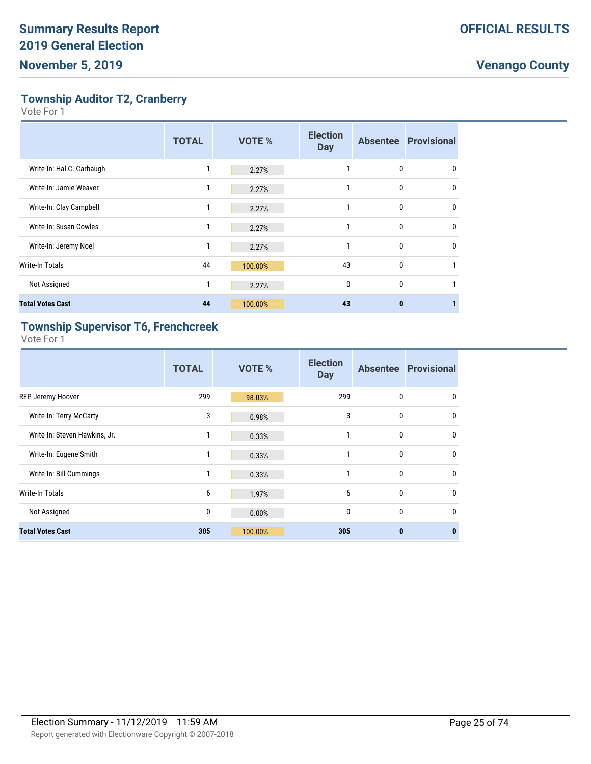## Township Auditor T2, Cranberry

Vote For 1

| | TOTAL | VOTE % | Election Day | Absentee | Provisional |
|---|---|---|---|---|---|
| Write-In: Hal C. Carbaugh | 1 | 2.27% | 1 | 0 | 0 |
| Write-In: Jamie Weaver | 1 | 2.27% | 1 | 0 | 0 |
| Write-In: Clay Campbell | 1 | 2.27% | 1 | 0 | 0 |
| Write-In: Susan Cowles | 1 | 2.27% | 1 | 0 | 0 |
| Write-In: Jeremy Noel | 1 | 2.27% | 1 | 0 | 0 |
| Write-In Totals | 44 | 100.00% | 43 | 0 | 1 |
| Not Assigned | 1 | 2.27% | 0 | 0 | 1 |
| **Total Votes Cast** | **44** | **100.00%** | **43** | **0** | **1** |

## Township Supervisor T6, Frenchcreek

Vote For 1

| | TOTAL | VOTE % | Election Day | Absentee | Provisional |
|---|---|---|---|---|---|
| REP Jeremy Hoover | 299 | 98.03% | 299 | 0 | 0 |
| Write-In: Terry McCarty | 3 | 0.98% | 3 | 0 | 0 |
| Write-In: Steven Hawkins, Jr. | 1 | 0.33% | 1 | 0 | 0 |
| Write-In: Eugene Smith | 1 | 0.33% | 1 | 0 | 0 |
| Write-In: Bill Cummings | 1 | 0.33% | 1 | 0 | 0 |
| Write-In Totals | 6 | 1.97% | 6 | 0 | 0 |
| Not Assigned | 0 | 0.00% | 0 | 0 | 0 |
| **Total Votes Cast** | **305** | **100.00%** | **305** | **0** | **0** |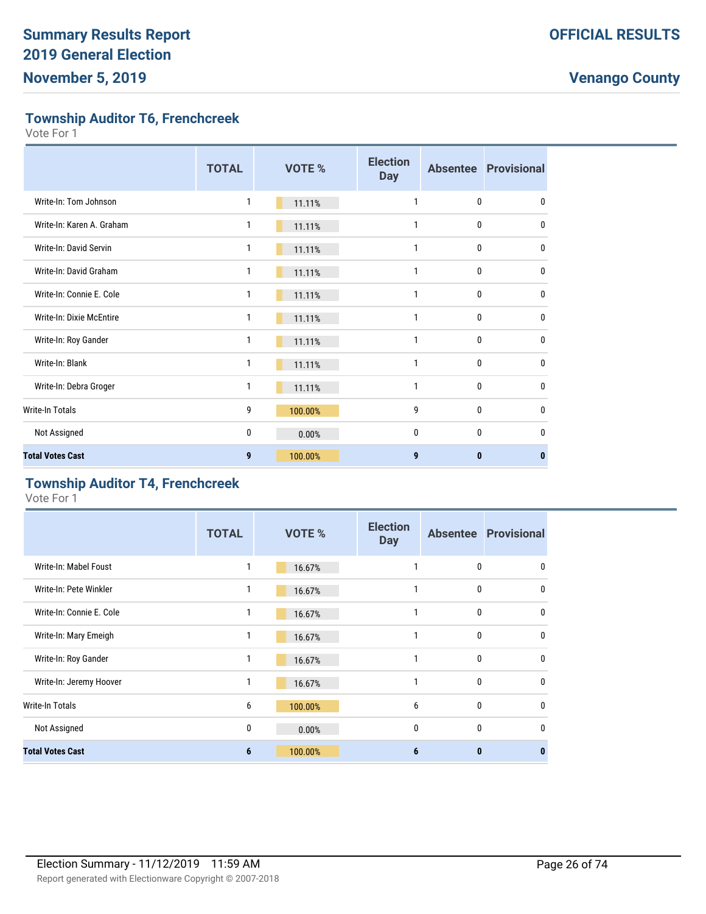## Township Auditor T6, Frenchcreek

Vote For 1

| | TOTAL | VOTE % | Election Day | Absentee | Provisional |
|---|---|---|---|---|---|
| Write-In: Tom Johnson | 1 | 11.11% | 1 | 0 | 0 |
| Write-In: Karen A. Graham | 1 | 11.11% | 1 | 0 | 0 |
| Write-In: David Servin | 1 | 11.11% | 1 | 0 | 0 |
| Write-In: David Graham | 1 | 11.11% | 1 | 0 | 0 |
| Write-In: Connie E. Cole | 1 | 11.11% | 1 | 0 | 0 |
| Write-In: Dixie McEntire | 1 | 11.11% | 1 | 0 | 0 |
| Write-In: Roy Gander | 1 | 11.11% | 1 | 0 | 0 |
| Write-In: Blank | 1 | 11.11% | 1 | 0 | 0 |
| Write-In: Debra Groger | 1 | 11.11% | 1 | 0 | 0 |
| Write-In Totals | 9 | 100.00% | 9 | 0 | 0 |
| Not Assigned | 0 | 0.00% | 0 | 0 | 0 |
| **Total Votes Cast** | **9** | **100.00%** | **9** | **0** | **0** |

## Township Auditor T4, Frenchcreek

Vote For 1

| | TOTAL | VOTE % | Election Day | Absentee | Provisional |
|---|---|---|---|---|---|
| Write-In: Mabel Foust | 1 | 16.67% | 1 | 0 | 0 |
| Write-In: Pete Winkler | 1 | 16.67% | 1 | 0 | 0 |
| Write-In: Connie E. Cole | 1 | 16.67% | 1 | 0 | 0 |
| Write-In: Mary Emeigh | 1 | 16.67% | 1 | 0 | 0 |
| Write-In: Roy Gander | 1 | 16.67% | 1 | 0 | 0 |
| Write-In: Jeremy Hoover | 1 | 16.67% | 1 | 0 | 0 |
| Write-In Totals | 6 | 100.00% | 6 | 0 | 0 |
| Not Assigned | 0 | 0.00% | 0 | 0 | 0 |
| **Total Votes Cast** | **6** | **100.00%** | **6** | **0** | **0** |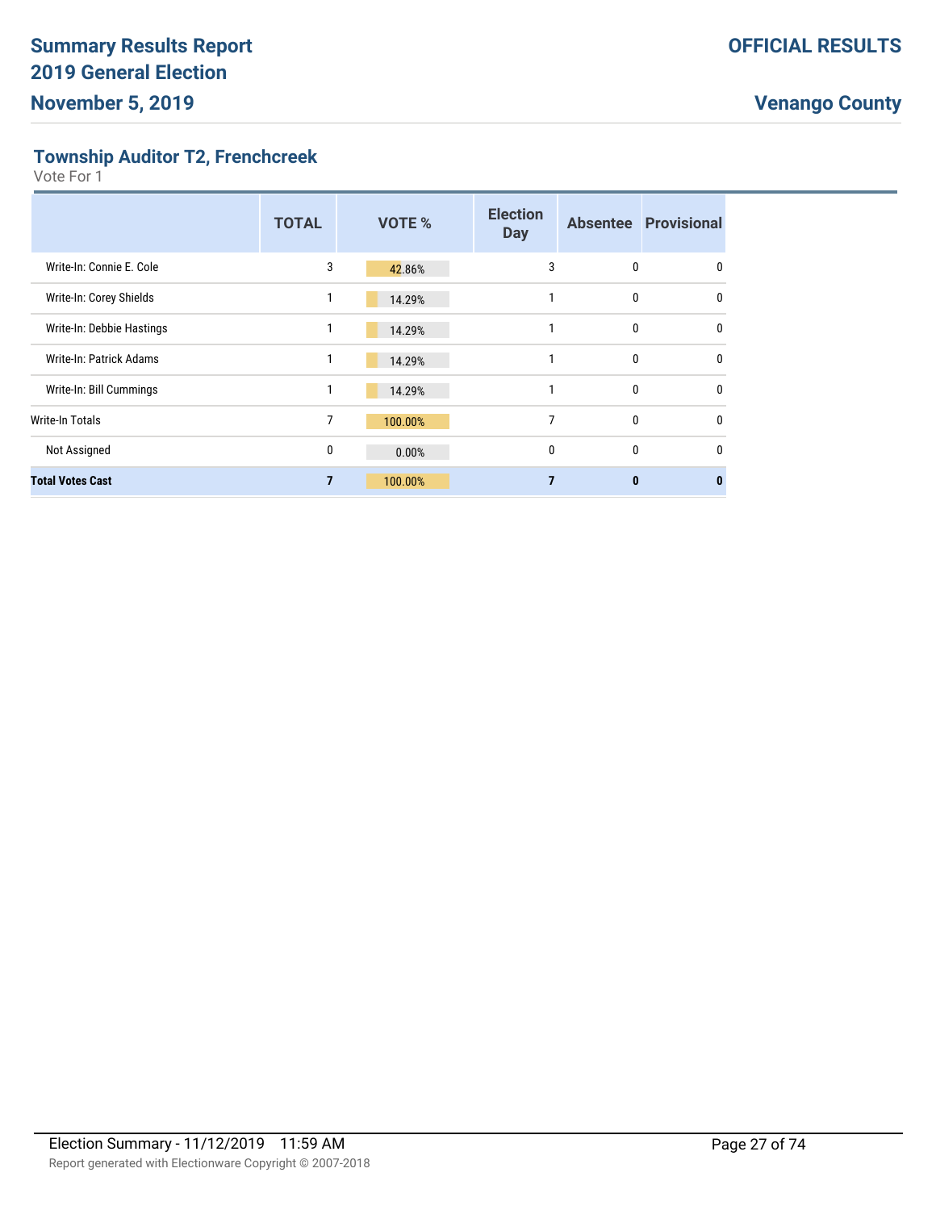## Township Auditor T2, Frenchcreek

Vote For 1

| | TOTAL | VOTE % | Election Day | Absentee | Provisional |
|---|---|---|---|---|---|
| Write-In: Connie E. Cole | 3 | 42.86% | 3 | 0 | 0 |
| Write-In: Corey Shields | 1 | 14.29% | 1 | 0 | 0 |
| Write-In: Debbie Hastings | 1 | 14.29% | 1 | 0 | 0 |
| Write-In: Patrick Adams | 1 | 14.29% | 1 | 0 | 0 |
| Write-In: Bill Cummings | 1 | 14.29% | 1 | 0 | 0 |
| Write-In Totals | 7 | 100.00% | 7 | 0 | 0 |
| Not Assigned | 0 | 0.00% | 0 | 0 | 0 |
| **Total Votes Cast** | **7** | **100.00%** | **7** | **0** | **0** |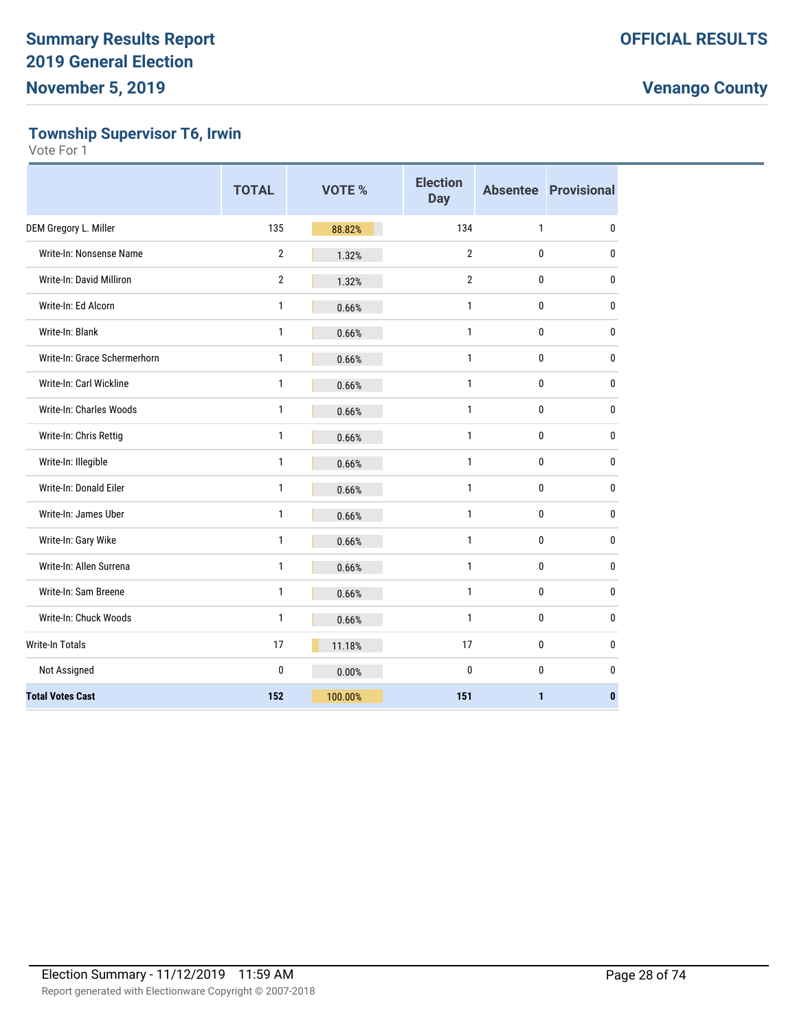# Summary Results Report
## 2019 General Election
## November 5, 2019

**OFFICIAL RESULTS**

**Venango County**

### Township Supervisor T6, Irwin

Vote For 1

| | TOTAL | VOTE % | Election Day | Absentee | Provisional |
|---|---|---|---|---|---|
| DEM Gregory L. Miller | 135 | 88.82% | 134 | 1 | 0 |
| Write-In: Nonsense Name | 2 | 1.32% | 2 | 0 | 0 |
| Write-In: David Milliron | 2 | 1.32% | 2 | 0 | 0 |
| Write-In: Ed Alcorn | 1 | 0.66% | 1 | 0 | 0 |
| Write-In: Blank | 1 | 0.66% | 1 | 0 | 0 |
| Write-In: Grace Schermerhorn | 1 | 0.66% | 1 | 0 | 0 |
| Write-In: Carl Wickline | 1 | 0.66% | 1 | 0 | 0 |
| Write-In: Charles Woods | 1 | 0.66% | 1 | 0 | 0 |
| Write-In: Chris Rettig | 1 | 0.66% | 1 | 0 | 0 |
| Write-In: Illegible | 1 | 0.66% | 1 | 0 | 0 |
| Write-In: Donald Eiler | 1 | 0.66% | 1 | 0 | 0 |
| Write-In: James Uber | 1 | 0.66% | 1 | 0 | 0 |
| Write-In: Gary Wike | 1 | 0.66% | 1 | 0 | 0 |
| Write-In: Allen Surrena | 1 | 0.66% | 1 | 0 | 0 |
| Write-In: Sam Breene | 1 | 0.66% | 1 | 0 | 0 |
| Write-In: Chuck Woods | 1 | 0.66% | 1 | 0 | 0 |
| Write-In Totals | 17 | 11.18% | 17 | 0 | 0 |
| Not Assigned | 0 | 0.00% | 0 | 0 | 0 |
| **Total Votes Cast** | **152** | **100.00%** | **151** | **1** | **0** |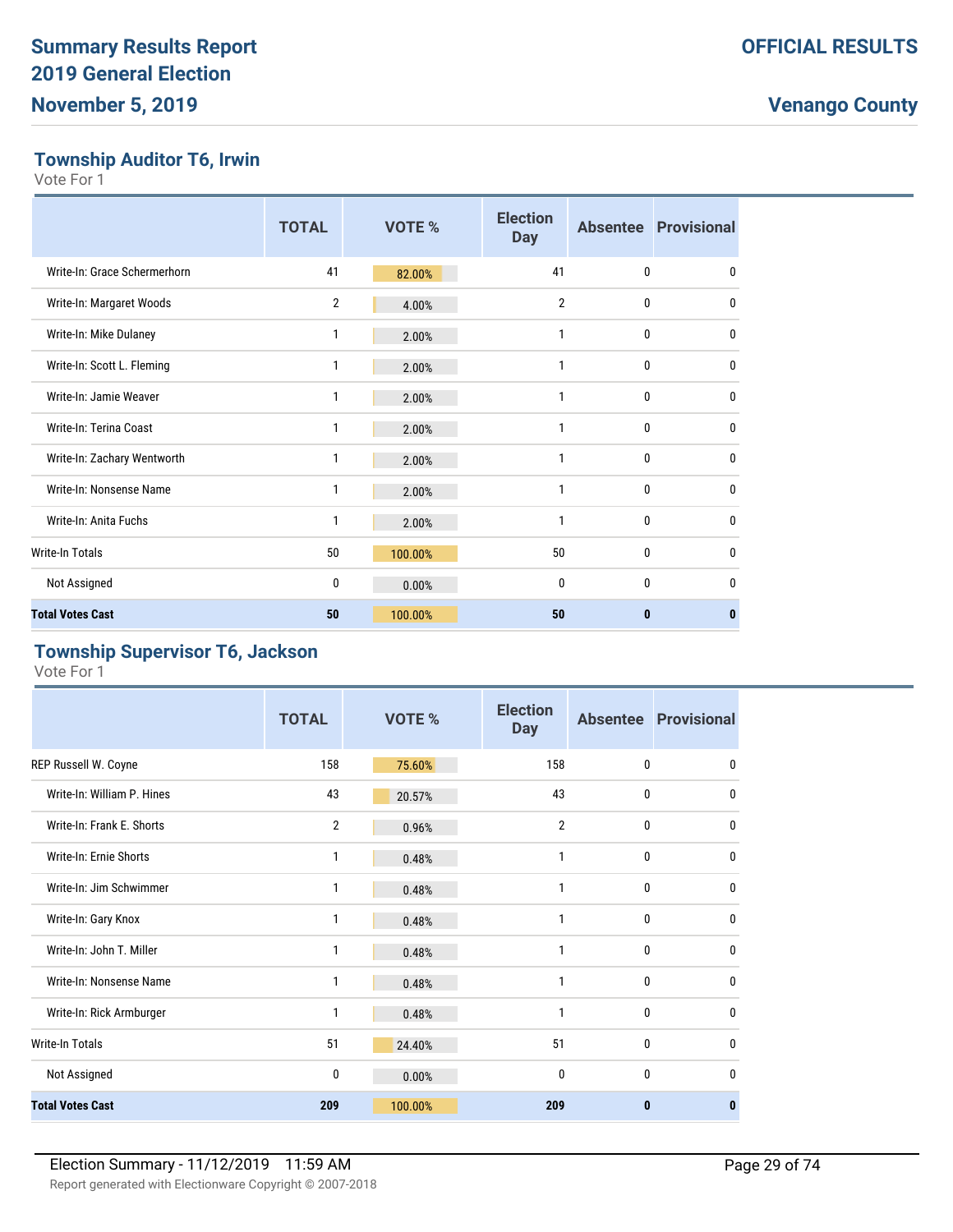## Township Auditor T6, Irwin

Vote For 1

| | TOTAL | VOTE % | Election Day | Absentee | Provisional |
|---|---|---|---|---|---|
| Write-In: Grace Schermerhorn | 41 | 82.00% | 41 | 0 | 0 |
| Write-In: Margaret Woods | 2 | 4.00% | 2 | 0 | 0 |
| Write-In: Mike Dulaney | 1 | 2.00% | 1 | 0 | 0 |
| Write-In: Scott L. Fleming | 1 | 2.00% | 1 | 0 | 0 |
| Write-In: Jamie Weaver | 1 | 2.00% | 1 | 0 | 0 |
| Write-In: Terina Coast | 1 | 2.00% | 1 | 0 | 0 |
| Write-In: Zachary Wentworth | 1 | 2.00% | 1 | 0 | 0 |
| Write-In: Nonsense Name | 1 | 2.00% | 1 | 0 | 0 |
| Write-In: Anita Fuchs | 1 | 2.00% | 1 | 0 | 0 |
| Write-In Totals | 50 | 100.00% | 50 | 0 | 0 |
| Not Assigned | 0 | 0.00% | 0 | 0 | 0 |
| **Total Votes Cast** | **50** | **100.00%** | **50** | **0** | **0** |

## Township Supervisor T6, Jackson

Vote For 1

| | TOTAL | VOTE % | Election Day | Absentee | Provisional |
|---|---|---|---|---|---|
| REP Russell W. Coyne | 158 | 75.60% | 158 | 0 | 0 |
| Write-In: William P. Hines | 43 | 20.57% | 43 | 0 | 0 |
| Write-In: Frank E. Shorts | 2 | 0.96% | 2 | 0 | 0 |
| Write-In: Ernie Shorts | 1 | 0.48% | 1 | 0 | 0 |
| Write-In: Jim Schwimmer | 1 | 0.48% | 1 | 0 | 0 |
| Write-In: Gary Knox | 1 | 0.48% | 1 | 0 | 0 |
| Write-In: John T. Miller | 1 | 0.48% | 1 | 0 | 0 |
| Write-In: Nonsense Name | 1 | 0.48% | 1 | 0 | 0 |
| Write-In: Rick Armburger | 1 | 0.48% | 1 | 0 | 0 |
| Write-In Totals | 51 | 24.40% | 51 | 0 | 0 |
| Not Assigned | 0 | 0.00% | 0 | 0 | 0 |
| **Total Votes Cast** | **209** | **100.00%** | **209** | **0** | **0** |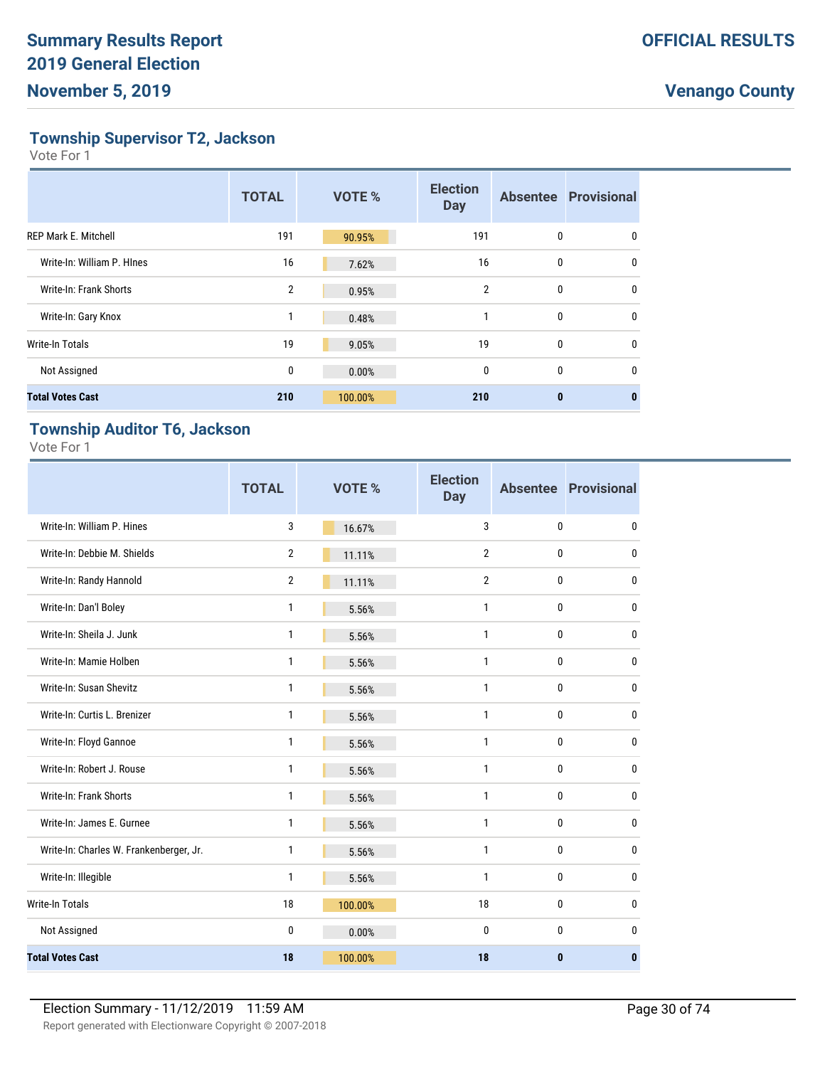## Township Supervisor T2, Jackson

Vote For 1

| | TOTAL | VOTE % | Election Day | Absentee | Provisional |
|---|---|---|---|---|---|
| REP Mark E. Mitchell | 191 | 90.95% | 191 | 0 | 0 |
| Write-In: William P. HInes | 16 | 7.62% | 16 | 0 | 0 |
| Write-In: Frank Shorts | 2 | 0.95% | 2 | 0 | 0 |
| Write-In: Gary Knox | 1 | 0.48% | 1 | 0 | 0 |
| Write-In Totals | 19 | 9.05% | 19 | 0 | 0 |
| Not Assigned | 0 | 0.00% | 0 | 0 | 0 |
| **Total Votes Cast** | **210** | **100.00%** | **210** | **0** | **0** |

## Township Auditor T6, Jackson

Vote For 1

| | TOTAL | VOTE % | Election Day | Absentee | Provisional |
|---|---|---|---|---|---|
| Write-In: William P. Hines | 3 | 16.67% | 3 | 0 | 0 |
| Write-In: Debbie M. Shields | 2 | 11.11% | 2 | 0 | 0 |
| Write-In: Randy Hannold | 2 | 11.11% | 2 | 0 | 0 |
| Write-In: Dan'l Boley | 1 | 5.56% | 1 | 0 | 0 |
| Write-In: Sheila J. Junk | 1 | 5.56% | 1 | 0 | 0 |
| Write-In: Mamie Holben | 1 | 5.56% | 1 | 0 | 0 |
| Write-In: Susan Shevitz | 1 | 5.56% | 1 | 0 | 0 |
| Write-In: Curtis L. Brenizer | 1 | 5.56% | 1 | 0 | 0 |
| Write-In: Floyd Gannoe | 1 | 5.56% | 1 | 0 | 0 |
| Write-In: Robert J. Rouse | 1 | 5.56% | 1 | 0 | 0 |
| Write-In: Frank Shorts | 1 | 5.56% | 1 | 0 | 0 |
| Write-In: James E. Gurnee | 1 | 5.56% | 1 | 0 | 0 |
| Write-In: Charles W. Frankenberger, Jr. | 1 | 5.56% | 1 | 0 | 0 |
| Write-In: Illegible | 1 | 5.56% | 1 | 0 | 0 |
| Write-In Totals | 18 | 100.00% | 18 | 0 | 0 |
| Not Assigned | 0 | 0.00% | 0 | 0 | 0 |
| **Total Votes Cast** | **18** | **100.00%** | **18** | **0** | **0** |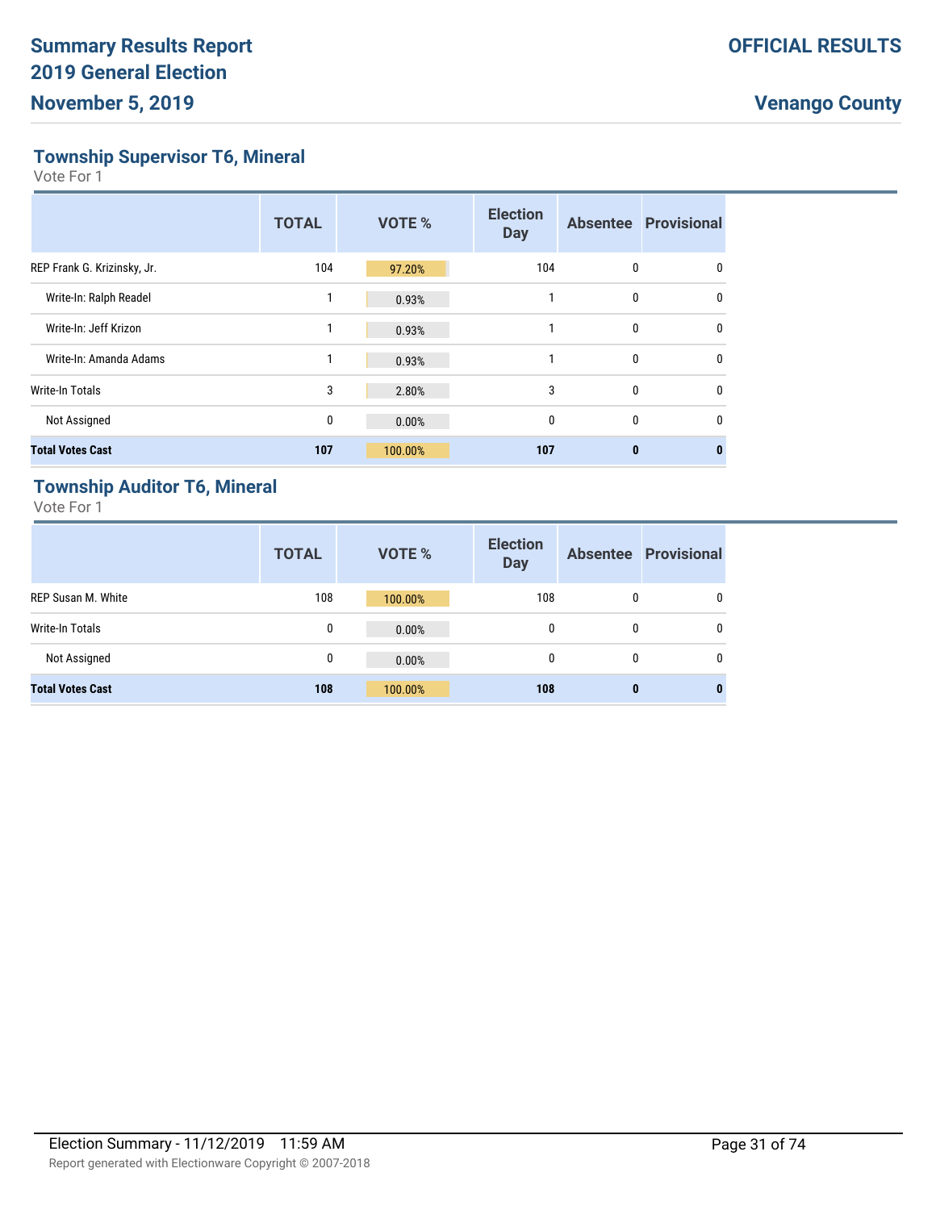## Township Supervisor T6, Mineral

Vote For 1

| | TOTAL | VOTE % | Election Day | Absentee | Provisional |
|---|---|---|---|---|---|
| REP Frank G. Krizinsky, Jr. | 104 | 97.20% | 104 | 0 | 0 |
| Write-In: Ralph Readel | 1 | 0.93% | 1 | 0 | 0 |
| Write-In: Jeff Krizon | 1 | 0.93% | 1 | 0 | 0 |
| Write-In: Amanda Adams | 1 | 0.93% | 1 | 0 | 0 |
| Write-In Totals | 3 | 2.80% | 3 | 0 | 0 |
| Not Assigned | 0 | 0.00% | 0 | 0 | 0 |
| **Total Votes Cast** | **107** | **100.00%** | **107** | **0** | **0** |

## Township Auditor T6, Mineral

Vote For 1

| | TOTAL | VOTE % | Election Day | Absentee | Provisional |
|---|---|---|---|---|---|
| REP Susan M. White | 108 | 100.00% | 108 | 0 | 0 |
| Write-In Totals | 0 | 0.00% | 0 | 0 | 0 |
| Not Assigned | 0 | 0.00% | 0 | 0 | 0 |
| **Total Votes Cast** | **108** | **100.00%** | **108** | **0** | **0** |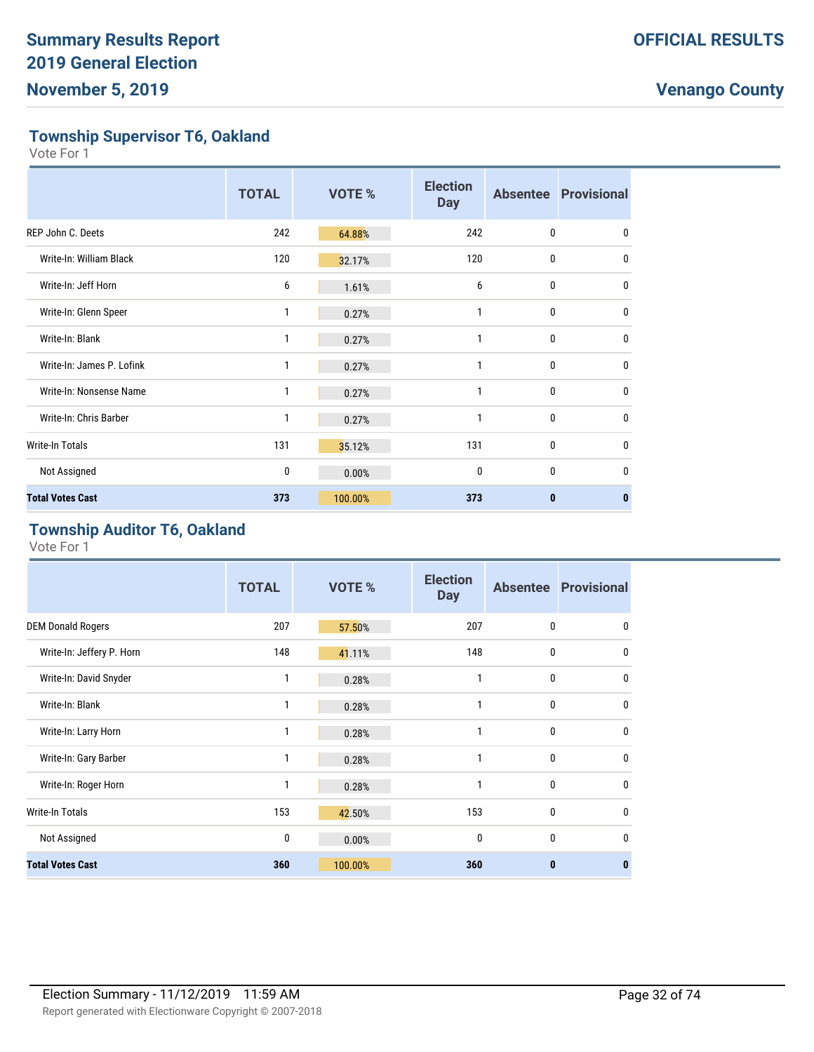# Summary Results Report
# 2019 General Election
# November 5, 2019

**OFFICIAL RESULTS**

**Venango County**

## Township Supervisor T6, Oakland

Vote For 1

| | TOTAL | VOTE % | Election Day | Absentee | Provisional |
|---|---|---|---|---|---|
| REP John C. Deets | 242 | 64.88% | 242 | 0 | 0 |
| Write-In: William Black | 120 | 32.17% | 120 | 0 | 0 |
| Write-In: Jeff Horn | 6 | 1.61% | 6 | 0 | 0 |
| Write-In: Glenn Speer | 1 | 0.27% | 1 | 0 | 0 |
| Write-In: Blank | 1 | 0.27% | 1 | 0 | 0 |
| Write-In: James P. Lofink | 1 | 0.27% | 1 | 0 | 0 |
| Write-In: Nonsense Name | 1 | 0.27% | 1 | 0 | 0 |
| Write-In: Chris Barber | 1 | 0.27% | 1 | 0 | 0 |
| Write-In Totals | 131 | 35.12% | 131 | 0 | 0 |
| Not Assigned | 0 | 0.00% | 0 | 0 | 0 |
| **Total Votes Cast** | **373** | **100.00%** | **373** | **0** | **0** |

## Township Auditor T6, Oakland

Vote For 1

| | TOTAL | VOTE % | Election Day | Absentee | Provisional |
|---|---|---|---|---|---|
| DEM Donald Rogers | 207 | 57.50% | 207 | 0 | 0 |
| Write-In: Jeffery P. Horn | 148 | 41.11% | 148 | 0 | 0 |
| Write-In: David Snyder | 1 | 0.28% | 1 | 0 | 0 |
| Write-In: Blank | 1 | 0.28% | 1 | 0 | 0 |
| Write-In: Larry Horn | 1 | 0.28% | 1 | 0 | 0 |
| Write-In: Gary Barber | 1 | 0.28% | 1 | 0 | 0 |
| Write-In: Roger Horn | 1 | 0.28% | 1 | 0 | 0 |
| Write-In Totals | 153 | 42.50% | 153 | 0 | 0 |
| Not Assigned | 0 | 0.00% | 0 | 0 | 0 |
| **Total Votes Cast** | **360** | **100.00%** | **360** | **0** | **0** |

Election Summary - 11/12/2019 11:59 AM

Report generated with Electionware Copyright © 2007-2018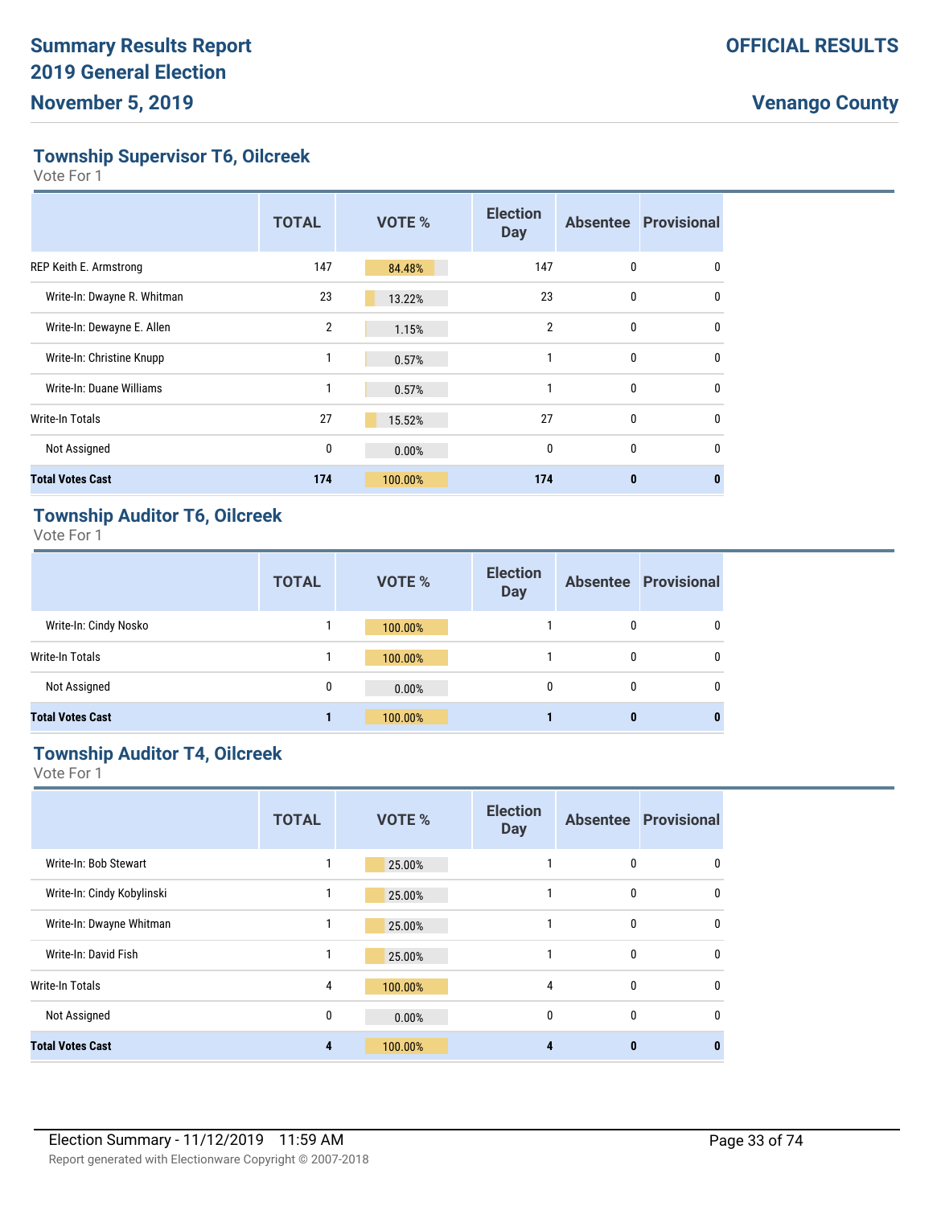## Township Supervisor T6, Oilcreek

Vote For 1

| | TOTAL | VOTE % | Election Day | Absentee | Provisional |
|---|---|---|---|---|---|
| REP Keith E. Armstrong | 147 | 84.48% | 147 | 0 | 0 |
| Write-In: Dwayne R. Whitman | 23 | 13.22% | 23 | 0 | 0 |
| Write-In: Dewayne E. Allen | 2 | 1.15% | 2 | 0 | 0 |
| Write-In: Christine Knupp | 1 | 0.57% | 1 | 0 | 0 |
| Write-In: Duane Williams | 1 | 0.57% | 1 | 0 | 0 |
| Write-In Totals | 27 | 15.52% | 27 | 0 | 0 |
| Not Assigned | 0 | 0.00% | 0 | 0 | 0 |
| **Total Votes Cast** | **174** | **100.00%** | **174** | **0** | **0** |

## Township Auditor T6, Oilcreek

Vote For 1

| | TOTAL | VOTE % | Election Day | Absentee | Provisional |
|---|---|---|---|---|---|
| Write-In: Cindy Nosko | 1 | 100.00% | 1 | 0 | 0 |
| Write-In Totals | 1 | 100.00% | 1 | 0 | 0 |
| Not Assigned | 0 | 0.00% | 0 | 0 | 0 |
| **Total Votes Cast** | **1** | **100.00%** | **1** | **0** | **0** |

## Township Auditor T4, Oilcreek

Vote For 1

| | TOTAL | VOTE % | Election Day | Absentee | Provisional |
|---|---|---|---|---|---|
| Write-In: Bob Stewart | 1 | 25.00% | 1 | 0 | 0 |
| Write-In: Cindy Kobylinski | 1 | 25.00% | 1 | 0 | 0 |
| Write-In: Dwayne Whitman | 1 | 25.00% | 1 | 0 | 0 |
| Write-In: David Fish | 1 | 25.00% | 1 | 0 | 0 |
| Write-In Totals | 4 | 100.00% | 4 | 0 | 0 |
| Not Assigned | 0 | 0.00% | 0 | 0 | 0 |
| **Total Votes Cast** | **4** | **100.00%** | **4** | **0** | **0** |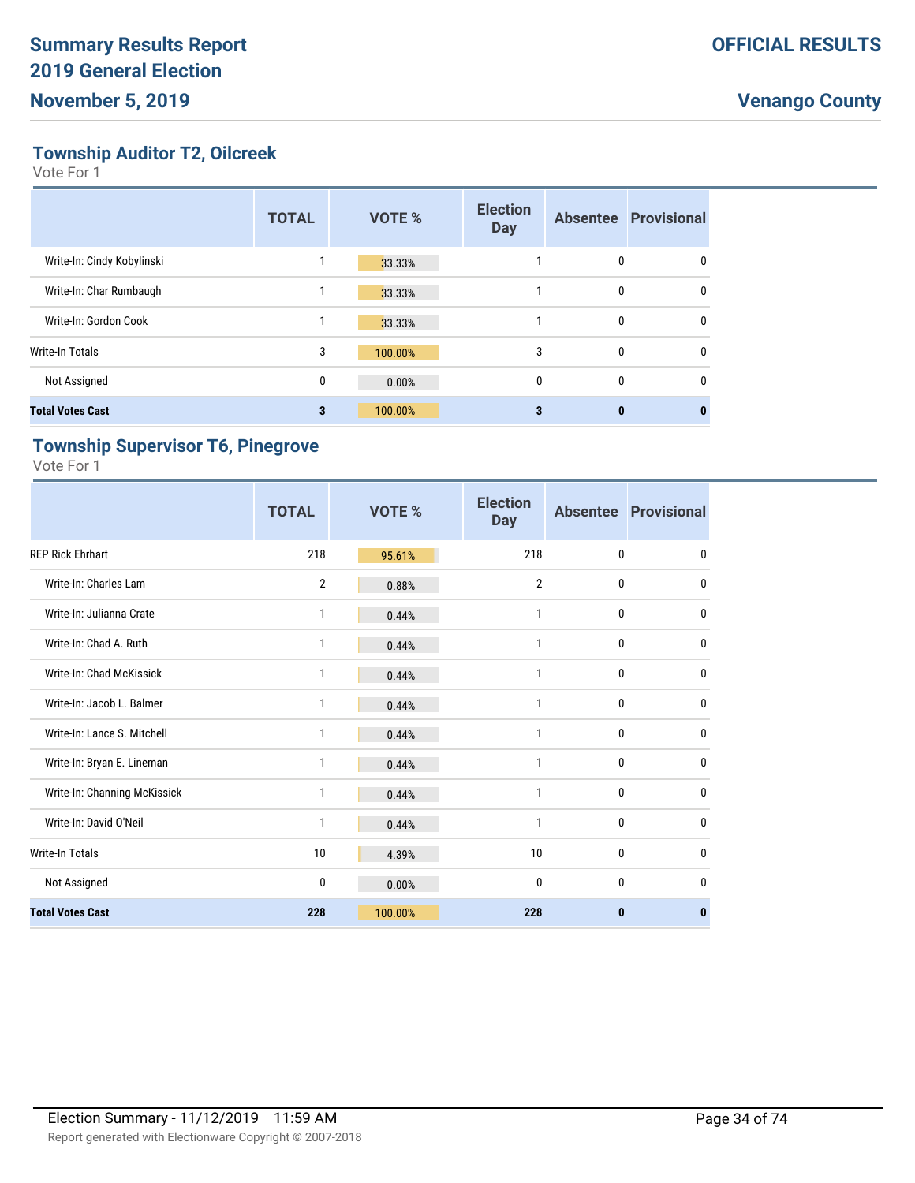# Summary Results Report
# 2019 General Election
# November 5, 2019

**OFFICIAL RESULTS**

**Venango County**

## Township Auditor T2, Oilcreek

Vote For 1

| | TOTAL | VOTE % | Election Day | Absentee | Provisional |
|---|---|---|---|---|---|
| Write-In: Cindy Kobylinski | 1 | 33.33% | 1 | 0 | 0 |
| Write-In: Char Rumbaugh | 1 | 33.33% | 1 | 0 | 0 |
| Write-In: Gordon Cook | 1 | 33.33% | 1 | 0 | 0 |
| Write-In Totals | 3 | 100.00% | 3 | 0 | 0 |
| Not Assigned | 0 | 0.00% | 0 | 0 | 0 |
| **Total Votes Cast** | **3** | **100.00%** | **3** | **0** | **0** |

## Township Supervisor T6, Pinegrove

Vote For 1

| | TOTAL | VOTE % | Election Day | Absentee | Provisional |
|---|---|---|---|---|---|
| REP Rick Ehrhart | 218 | 95.61% | 218 | 0 | 0 |
| Write-In: Charles Lam | 2 | 0.88% | 2 | 0 | 0 |
| Write-In: Julianna Crate | 1 | 0.44% | 1 | 0 | 0 |
| Write-In: Chad A. Ruth | 1 | 0.44% | 1 | 0 | 0 |
| Write-In: Chad McKissick | 1 | 0.44% | 1 | 0 | 0 |
| Write-In: Jacob L. Balmer | 1 | 0.44% | 1 | 0 | 0 |
| Write-In: Lance S. Mitchell | 1 | 0.44% | 1 | 0 | 0 |
| Write-In: Bryan E. Lineman | 1 | 0.44% | 1 | 0 | 0 |
| Write-In: Channing McKissick | 1 | 0.44% | 1 | 0 | 0 |
| Write-In: David O'Neil | 1 | 0.44% | 1 | 0 | 0 |
| Write-In Totals | 10 | 4.39% | 10 | 0 | 0 |
| Not Assigned | 0 | 0.00% | 0 | 0 | 0 |
| **Total Votes Cast** | **228** | **100.00%** | **228** | **0** | **0** |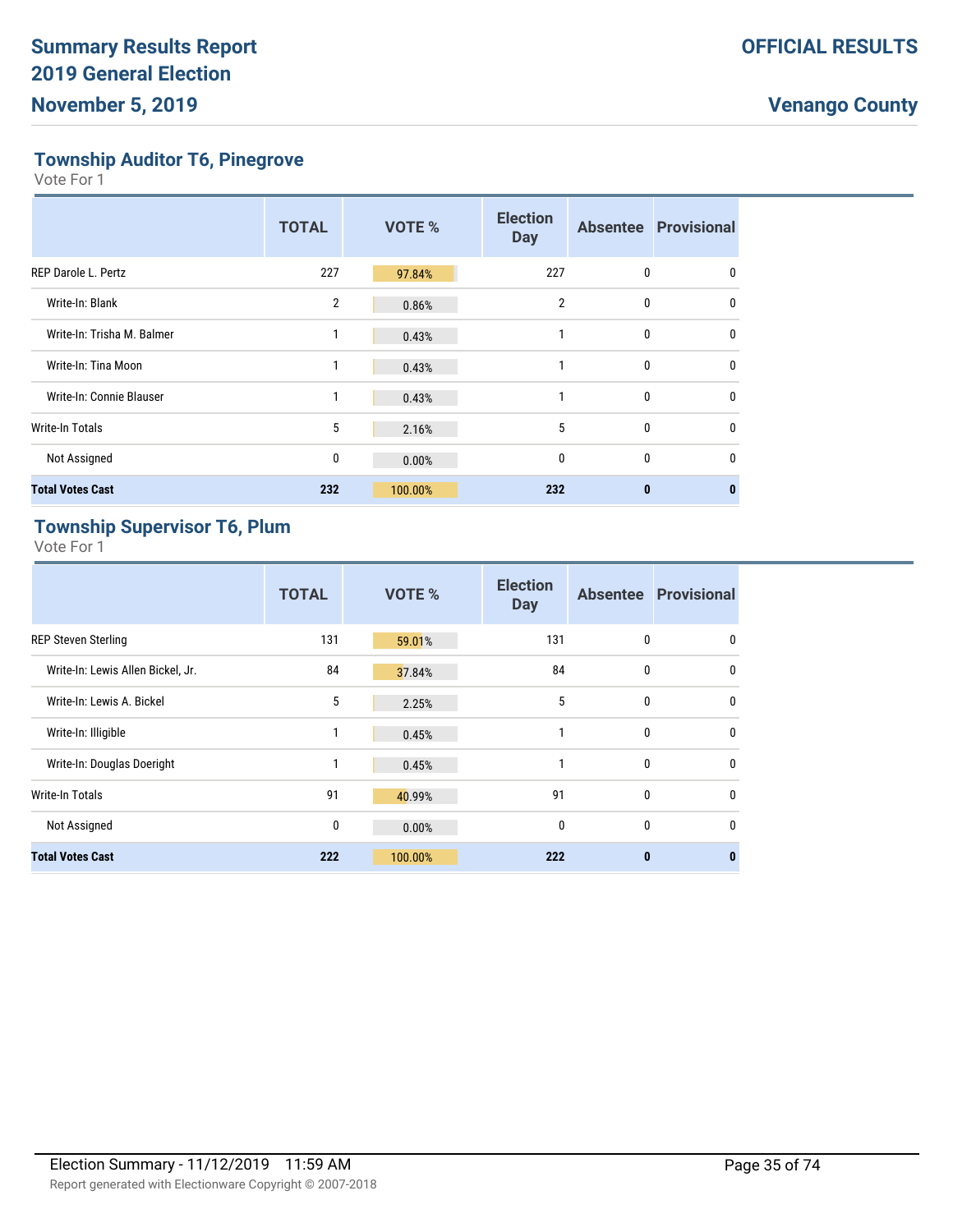## Township Auditor T6, Pinegrove

Vote For 1

| | TOTAL | VOTE % | Election Day | Absentee | Provisional |
|---|---|---|---|---|---|
| REP Darole L. Pertz | 227 | 97.84% | 227 | 0 | 0 |
| Write-In: Blank | 2 | 0.86% | 2 | 0 | 0 |
| Write-In: Trisha M. Balmer | 1 | 0.43% | 1 | 0 | 0 |
| Write-In: Tina Moon | 1 | 0.43% | 1 | 0 | 0 |
| Write-In: Connie Blauser | 1 | 0.43% | 1 | 0 | 0 |
| Write-In Totals | 5 | 2.16% | 5 | 0 | 0 |
| Not Assigned | 0 | 0.00% | 0 | 0 | 0 |
| **Total Votes Cast** | **232** | **100.00%** | **232** | **0** | **0** |

## Township Supervisor T6, Plum

Vote For 1

| | TOTAL | VOTE % | Election Day | Absentee | Provisional |
|---|---|---|---|---|---|
| REP Steven Sterling | 131 | 59.01% | 131 | 0 | 0 |
| Write-In: Lewis Allen Bickel, Jr. | 84 | 37.84% | 84 | 0 | 0 |
| Write-In: Lewis A. Bickel | 5 | 2.25% | 5 | 0 | 0 |
| Write-In: Illigible | 1 | 0.45% | 1 | 0 | 0 |
| Write-In: Douglas Doeright | 1 | 0.45% | 1 | 0 | 0 |
| Write-In Totals | 91 | 40.99% | 91 | 0 | 0 |
| Not Assigned | 0 | 0.00% | 0 | 0 | 0 |
| **Total Votes Cast** | **222** | **100.00%** | **222** | **0** | **0** |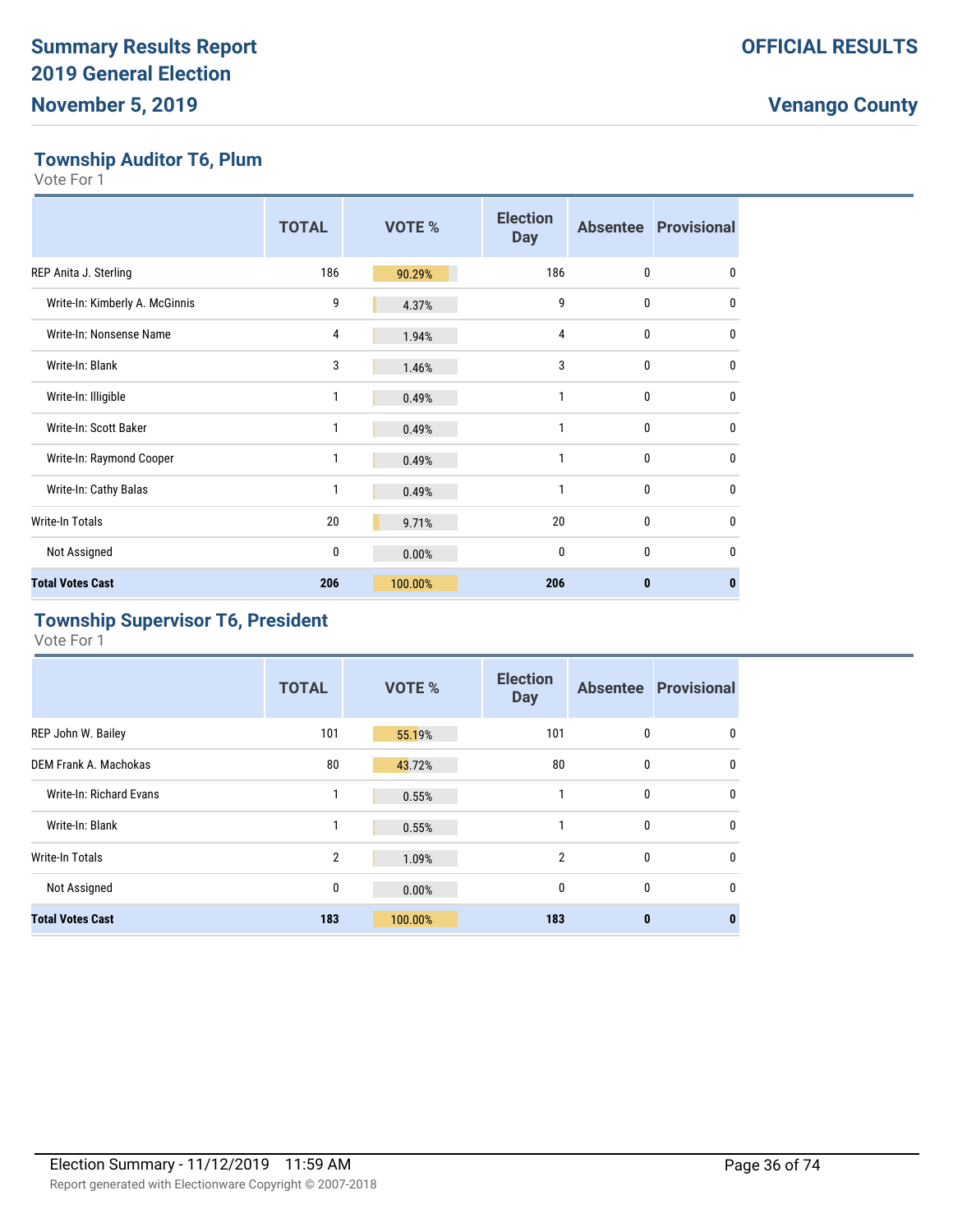# Summary Results Report
# 2019 General Election
# November 5, 2019

**OFFICIAL RESULTS**

**Venango County**

## Township Auditor T6, Plum

Vote For 1

| | TOTAL | VOTE % | Election Day | Absentee | Provisional |
|---|---|---|---|---|---|
| REP Anita J. Sterling | 186 | 90.29% | 186 | 0 | 0 |
| Write-In: Kimberly A. McGinnis | 9 | 4.37% | 9 | 0 | 0 |
| Write-In: Nonsense Name | 4 | 1.94% | 4 | 0 | 0 |
| Write-In: Blank | 3 | 1.46% | 3 | 0 | 0 |
| Write-In: Illigible | 1 | 0.49% | 1 | 0 | 0 |
| Write-In: Scott Baker | 1 | 0.49% | 1 | 0 | 0 |
| Write-In: Raymond Cooper | 1 | 0.49% | 1 | 0 | 0 |
| Write-In: Cathy Balas | 1 | 0.49% | 1 | 0 | 0 |
| Write-In Totals | 20 | 9.71% | 20 | 0 | 0 |
| Not Assigned | 0 | 0.00% | 0 | 0 | 0 |
| **Total Votes Cast** | **206** | **100.00%** | **206** | **0** | **0** |

## Township Supervisor T6, President

Vote For 1

| | TOTAL | VOTE % | Election Day | Absentee | Provisional |
|---|---|---|---|---|---|
| REP John W. Bailey | 101 | 55.19% | 101 | 0 | 0 |
| DEM Frank A. Machokas | 80 | 43.72% | 80 | 0 | 0 |
| Write-In: Richard Evans | 1 | 0.55% | 1 | 0 | 0 |
| Write-In: Blank | 1 | 0.55% | 1 | 0 | 0 |
| Write-In Totals | 2 | 1.09% | 2 | 0 | 0 |
| Not Assigned | 0 | 0.00% | 0 | 0 | 0 |
| **Total Votes Cast** | **183** | **100.00%** | **183** | **0** | **0** |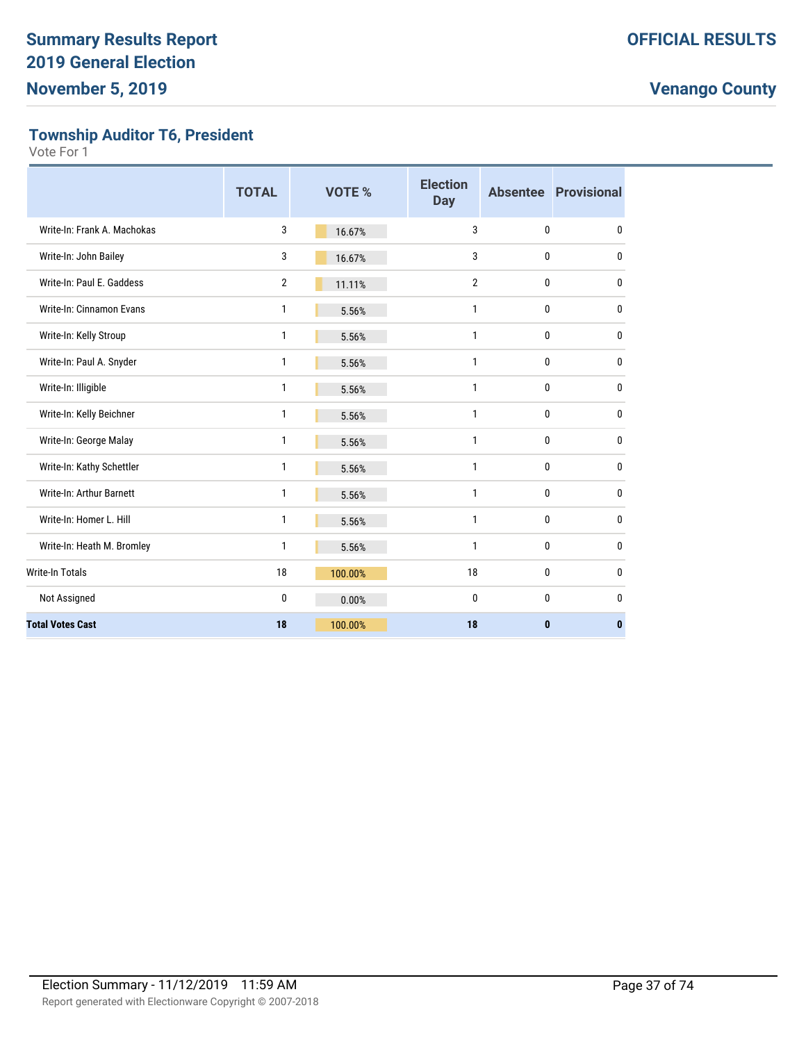## Township Auditor T6, President

Vote For 1

| | TOTAL | VOTE % | Election Day | Absentee | Provisional |
|---|---|---|---|---|---|
| Write-In: Frank A. Machokas | 3 | 16.67% | 3 | 0 | 0 |
| Write-In: John Bailey | 3 | 16.67% | 3 | 0 | 0 |
| Write-In: Paul E. Gaddess | 2 | 11.11% | 2 | 0 | 0 |
| Write-In: Cinnamon Evans | 1 | 5.56% | 1 | 0 | 0 |
| Write-In: Kelly Stroup | 1 | 5.56% | 1 | 0 | 0 |
| Write-In: Paul A. Snyder | 1 | 5.56% | 1 | 0 | 0 |
| Write-In: Illigible | 1 | 5.56% | 1 | 0 | 0 |
| Write-In: Kelly Beichner | 1 | 5.56% | 1 | 0 | 0 |
| Write-In: George Malay | 1 | 5.56% | 1 | 0 | 0 |
| Write-In: Kathy Schettler | 1 | 5.56% | 1 | 0 | 0 |
| Write-In: Arthur Barnett | 1 | 5.56% | 1 | 0 | 0 |
| Write-In: Homer L. Hill | 1 | 5.56% | 1 | 0 | 0 |
| Write-In: Heath M. Bromley | 1 | 5.56% | 1 | 0 | 0 |
| Write-In Totals | 18 | 100.00% | 18 | 0 | 0 |
| Not Assigned | 0 | 0.00% | 0 | 0 | 0 |
| **Total Votes Cast** | **18** | **100.00%** | **18** | **0** | **0** |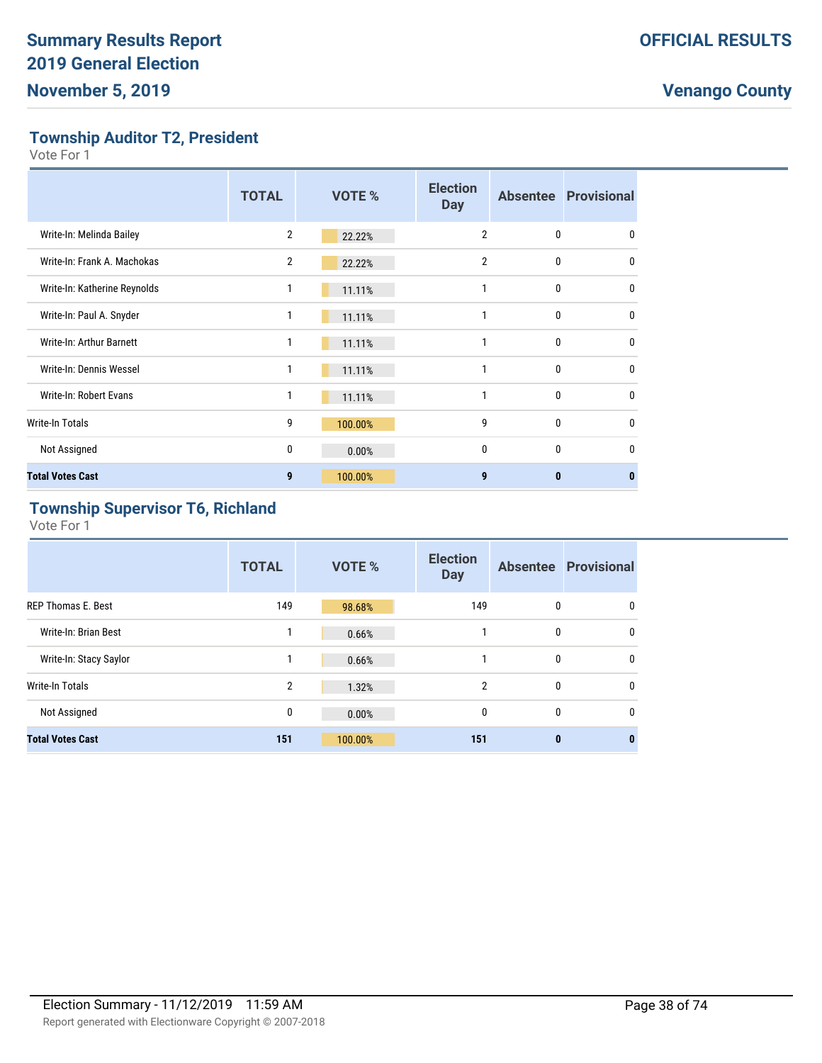## Township Auditor T2, President

Vote For 1

| | TOTAL | VOTE % | Election Day | Absentee | Provisional |
|---|---|---|---|---|---|
| Write-In: Melinda Bailey | 2 | 22.22% | 2 | 0 | 0 |
| Write-In: Frank A. Machokas | 2 | 22.22% | 2 | 0 | 0 |
| Write-In: Katherine Reynolds | 1 | 11.11% | 1 | 0 | 0 |
| Write-In: Paul A. Snyder | 1 | 11.11% | 1 | 0 | 0 |
| Write-In: Arthur Barnett | 1 | 11.11% | 1 | 0 | 0 |
| Write-In: Dennis Wessel | 1 | 11.11% | 1 | 0 | 0 |
| Write-In: Robert Evans | 1 | 11.11% | 1 | 0 | 0 |
| Write-In Totals | 9 | 100.00% | 9 | 0 | 0 |
| Not Assigned | 0 | 0.00% | 0 | 0 | 0 |
| **Total Votes Cast** | **9** | **100.00%** | **9** | **0** | **0** |

## Township Supervisor T6, Richland

Vote For 1

| | TOTAL | VOTE % | Election Day | Absentee | Provisional |
|---|---|---|---|---|---|
| REP Thomas E. Best | 149 | 98.68% | 149 | 0 | 0 |
| Write-In: Brian Best | 1 | 0.66% | 1 | 0 | 0 |
| Write-In: Stacy Saylor | 1 | 0.66% | 1 | 0 | 0 |
| Write-In Totals | 2 | 1.32% | 2 | 0 | 0 |
| Not Assigned | 0 | 0.00% | 0 | 0 | 0 |
| **Total Votes Cast** | **151** | **100.00%** | **151** | **0** | **0** |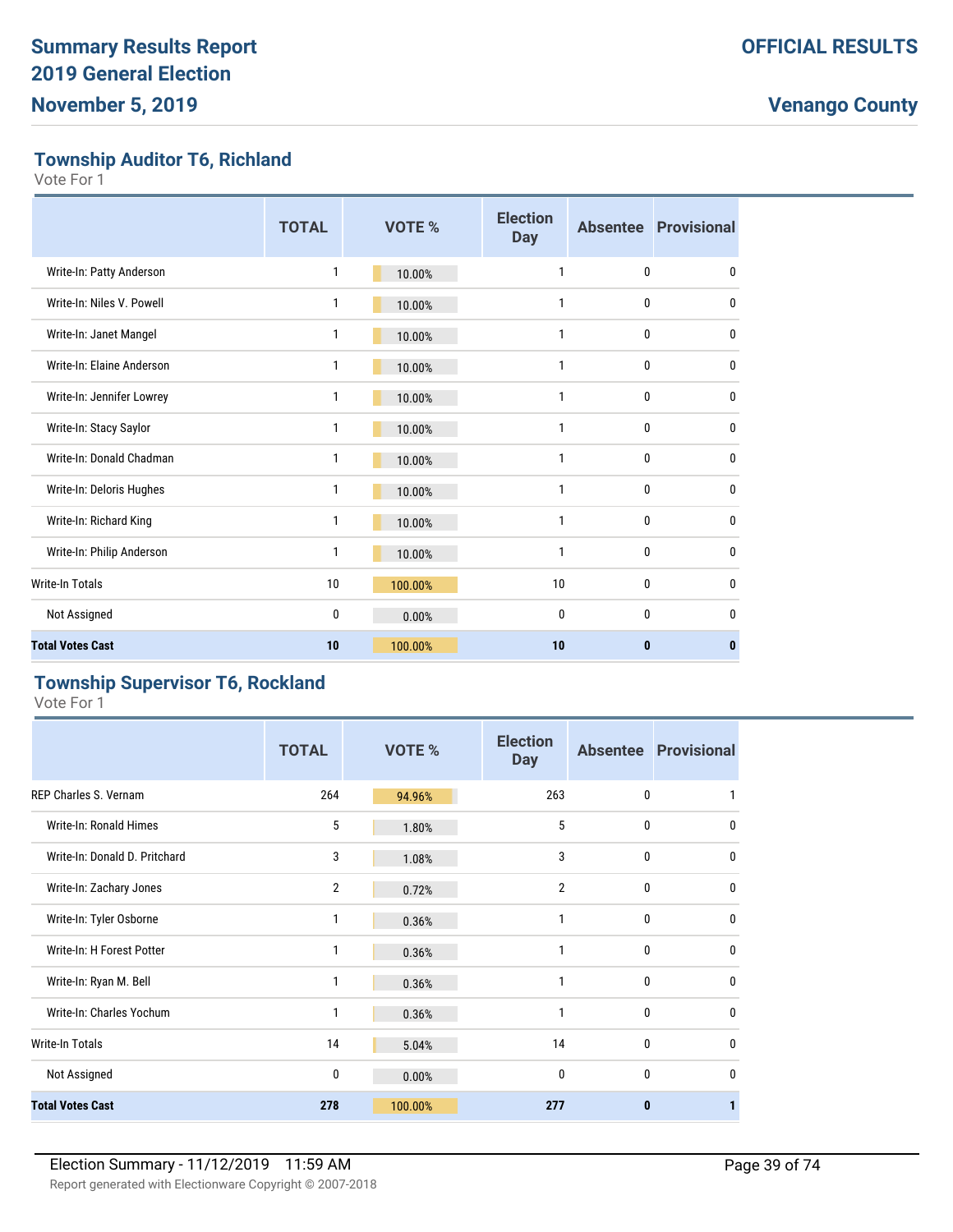## Township Auditor T6, Richland

Vote For 1

| | TOTAL | VOTE % | Election Day | Absentee | Provisional |
|---|---|---|---|---|---|
| Write-In: Patty Anderson | 1 | 10.00% | 1 | 0 | 0 |
| Write-In: Niles V. Powell | 1 | 10.00% | 1 | 0 | 0 |
| Write-In: Janet Mangel | 1 | 10.00% | 1 | 0 | 0 |
| Write-In: Elaine Anderson | 1 | 10.00% | 1 | 0 | 0 |
| Write-In: Jennifer Lowrey | 1 | 10.00% | 1 | 0 | 0 |
| Write-In: Stacy Saylor | 1 | 10.00% | 1 | 0 | 0 |
| Write-In: Donald Chadman | 1 | 10.00% | 1 | 0 | 0 |
| Write-In: Deloris Hughes | 1 | 10.00% | 1 | 0 | 0 |
| Write-In: Richard King | 1 | 10.00% | 1 | 0 | 0 |
| Write-In: Philip Anderson | 1 | 10.00% | 1 | 0 | 0 |
| Write-In Totals | 10 | 100.00% | 10 | 0 | 0 |
| Not Assigned | 0 | 0.00% | 0 | 0 | 0 |
| **Total Votes Cast** | **10** | **100.00%** | **10** | **0** | **0** |

## Township Supervisor T6, Rockland

Vote For 1

| | TOTAL | VOTE % | Election Day | Absentee | Provisional |
|---|---|---|---|---|---|
| REP Charles S. Vernam | 264 | 94.96% | 263 | 0 | 1 |
| Write-In: Ronald Himes | 5 | 1.80% | 5 | 0 | 0 |
| Write-In: Donald D. Pritchard | 3 | 1.08% | 3 | 0 | 0 |
| Write-In: Zachary Jones | 2 | 0.72% | 2 | 0 | 0 |
| Write-In: Tyler Osborne | 1 | 0.36% | 1 | 0 | 0 |
| Write-In: H Forest Potter | 1 | 0.36% | 1 | 0 | 0 |
| Write-In: Ryan M. Bell | 1 | 0.36% | 1 | 0 | 0 |
| Write-In: Charles Yochum | 1 | 0.36% | 1 | 0 | 0 |
| Write-In Totals | 14 | 5.04% | 14 | 0 | 0 |
| Not Assigned | 0 | 0.00% | 0 | 0 | 0 |
| **Total Votes Cast** | **278** | **100.00%** | **277** | **0** | **1** |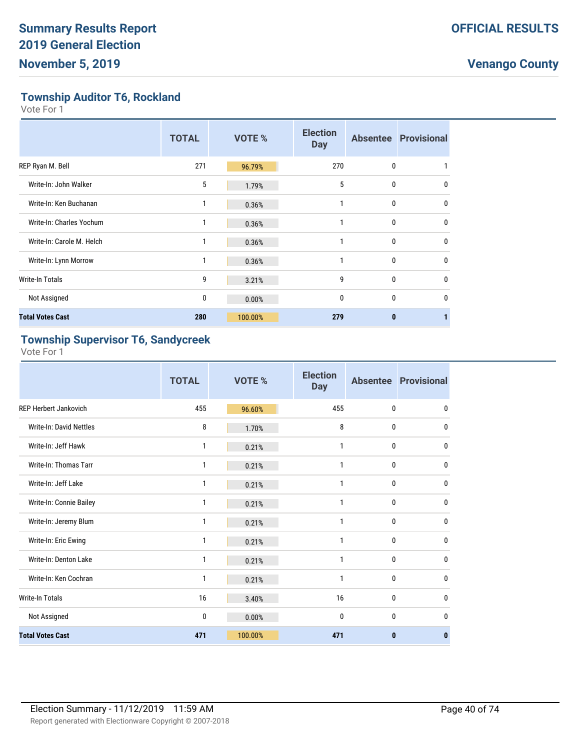## Township Auditor T6, Rockland

Vote For 1

| | TOTAL | VOTE % | Election Day | Absentee | Provisional |
|---|---|---|---|---|---|
| REP Ryan M. Bell | 271 | 96.79% | 270 | 0 | 1 |
| Write-In: John Walker | 5 | 1.79% | 5 | 0 | 0 |
| Write-In: Ken Buchanan | 1 | 0.36% | 1 | 0 | 0 |
| Write-In: Charles Yochum | 1 | 0.36% | 1 | 0 | 0 |
| Write-In: Carole M. Helch | 1 | 0.36% | 1 | 0 | 0 |
| Write-In: Lynn Morrow | 1 | 0.36% | 1 | 0 | 0 |
| Write-In Totals | 9 | 3.21% | 9 | 0 | 0 |
| Not Assigned | 0 | 0.00% | 0 | 0 | 0 |
| **Total Votes Cast** | **280** | **100.00%** | **279** | **0** | **1** |

## Township Supervisor T6, Sandycreek

Vote For 1

| | TOTAL | VOTE % | Election Day | Absentee | Provisional |
|---|---|---|---|---|---|
| REP Herbert Jankovich | 455 | 96.60% | 455 | 0 | 0 |
| Write-In: David Nettles | 8 | 1.70% | 8 | 0 | 0 |
| Write-In: Jeff Hawk | 1 | 0.21% | 1 | 0 | 0 |
| Write-In: Thomas Tarr | 1 | 0.21% | 1 | 0 | 0 |
| Write-In: Jeff Lake | 1 | 0.21% | 1 | 0 | 0 |
| Write-In: Connie Bailey | 1 | 0.21% | 1 | 0 | 0 |
| Write-In: Jeremy Blum | 1 | 0.21% | 1 | 0 | 0 |
| Write-In: Eric Ewing | 1 | 0.21% | 1 | 0 | 0 |
| Write-In: Denton Lake | 1 | 0.21% | 1 | 0 | 0 |
| Write-In: Ken Cochran | 1 | 0.21% | 1 | 0 | 0 |
| Write-In Totals | 16 | 3.40% | 16 | 0 | 0 |
| Not Assigned | 0 | 0.00% | 0 | 0 | 0 |
| **Total Votes Cast** | **471** | **100.00%** | **471** | **0** | **0** |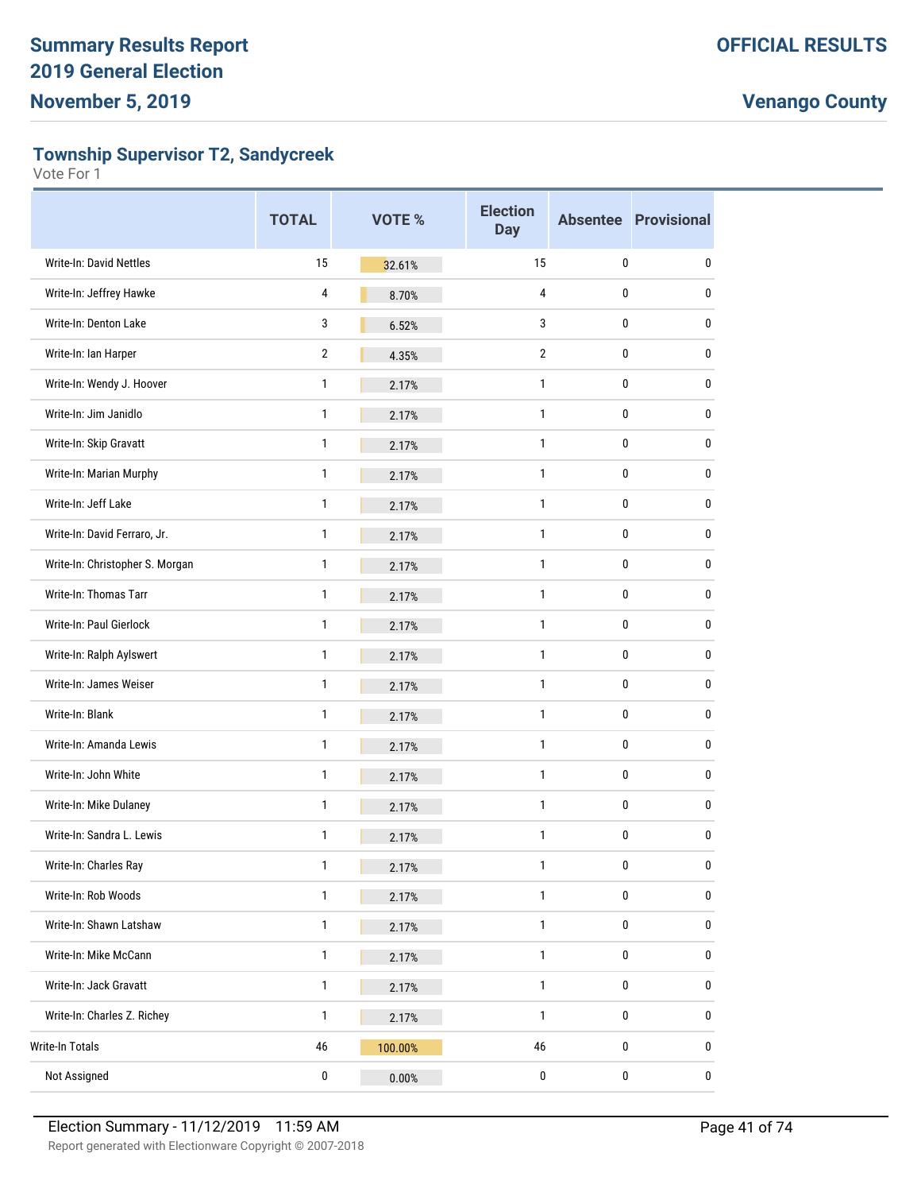## Township Supervisor T2, Sandycreek

Vote For 1

| | TOTAL | VOTE % | Election Day | Absentee | Provisional |
|---|---|---|---|---|---|
| Write-In: David Nettles | 15 | 32.61% | 15 | 0 | 0 |
| Write-In: Jeffrey Hawke | 4 | 8.70% | 4 | 0 | 0 |
| Write-In: Denton Lake | 3 | 6.52% | 3 | 0 | 0 |
| Write-In: Ian Harper | 2 | 4.35% | 2 | 0 | 0 |
| Write-In: Wendy J. Hoover | 1 | 2.17% | 1 | 0 | 0 |
| Write-In: Jim Janidlo | 1 | 2.17% | 1 | 0 | 0 |
| Write-In: Skip Gravatt | 1 | 2.17% | 1 | 0 | 0 |
| Write-In: Marian Murphy | 1 | 2.17% | 1 | 0 | 0 |
| Write-In: Jeff Lake | 1 | 2.17% | 1 | 0 | 0 |
| Write-In: David Ferraro, Jr. | 1 | 2.17% | 1 | 0 | 0 |
| Write-In: Christopher S. Morgan | 1 | 2.17% | 1 | 0 | 0 |
| Write-In: Thomas Tarr | 1 | 2.17% | 1 | 0 | 0 |
| Write-In: Paul Gierlock | 1 | 2.17% | 1 | 0 | 0 |
| Write-In: Ralph Aylswert | 1 | 2.17% | 1 | 0 | 0 |
| Write-In: James Weiser | 1 | 2.17% | 1 | 0 | 0 |
| Write-In: Blank | 1 | 2.17% | 1 | 0 | 0 |
| Write-In: Amanda Lewis | 1 | 2.17% | 1 | 0 | 0 |
| Write-In: John White | 1 | 2.17% | 1 | 0 | 0 |
| Write-In: Mike Dulaney | 1 | 2.17% | 1 | 0 | 0 |
| Write-In: Sandra L. Lewis | 1 | 2.17% | 1 | 0 | 0 |
| Write-In: Charles Ray | 1 | 2.17% | 1 | 0 | 0 |
| Write-In: Rob Woods | 1 | 2.17% | 1 | 0 | 0 |
| Write-In: Shawn Latshaw | 1 | 2.17% | 1 | 0 | 0 |
| Write-In: Mike McCann | 1 | 2.17% | 1 | 0 | 0 |
| Write-In: Jack Gravatt | 1 | 2.17% | 1 | 0 | 0 |
| Write-In: Charles Z. Richey | 1 | 2.17% | 1 | 0 | 0 |
| Write-In Totals | 46 | 100.00% | 46 | 0 | 0 |
| Not Assigned | 0 | 0.00% | 0 | 0 | 0 |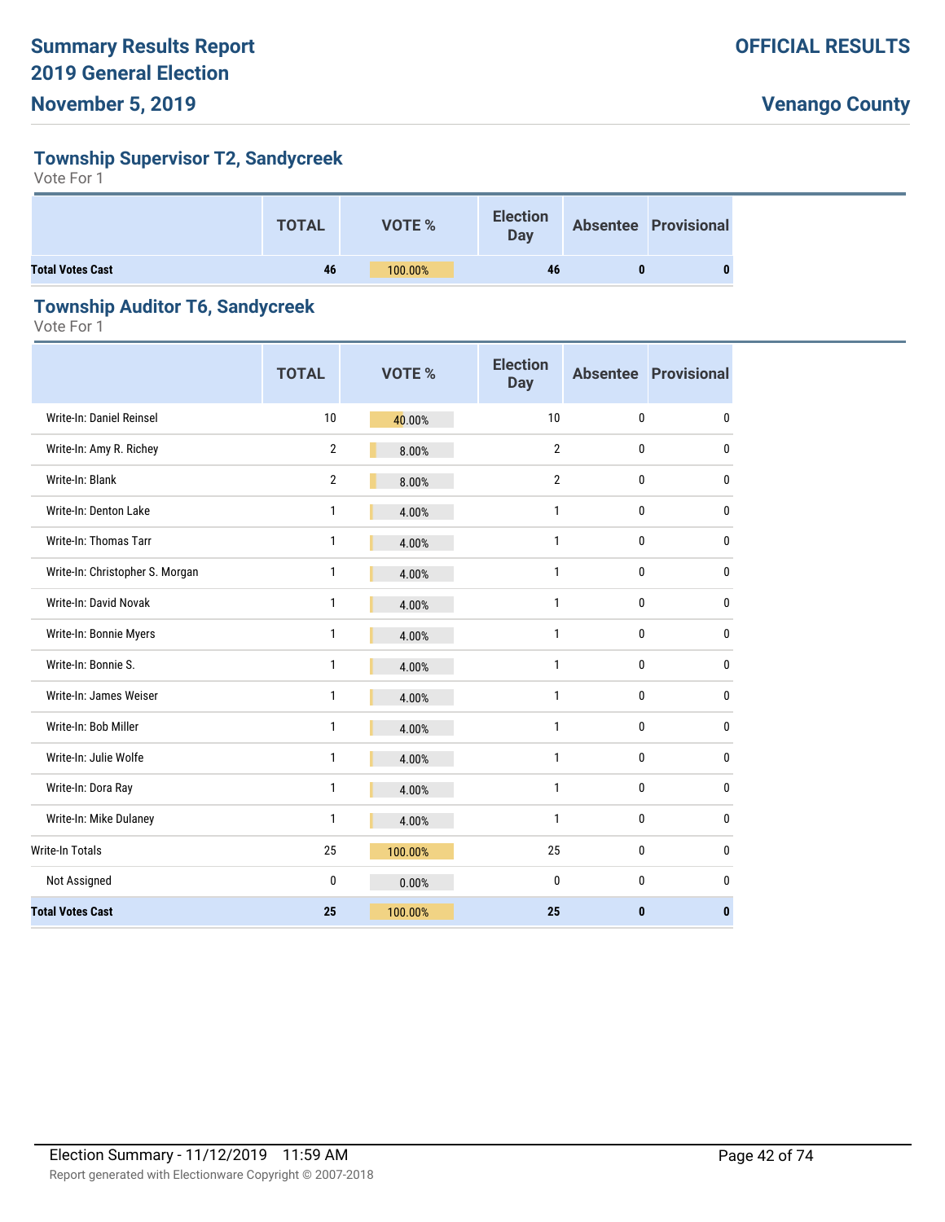## Township Supervisor T2, Sandycreek

Vote For 1

| | TOTAL | VOTE % | Election Day | Absentee | Provisional |
|---|---|---|---|---|---|
| **Total Votes Cast** | **46** | 100.00% | **46** | **0** | **0** |

## Township Auditor T6, Sandycreek

Vote For 1

| | TOTAL | VOTE % | Election Day | Absentee | Provisional |
|---|---|---|---|---|---|
| Write-In: Daniel Reinsel | 10 | 40.00% | 10 | 0 | 0 |
| Write-In: Amy R. Richey | 2 | 8.00% | 2 | 0 | 0 |
| Write-In: Blank | 2 | 8.00% | 2 | 0 | 0 |
| Write-In: Denton Lake | 1 | 4.00% | 1 | 0 | 0 |
| Write-In: Thomas Tarr | 1 | 4.00% | 1 | 0 | 0 |
| Write-In: Christopher S. Morgan | 1 | 4.00% | 1 | 0 | 0 |
| Write-In: David Novak | 1 | 4.00% | 1 | 0 | 0 |
| Write-In: Bonnie Myers | 1 | 4.00% | 1 | 0 | 0 |
| Write-In: Bonnie S. | 1 | 4.00% | 1 | 0 | 0 |
| Write-In: James Weiser | 1 | 4.00% | 1 | 0 | 0 |
| Write-In: Bob Miller | 1 | 4.00% | 1 | 0 | 0 |
| Write-In: Julie Wolfe | 1 | 4.00% | 1 | 0 | 0 |
| Write-In: Dora Ray | 1 | 4.00% | 1 | 0 | 0 |
| Write-In: Mike Dulaney | 1 | 4.00% | 1 | 0 | 0 |
| Write-In Totals | 25 | 100.00% | 25 | 0 | 0 |
| Not Assigned | 0 | 0.00% | 0 | 0 | 0 |
| **Total Votes Cast** | **25** | 100.00% | **25** | **0** | **0** |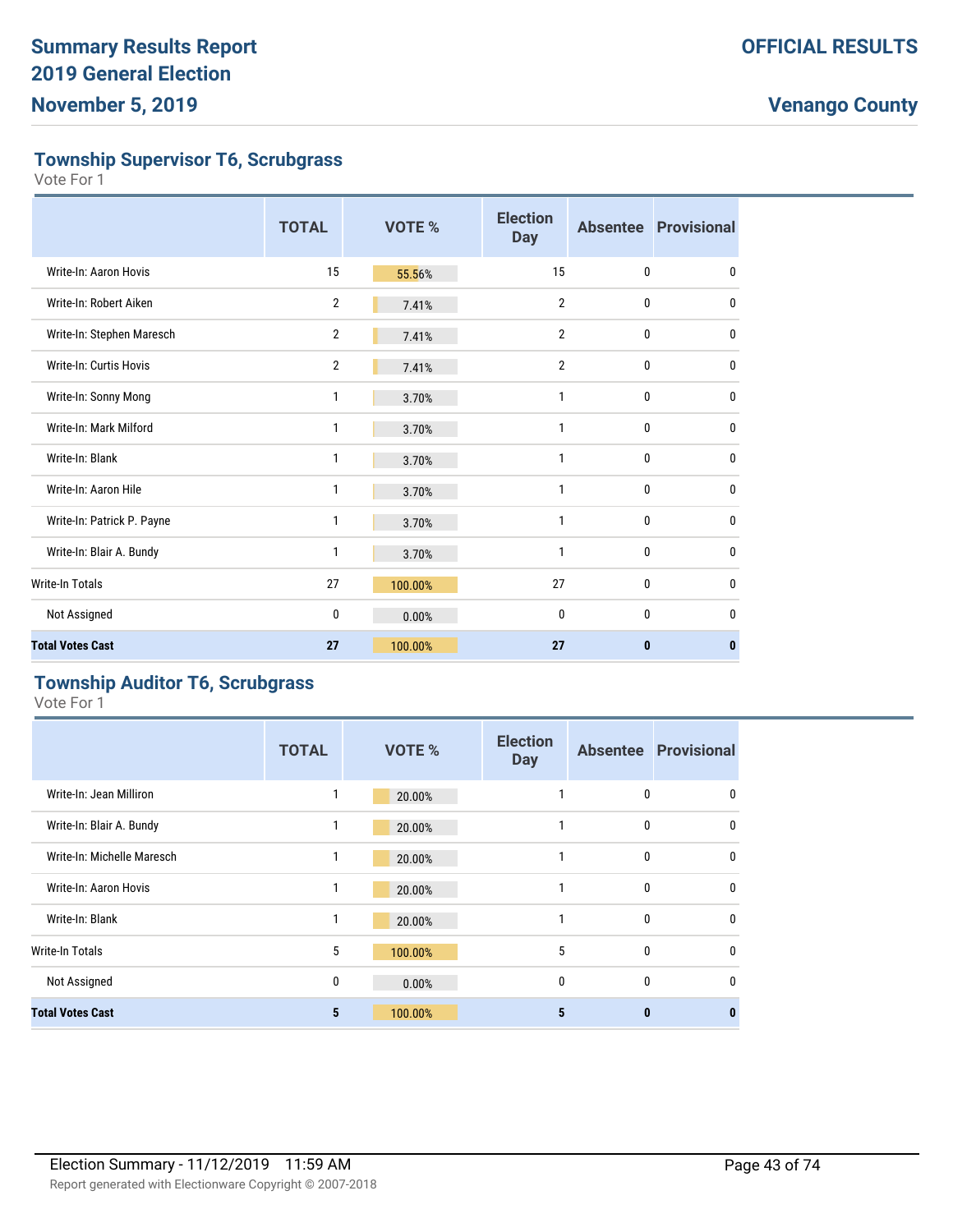## Township Supervisor T6, Scrubgrass

Vote For 1

| | TOTAL | VOTE % | Election Day | Absentee | Provisional |
|---|---|---|---|---|---|
| Write-In: Aaron Hovis | 15 | 55.56% | 15 | 0 | 0 |
| Write-In: Robert Aiken | 2 | 7.41% | 2 | 0 | 0 |
| Write-In: Stephen Maresch | 2 | 7.41% | 2 | 0 | 0 |
| Write-In: Curtis Hovis | 2 | 7.41% | 2 | 0 | 0 |
| Write-In: Sonny Mong | 1 | 3.70% | 1 | 0 | 0 |
| Write-In: Mark Milford | 1 | 3.70% | 1 | 0 | 0 |
| Write-In: Blank | 1 | 3.70% | 1 | 0 | 0 |
| Write-In: Aaron Hile | 1 | 3.70% | 1 | 0 | 0 |
| Write-In: Patrick P. Payne | 1 | 3.70% | 1 | 0 | 0 |
| Write-In: Blair A. Bundy | 1 | 3.70% | 1 | 0 | 0 |
| Write-In Totals | 27 | 100.00% | 27 | 0 | 0 |
| Not Assigned | 0 | 0.00% | 0 | 0 | 0 |
| **Total Votes Cast** | **27** | **100.00%** | **27** | **0** | **0** |

## Township Auditor T6, Scrubgrass

Vote For 1

| | TOTAL | VOTE % | Election Day | Absentee | Provisional |
|---|---|---|---|---|---|
| Write-In: Jean Milliron | 1 | 20.00% | 1 | 0 | 0 |
| Write-In: Blair A. Bundy | 1 | 20.00% | 1 | 0 | 0 |
| Write-In: Michelle Maresch | 1 | 20.00% | 1 | 0 | 0 |
| Write-In: Aaron Hovis | 1 | 20.00% | 1 | 0 | 0 |
| Write-In: Blank | 1 | 20.00% | 1 | 0 | 0 |
| Write-In Totals | 5 | 100.00% | 5 | 0 | 0 |
| Not Assigned | 0 | 0.00% | 0 | 0 | 0 |
| **Total Votes Cast** | **5** | **100.00%** | **5** | **0** | **0** |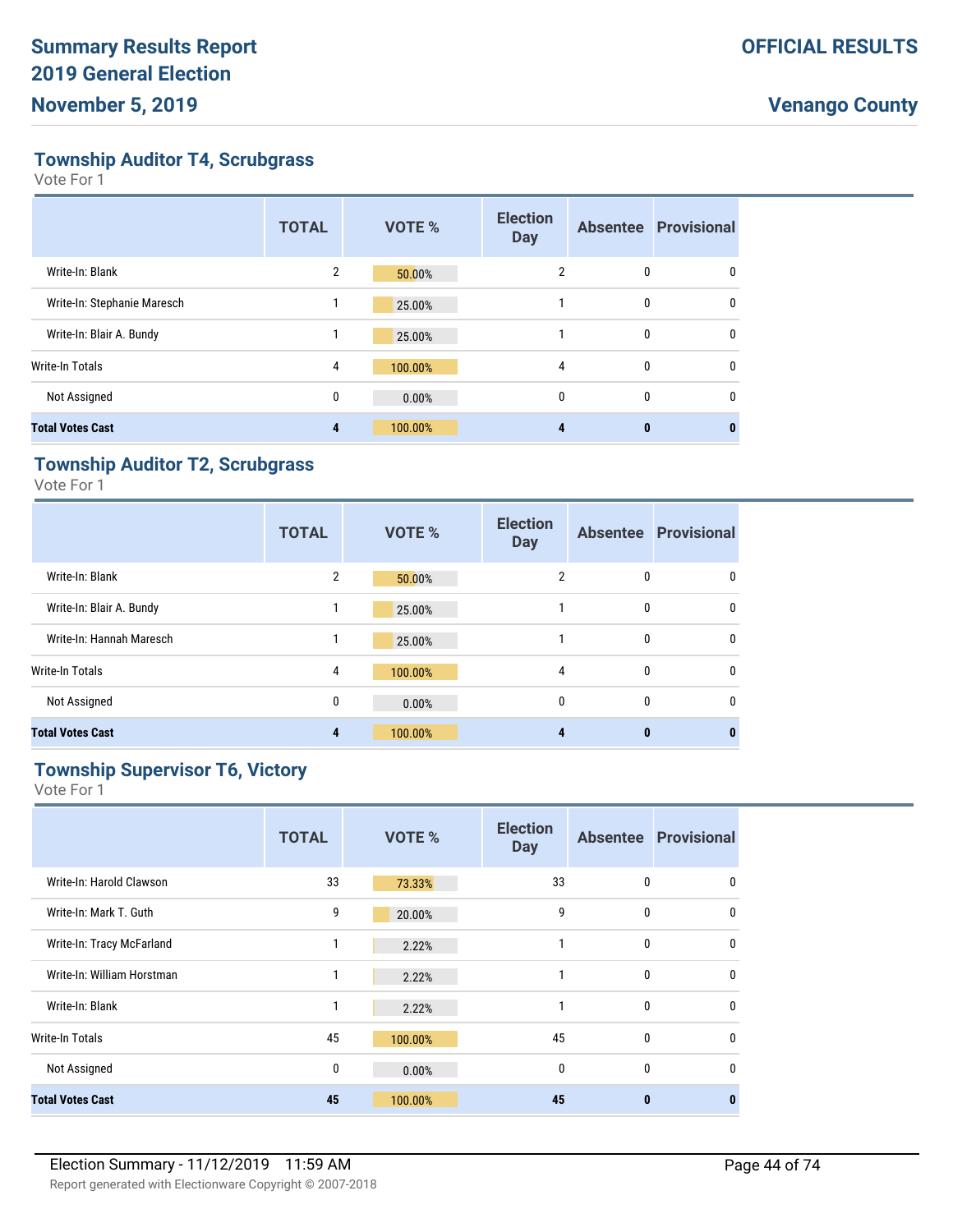## Township Auditor T4, Scrubgrass

Vote For 1

| | TOTAL | VOTE % | Election Day | Absentee | Provisional |
|---|---|---|---|---|---|
| Write-In: Blank | 2 | 50.00% | 2 | 0 | 0 |
| Write-In: Stephanie Maresch | 1 | 25.00% | 1 | 0 | 0 |
| Write-In: Blair A. Bundy | 1 | 25.00% | 1 | 0 | 0 |
| Write-In Totals | 4 | 100.00% | 4 | 0 | 0 |
| Not Assigned | 0 | 0.00% | 0 | 0 | 0 |
| **Total Votes Cast** | **4** | **100.00%** | **4** | **0** | **0** |

## Township Auditor T2, Scrubgrass

Vote For 1

| | TOTAL | VOTE % | Election Day | Absentee | Provisional |
|---|---|---|---|---|---|
| Write-In: Blank | 2 | 50.00% | 2 | 0 | 0 |
| Write-In: Blair A. Bundy | 1 | 25.00% | 1 | 0 | 0 |
| Write-In: Hannah Maresch | 1 | 25.00% | 1 | 0 | 0 |
| Write-In Totals | 4 | 100.00% | 4 | 0 | 0 |
| Not Assigned | 0 | 0.00% | 0 | 0 | 0 |
| **Total Votes Cast** | **4** | **100.00%** | **4** | **0** | **0** |

## Township Supervisor T6, Victory

Vote For 1

| | TOTAL | VOTE % | Election Day | Absentee | Provisional |
|---|---|---|---|---|---|
| Write-In: Harold Clawson | 33 | 73.33% | 33 | 0 | 0 |
| Write-In: Mark T. Guth | 9 | 20.00% | 9 | 0 | 0 |
| Write-In: Tracy McFarland | 1 | 2.22% | 1 | 0 | 0 |
| Write-In: William Horstman | 1 | 2.22% | 1 | 0 | 0 |
| Write-In: Blank | 1 | 2.22% | 1 | 0 | 0 |
| Write-In Totals | 45 | 100.00% | 45 | 0 | 0 |
| Not Assigned | 0 | 0.00% | 0 | 0 | 0 |
| **Total Votes Cast** | **45** | **100.00%** | **45** | **0** | **0** |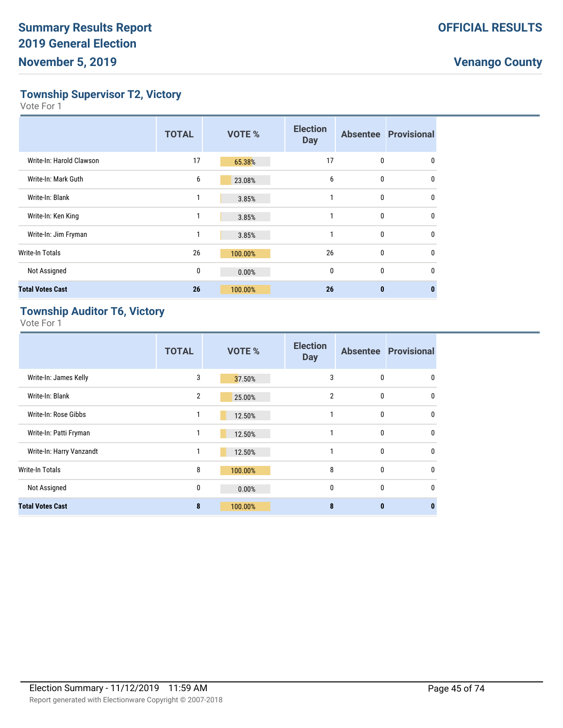## Township Supervisor T2, Victory

Vote For 1

| | TOTAL | VOTE % | Election Day | Absentee | Provisional |
|---|---|---|---|---|---|
| Write-In: Harold Clawson | 17 | 65.38% | 17 | 0 | 0 |
| Write-In: Mark Guth | 6 | 23.08% | 6 | 0 | 0 |
| Write-In: Blank | 1 | 3.85% | 1 | 0 | 0 |
| Write-In: Ken King | 1 | 3.85% | 1 | 0 | 0 |
| Write-In: Jim Fryman | 1 | 3.85% | 1 | 0 | 0 |
| Write-In Totals | 26 | 100.00% | 26 | 0 | 0 |
| Not Assigned | 0 | 0.00% | 0 | 0 | 0 |
| **Total Votes Cast** | **26** | **100.00%** | **26** | **0** | **0** |

## Township Auditor T6, Victory

Vote For 1

| | TOTAL | VOTE % | Election Day | Absentee | Provisional |
|---|---|---|---|---|---|
| Write-In: James Kelly | 3 | 37.50% | 3 | 0 | 0 |
| Write-In: Blank | 2 | 25.00% | 2 | 0 | 0 |
| Write-In: Rose Gibbs | 1 | 12.50% | 1 | 0 | 0 |
| Write-In: Patti Fryman | 1 | 12.50% | 1 | 0 | 0 |
| Write-In: Harry Vanzandt | 1 | 12.50% | 1 | 0 | 0 |
| Write-In Totals | 8 | 100.00% | 8 | 0 | 0 |
| Not Assigned | 0 | 0.00% | 0 | 0 | 0 |
| **Total Votes Cast** | **8** | **100.00%** | **8** | **0** | **0** |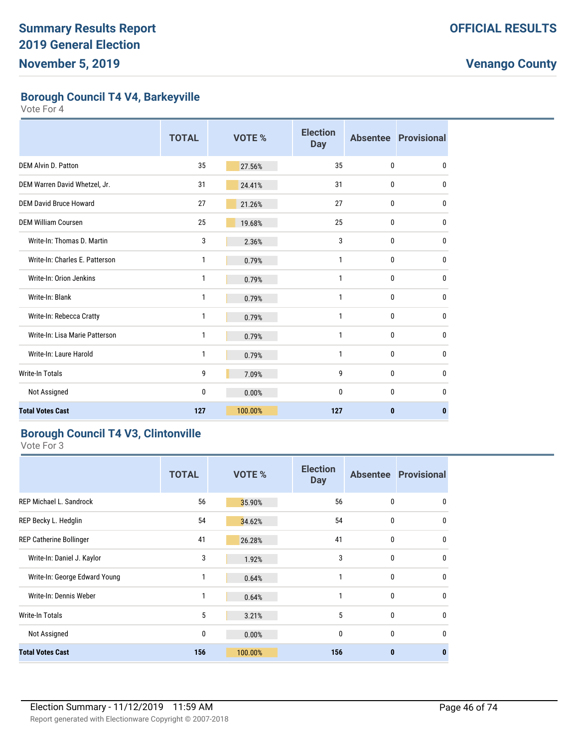# Summary Results Report
# 2019 General Election
# November 5, 2019

**OFFICIAL RESULTS**

**Venango County**

## Borough Council T4 V4, Barkeyville

Vote For 4

| | TOTAL | VOTE % | Election Day | Absentee | Provisional |
|---|---|---|---|---|---|
| DEM Alvin D. Patton | 35 | 27.56% | 35 | 0 | 0 |
| DEM Warren David Whetzel, Jr. | 31 | 24.41% | 31 | 0 | 0 |
| DEM David Bruce Howard | 27 | 21.26% | 27 | 0 | 0 |
| DEM William Coursen | 25 | 19.68% | 25 | 0 | 0 |
| Write-In: Thomas D. Martin | 3 | 2.36% | 3 | 0 | 0 |
| Write-In: Charles E. Patterson | 1 | 0.79% | 1 | 0 | 0 |
| Write-In: Orion Jenkins | 1 | 0.79% | 1 | 0 | 0 |
| Write-In: Blank | 1 | 0.79% | 1 | 0 | 0 |
| Write-In: Rebecca Cratty | 1 | 0.79% | 1 | 0 | 0 |
| Write-In: Lisa Marie Patterson | 1 | 0.79% | 1 | 0 | 0 |
| Write-In: Laure Harold | 1 | 0.79% | 1 | 0 | 0 |
| Write-In Totals | 9 | 7.09% | 9 | 0 | 0 |
| Not Assigned | 0 | 0.00% | 0 | 0 | 0 |
| **Total Votes Cast** | **127** | **100.00%** | **127** | **0** | **0** |

## Borough Council T4 V3, Clintonville

Vote For 3

| | TOTAL | VOTE % | Election Day | Absentee | Provisional |
|---|---|---|---|---|---|
| REP Michael L. Sandrock | 56 | 35.90% | 56 | 0 | 0 |
| REP Becky L. Hedglin | 54 | 34.62% | 54 | 0 | 0 |
| REP Catherine Bollinger | 41 | 26.28% | 41 | 0 | 0 |
| Write-In: Daniel J. Kaylor | 3 | 1.92% | 3 | 0 | 0 |
| Write-In: George Edward Young | 1 | 0.64% | 1 | 0 | 0 |
| Write-In: Dennis Weber | 1 | 0.64% | 1 | 0 | 0 |
| Write-In Totals | 5 | 3.21% | 5 | 0 | 0 |
| Not Assigned | 0 | 0.00% | 0 | 0 | 0 |
| **Total Votes Cast** | **156** | **100.00%** | **156** | **0** | **0** |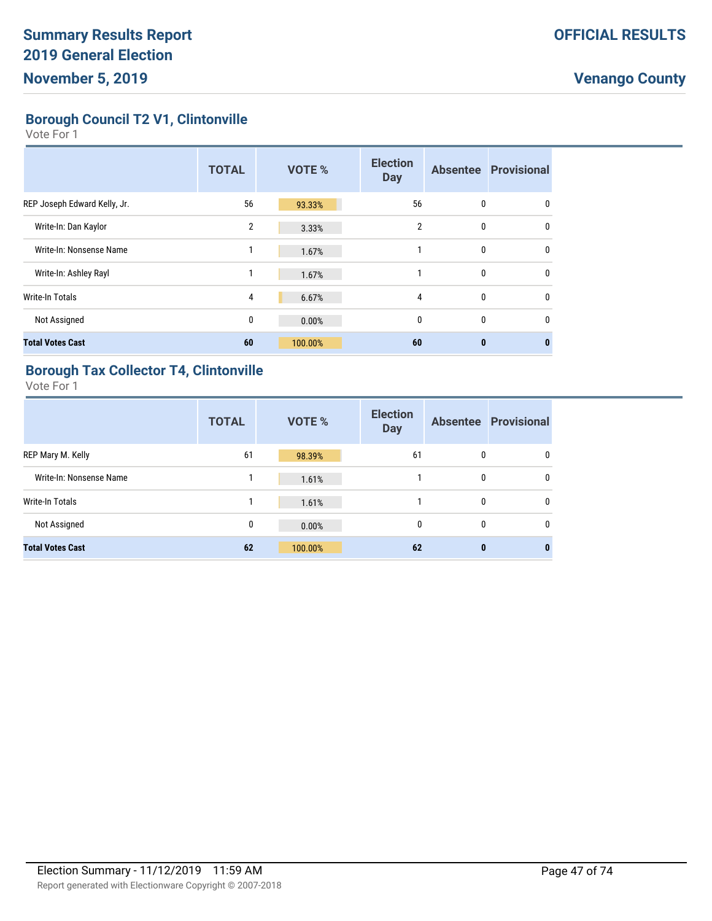# Summary Results Report
# 2019 General Election
# November 5, 2019

**OFFICIAL RESULTS**

**Venango County**

## Borough Council T2 V1, Clintonville

Vote For 1

| | TOTAL | VOTE % | Election Day | Absentee | Provisional |
|---|---|---|---|---|---|
| REP Joseph Edward Kelly, Jr. | 56 | 93.33% | 56 | 0 | 0 |
| Write-In: Dan Kaylor | 2 | 3.33% | 2 | 0 | 0 |
| Write-In: Nonsense Name | 1 | 1.67% | 1 | 0 | 0 |
| Write-In: Ashley Rayl | 1 | 1.67% | 1 | 0 | 0 |
| Write-In Totals | 4 | 6.67% | 4 | 0 | 0 |
| Not Assigned | 0 | 0.00% | 0 | 0 | 0 |
| **Total Votes Cast** | **60** | **100.00%** | **60** | **0** | **0** |

## Borough Tax Collector T4, Clintonville

Vote For 1

| | TOTAL | VOTE % | Election Day | Absentee | Provisional |
|---|---|---|---|---|---|
| REP Mary M. Kelly | 61 | 98.39% | 61 | 0 | 0 |
| Write-In: Nonsense Name | 1 | 1.61% | 1 | 0 | 0 |
| Write-In Totals | 1 | 1.61% | 1 | 0 | 0 |
| Not Assigned | 0 | 0.00% | 0 | 0 | 0 |
| **Total Votes Cast** | **62** | **100.00%** | **62** | **0** | **0** |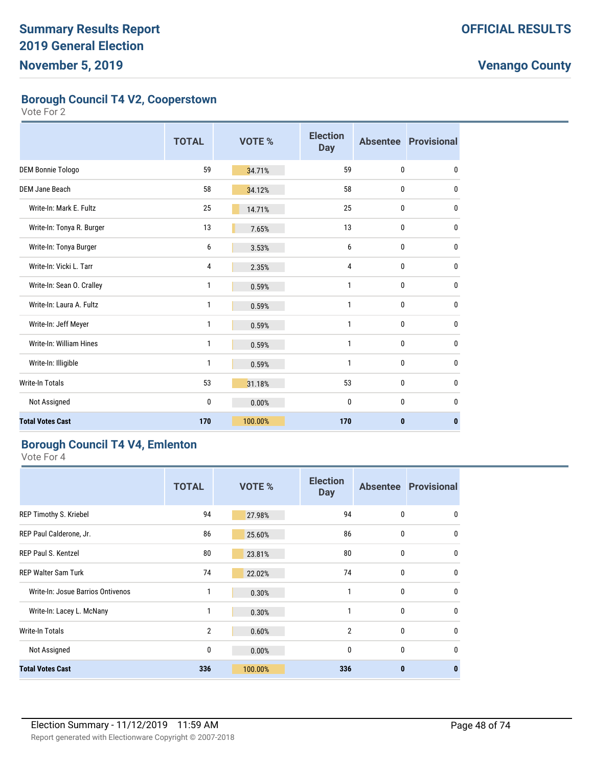## Borough Council T4 V2, Cooperstown

Vote For 2

| | TOTAL | VOTE % | Election Day | Absentee | Provisional |
|---|---|---|---|---|---|
| DEM Bonnie Tologo | 59 | 34.71% | 59 | 0 | 0 |
| DEM Jane Beach | 58 | 34.12% | 58 | 0 | 0 |
| Write-In: Mark E. Fultz | 25 | 14.71% | 25 | 0 | 0 |
| Write-In: Tonya R. Burger | 13 | 7.65% | 13 | 0 | 0 |
| Write-In: Tonya Burger | 6 | 3.53% | 6 | 0 | 0 |
| Write-In: Vicki L. Tarr | 4 | 2.35% | 4 | 0 | 0 |
| Write-In: Sean O. Cralley | 1 | 0.59% | 1 | 0 | 0 |
| Write-In: Laura A. Fultz | 1 | 0.59% | 1 | 0 | 0 |
| Write-In: Jeff Meyer | 1 | 0.59% | 1 | 0 | 0 |
| Write-In: William Hines | 1 | 0.59% | 1 | 0 | 0 |
| Write-In: Illigible | 1 | 0.59% | 1 | 0 | 0 |
| Write-In Totals | 53 | 31.18% | 53 | 0 | 0 |
| Not Assigned | 0 | 0.00% | 0 | 0 | 0 |
| **Total Votes Cast** | **170** | **100.00%** | **170** | **0** | **0** |

## Borough Council T4 V4, Emlenton

Vote For 4

| | TOTAL | VOTE % | Election Day | Absentee | Provisional |
|---|---|---|---|---|---|
| REP Timothy S. Kriebel | 94 | 27.98% | 94 | 0 | 0 |
| REP Paul Calderone, Jr. | 86 | 25.60% | 86 | 0 | 0 |
| REP Paul S. Kentzel | 80 | 23.81% | 80 | 0 | 0 |
| REP Walter Sam Turk | 74 | 22.02% | 74 | 0 | 0 |
| Write-In: Josue Barrios Ontivenos | 1 | 0.30% | 1 | 0 | 0 |
| Write-In: Lacey L. McNany | 1 | 0.30% | 1 | 0 | 0 |
| Write-In Totals | 2 | 0.60% | 2 | 0 | 0 |
| Not Assigned | 0 | 0.00% | 0 | 0 | 0 |
| **Total Votes Cast** | **336** | **100.00%** | **336** | **0** | **0** |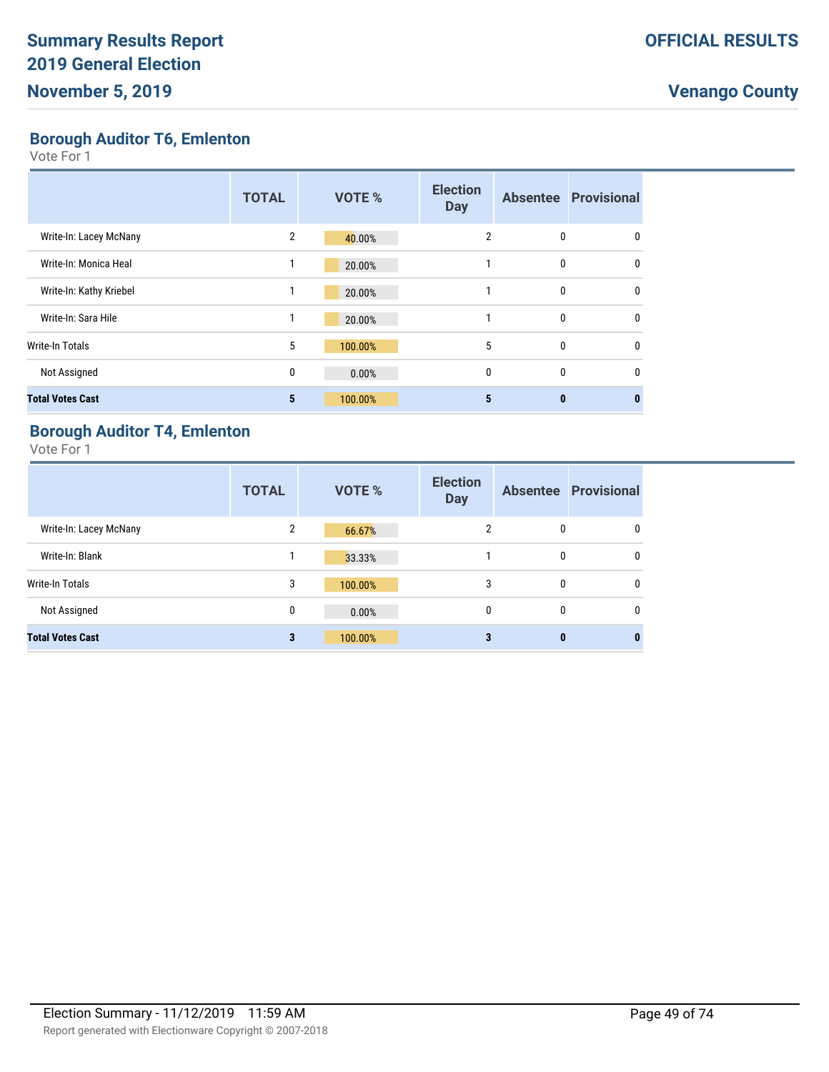## Borough Auditor T6, Emlenton

Vote For 1

| | TOTAL | VOTE % | Election Day | Absentee | Provisional |
|---|---|---|---|---|---|
| Write-In: Lacey McNany | 2 | 40.00% | 2 | 0 | 0 |
| Write-In: Monica Heal | 1 | 20.00% | 1 | 0 | 0 |
| Write-In: Kathy Kriebel | 1 | 20.00% | 1 | 0 | 0 |
| Write-In: Sara Hile | 1 | 20.00% | 1 | 0 | 0 |
| Write-In Totals | 5 | 100.00% | 5 | 0 | 0 |
| Not Assigned | 0 | 0.00% | 0 | 0 | 0 |
| **Total Votes Cast** | **5** | **100.00%** | **5** | **0** | **0** |

## Borough Auditor T4, Emlenton

Vote For 1

| | TOTAL | VOTE % | Election Day | Absentee | Provisional |
|---|---|---|---|---|---|
| Write-In: Lacey McNany | 2 | 66.67% | 2 | 0 | 0 |
| Write-In: Blank | 1 | 33.33% | 1 | 0 | 0 |
| Write-In Totals | 3 | 100.00% | 3 | 0 | 0 |
| Not Assigned | 0 | 0.00% | 0 | 0 | 0 |
| **Total Votes Cast** | **3** | **100.00%** | **3** | **0** | **0** |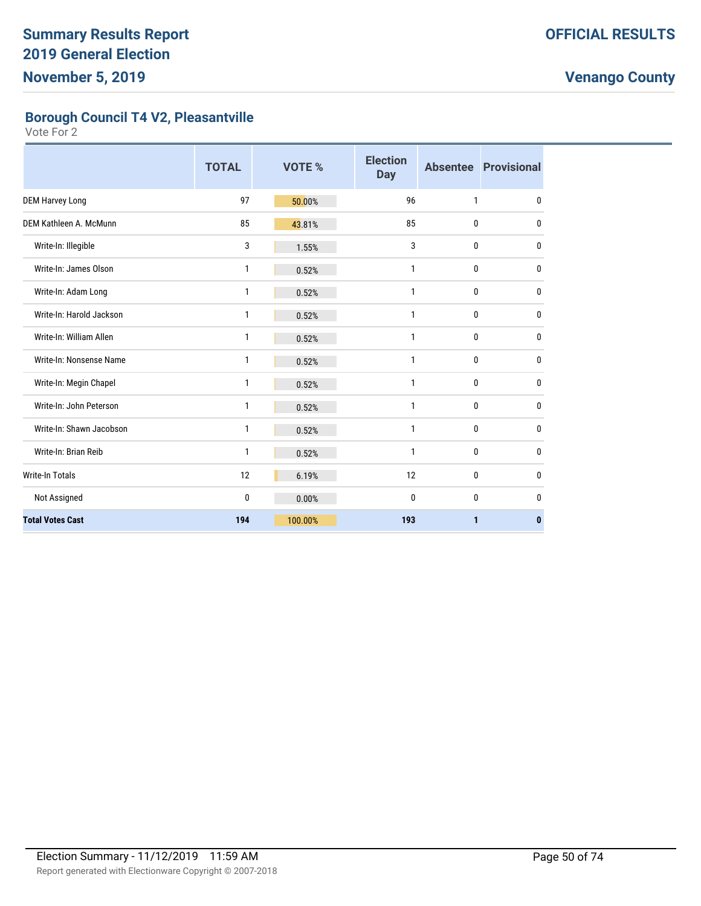## Borough Council T4 V2, Pleasantville

Vote For 2

| | TOTAL | VOTE % | Election Day | Absentee | Provisional |
|---|---|---|---|---|---|
| DEM Harvey Long | 97 | 50.00% | 96 | 1 | 0 |
| DEM Kathleen A. McMunn | 85 | 43.81% | 85 | 0 | 0 |
| Write-In: Illegible | 3 | 1.55% | 3 | 0 | 0 |
| Write-In: James Olson | 1 | 0.52% | 1 | 0 | 0 |
| Write-In: Adam Long | 1 | 0.52% | 1 | 0 | 0 |
| Write-In: Harold Jackson | 1 | 0.52% | 1 | 0 | 0 |
| Write-In: William Allen | 1 | 0.52% | 1 | 0 | 0 |
| Write-In: Nonsense Name | 1 | 0.52% | 1 | 0 | 0 |
| Write-In: Megin Chapel | 1 | 0.52% | 1 | 0 | 0 |
| Write-In: John Peterson | 1 | 0.52% | 1 | 0 | 0 |
| Write-In: Shawn Jacobson | 1 | 0.52% | 1 | 0 | 0 |
| Write-In: Brian Reib | 1 | 0.52% | 1 | 0 | 0 |
| Write-In Totals | 12 | 6.19% | 12 | 0 | 0 |
| Not Assigned | 0 | 0.00% | 0 | 0 | 0 |
| **Total Votes Cast** | **194** | **100.00%** | **193** | **1** | **0** |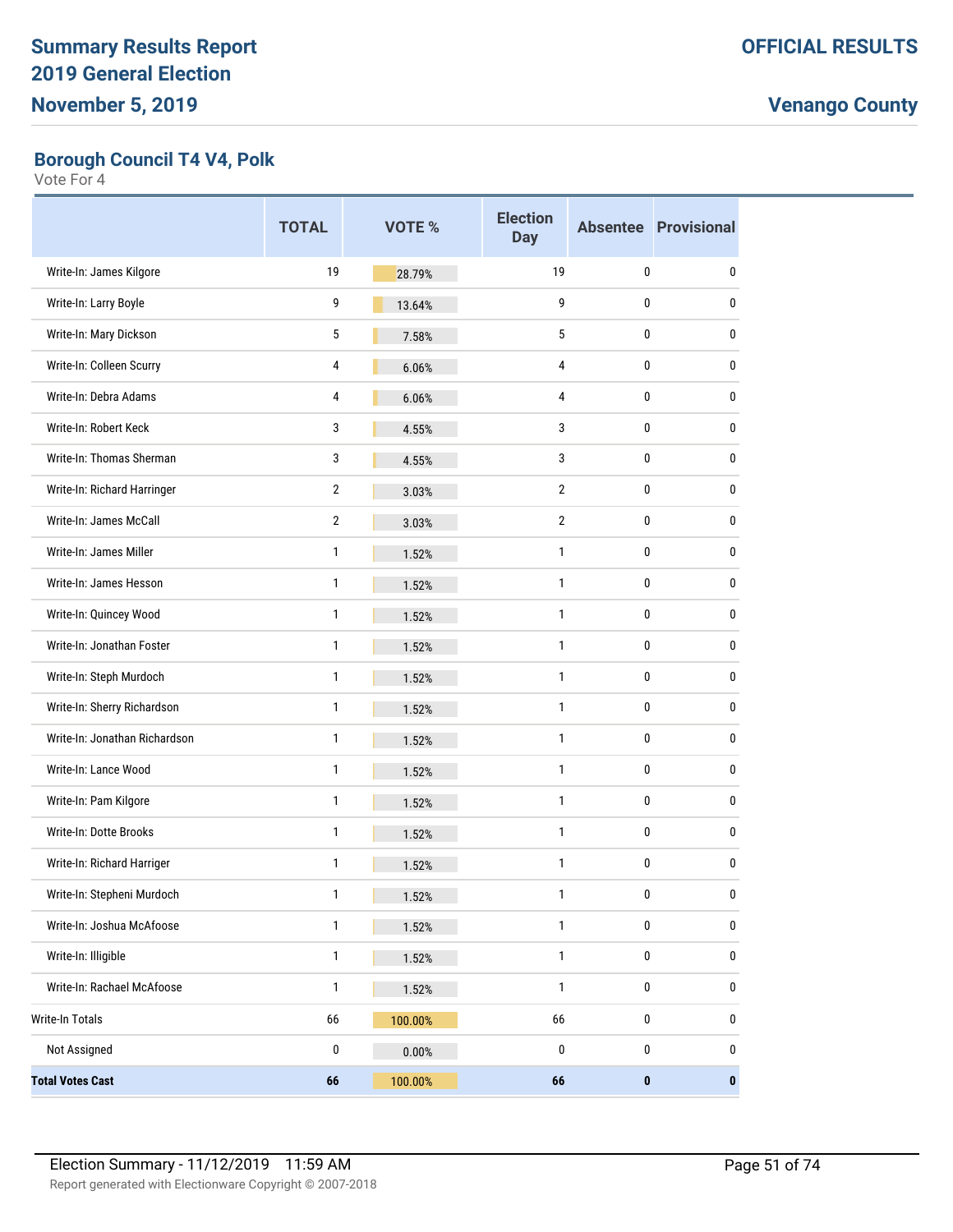**Summary Results Report**
**2019 General Election**
**November 5, 2019**

**OFFICIAL RESULTS**

**Venango County**

## Borough Council T4 V4, Polk

Vote For 4

| | TOTAL | VOTE % | Election Day | Absentee | Provisional |
|---|---|---|---|---|---|
| Write-In: James Kilgore | 19 | 28.79% | 19 | 0 | 0 |
| Write-In: Larry Boyle | 9 | 13.64% | 9 | 0 | 0 |
| Write-In: Mary Dickson | 5 | 7.58% | 5 | 0 | 0 |
| Write-In: Colleen Scurry | 4 | 6.06% | 4 | 0 | 0 |
| Write-In: Debra Adams | 4 | 6.06% | 4 | 0 | 0 |
| Write-In: Robert Keck | 3 | 4.55% | 3 | 0 | 0 |
| Write-In: Thomas Sherman | 3 | 4.55% | 3 | 0 | 0 |
| Write-In: Richard Harringer | 2 | 3.03% | 2 | 0 | 0 |
| Write-In: James McCall | 2 | 3.03% | 2 | 0 | 0 |
| Write-In: James Miller | 1 | 1.52% | 1 | 0 | 0 |
| Write-In: James Hesson | 1 | 1.52% | 1 | 0 | 0 |
| Write-In: Quincey Wood | 1 | 1.52% | 1 | 0 | 0 |
| Write-In: Jonathan Foster | 1 | 1.52% | 1 | 0 | 0 |
| Write-In: Steph Murdoch | 1 | 1.52% | 1 | 0 | 0 |
| Write-In: Sherry Richardson | 1 | 1.52% | 1 | 0 | 0 |
| Write-In: Jonathan Richardson | 1 | 1.52% | 1 | 0 | 0 |
| Write-In: Lance Wood | 1 | 1.52% | 1 | 0 | 0 |
| Write-In: Pam Kilgore | 1 | 1.52% | 1 | 0 | 0 |
| Write-In: Dotte Brooks | 1 | 1.52% | 1 | 0 | 0 |
| Write-In: Richard Harriger | 1 | 1.52% | 1 | 0 | 0 |
| Write-In: Stepheni Murdoch | 1 | 1.52% | 1 | 0 | 0 |
| Write-In: Joshua McAfoose | 1 | 1.52% | 1 | 0 | 0 |
| Write-In: Illigible | 1 | 1.52% | 1 | 0 | 0 |
| Write-In: Rachael McAfoose | 1 | 1.52% | 1 | 0 | 0 |
| Write-In Totals | 66 | 100.00% | 66 | 0 | 0 |
| Not Assigned | 0 | 0.00% | 0 | 0 | 0 |
| **Total Votes Cast** | **66** | **100.00%** | **66** | **0** | **0** |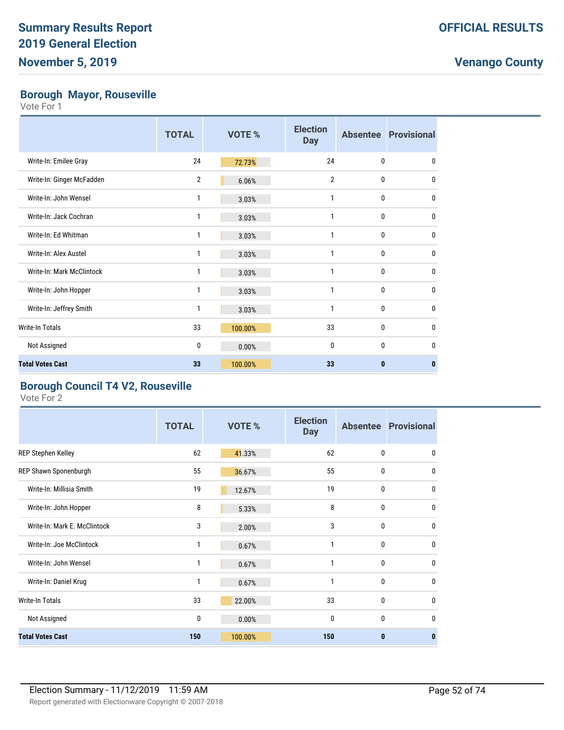## Borough Mayor, Rouseville

Vote For 1

| | TOTAL | VOTE % | Election Day | Absentee | Provisional |
|---|---|---|---|---|---|
| Write-In: Emilee Gray | 24 | 72.73% | 24 | 0 | 0 |
| Write-In: Ginger McFadden | 2 | 6.06% | 2 | 0 | 0 |
| Write-In: John Wensel | 1 | 3.03% | 1 | 0 | 0 |
| Write-In: Jack Cochran | 1 | 3.03% | 1 | 0 | 0 |
| Write-In: Ed Whitman | 1 | 3.03% | 1 | 0 | 0 |
| Write-In: Alex Austel | 1 | 3.03% | 1 | 0 | 0 |
| Write-In: Mark McClintock | 1 | 3.03% | 1 | 0 | 0 |
| Write-In: John Hopper | 1 | 3.03% | 1 | 0 | 0 |
| Write-In: Jeffrey Smith | 1 | 3.03% | 1 | 0 | 0 |
| Write-In Totals | 33 | 100.00% | 33 | 0 | 0 |
| Not Assigned | 0 | 0.00% | 0 | 0 | 0 |
| **Total Votes Cast** | **33** | **100.00%** | **33** | **0** | **0** |

## Borough Council T4 V2, Rouseville

Vote For 2

| | TOTAL | VOTE % | Election Day | Absentee | Provisional |
|---|---|---|---|---|---|
| REP Stephen Kelley | 62 | 41.33% | 62 | 0 | 0 |
| REP Shawn Sponenburgh | 55 | 36.67% | 55 | 0 | 0 |
| Write-In: Millisia Smith | 19 | 12.67% | 19 | 0 | 0 |
| Write-In: John Hopper | 8 | 5.33% | 8 | 0 | 0 |
| Write-In: Mark E. McClintock | 3 | 2.00% | 3 | 0 | 0 |
| Write-In: Joe McClintock | 1 | 0.67% | 1 | 0 | 0 |
| Write-In: John Wensel | 1 | 0.67% | 1 | 0 | 0 |
| Write-In: Daniel Krug | 1 | 0.67% | 1 | 0 | 0 |
| Write-In Totals | 33 | 22.00% | 33 | 0 | 0 |
| Not Assigned | 0 | 0.00% | 0 | 0 | 0 |
| **Total Votes Cast** | **150** | **100.00%** | **150** | **0** | **0** |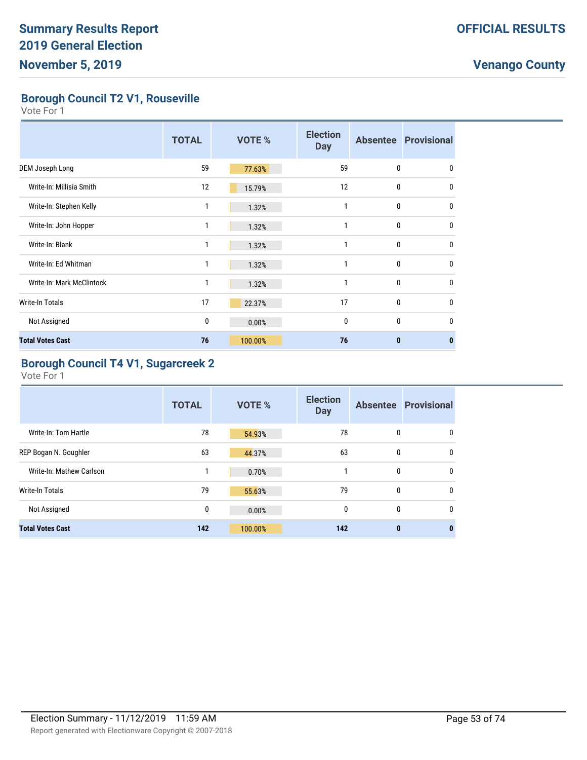# Summary Results Report
# 2019 General Election
# November 5, 2019

**OFFICIAL RESULTS**

**Venango County**

## Borough Council T2 V1, Rouseville

Vote For 1

| | TOTAL | VOTE % | Election Day | Absentee | Provisional |
|---|---|---|---|---|---|
| DEM Joseph Long | 59 | 77.63% | 59 | 0 | 0 |
| Write-In: Millisia Smith | 12 | 15.79% | 12 | 0 | 0 |
| Write-In: Stephen Kelly | 1 | 1.32% | 1 | 0 | 0 |
| Write-In: John Hopper | 1 | 1.32% | 1 | 0 | 0 |
| Write-In: Blank | 1 | 1.32% | 1 | 0 | 0 |
| Write-In: Ed Whitman | 1 | 1.32% | 1 | 0 | 0 |
| Write-In: Mark McClintock | 1 | 1.32% | 1 | 0 | 0 |
| Write-In Totals | 17 | 22.37% | 17 | 0 | 0 |
| Not Assigned | 0 | 0.00% | 0 | 0 | 0 |
| **Total Votes Cast** | **76** | **100.00%** | **76** | **0** | **0** |

## Borough Council T4 V1, Sugarcreek 2

Vote For 1

| | TOTAL | VOTE % | Election Day | Absentee | Provisional |
|---|---|---|---|---|---|
| Write-In: Tom Hartle | 78 | 54.93% | 78 | 0 | 0 |
| REP Bogan N. Goughler | 63 | 44.37% | 63 | 0 | 0 |
| Write-In: Mathew Carlson | 1 | 0.70% | 1 | 0 | 0 |
| Write-In Totals | 79 | 55.63% | 79 | 0 | 0 |
| Not Assigned | 0 | 0.00% | 0 | 0 | 0 |
| **Total Votes Cast** | **142** | **100.00%** | **142** | **0** | **0** |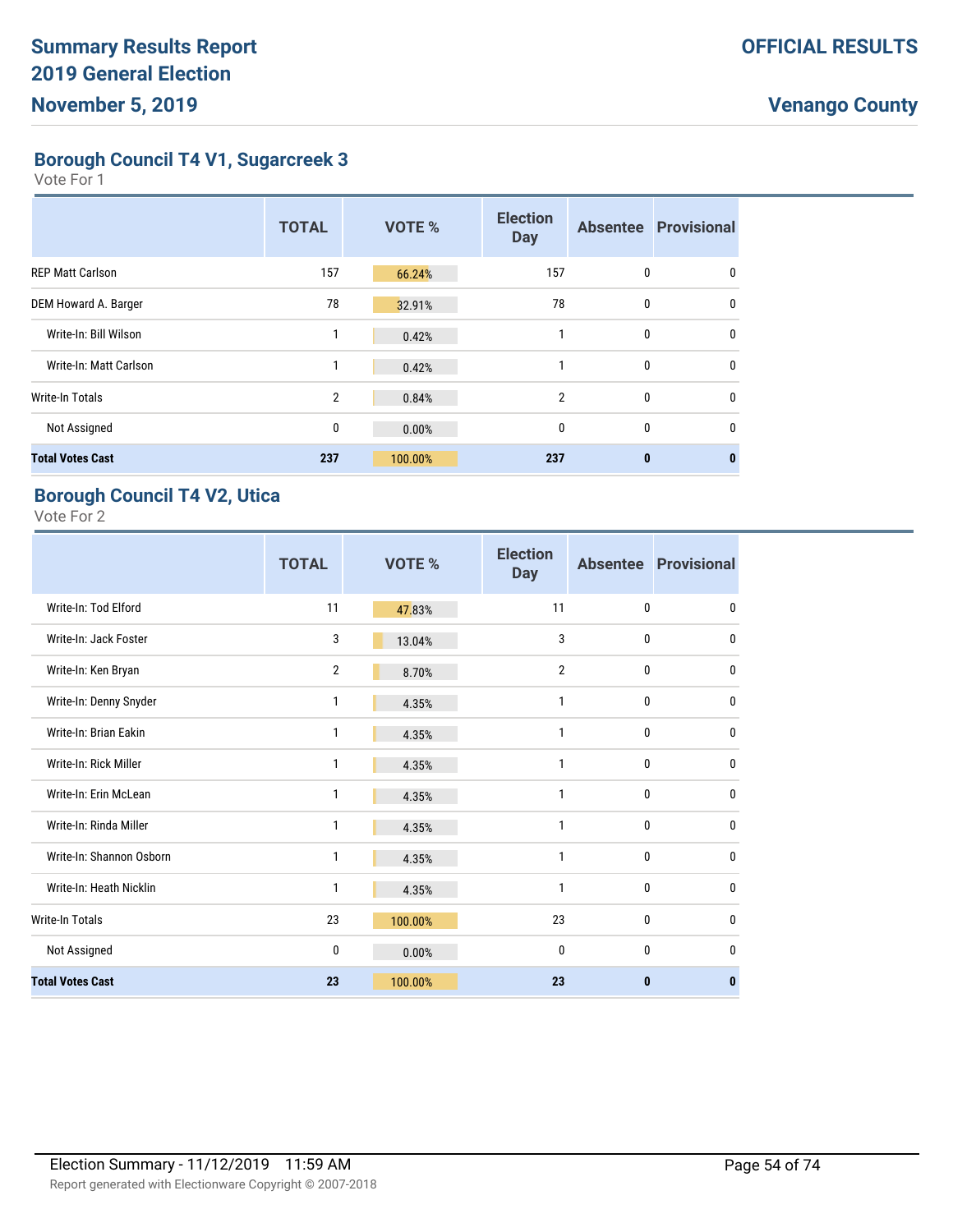## Borough Council T4 V1, Sugarcreek 3

Vote For 1

| | TOTAL | VOTE % | Election Day | Absentee | Provisional |
|---|---|---|---|---|---|
| REP Matt Carlson | 157 | 66.24% | 157 | 0 | 0 |
| DEM Howard A. Barger | 78 | 32.91% | 78 | 0 | 0 |
| Write-In: Bill Wilson | 1 | 0.42% | 1 | 0 | 0 |
| Write-In: Matt Carlson | 1 | 0.42% | 1 | 0 | 0 |
| Write-In Totals | 2 | 0.84% | 2 | 0 | 0 |
| Not Assigned | 0 | 0.00% | 0 | 0 | 0 |
| **Total Votes Cast** | **237** | **100.00%** | **237** | **0** | **0** |

## Borough Council T4 V2, Utica

Vote For 2

| | TOTAL | VOTE % | Election Day | Absentee | Provisional |
|---|---|---|---|---|---|
| Write-In: Tod Elford | 11 | 47.83% | 11 | 0 | 0 |
| Write-In: Jack Foster | 3 | 13.04% | 3 | 0 | 0 |
| Write-In: Ken Bryan | 2 | 8.70% | 2 | 0 | 0 |
| Write-In: Denny Snyder | 1 | 4.35% | 1 | 0 | 0 |
| Write-In: Brian Eakin | 1 | 4.35% | 1 | 0 | 0 |
| Write-In: Rick Miller | 1 | 4.35% | 1 | 0 | 0 |
| Write-In: Erin McLean | 1 | 4.35% | 1 | 0 | 0 |
| Write-In: Rinda Miller | 1 | 4.35% | 1 | 0 | 0 |
| Write-In: Shannon Osborn | 1 | 4.35% | 1 | 0 | 0 |
| Write-In: Heath Nicklin | 1 | 4.35% | 1 | 0 | 0 |
| Write-In Totals | 23 | 100.00% | 23 | 0 | 0 |
| Not Assigned | 0 | 0.00% | 0 | 0 | 0 |
| **Total Votes Cast** | **23** | **100.00%** | **23** | **0** | **0** |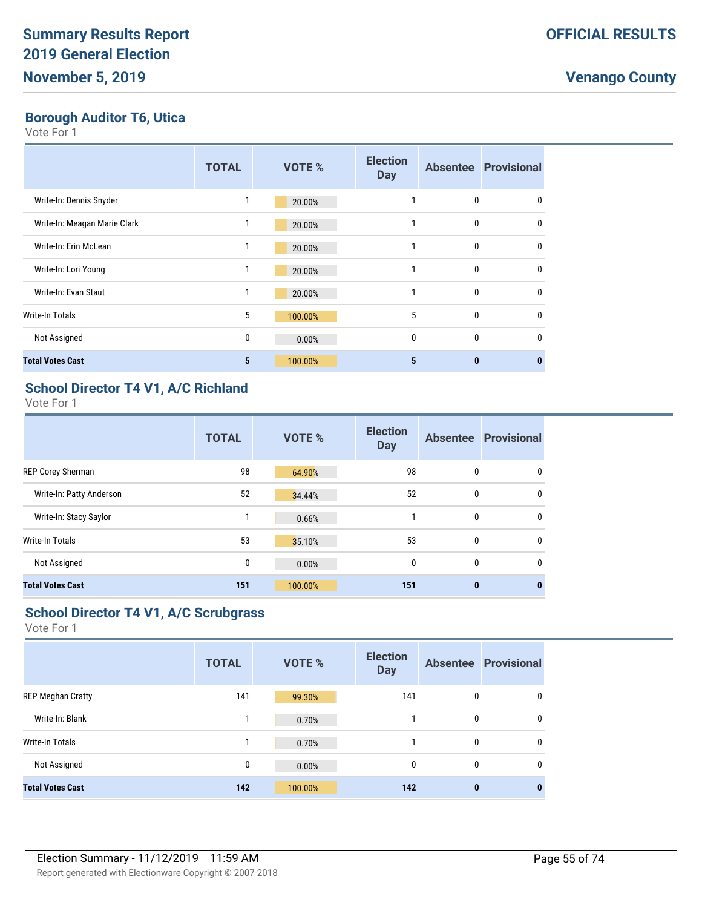## Borough Auditor T6, Utica

Vote For 1

| | TOTAL | VOTE % | Election Day | Absentee | Provisional |
|---|---|---|---|---|---|
| Write-In: Dennis Snyder | 1 | 20.00% | 1 | 0 | 0 |
| Write-In: Meagan Marie Clark | 1 | 20.00% | 1 | 0 | 0 |
| Write-In: Erin McLean | 1 | 20.00% | 1 | 0 | 0 |
| Write-In: Lori Young | 1 | 20.00% | 1 | 0 | 0 |
| Write-In: Evan Staut | 1 | 20.00% | 1 | 0 | 0 |
| Write-In Totals | 5 | 100.00% | 5 | 0 | 0 |
| Not Assigned | 0 | 0.00% | 0 | 0 | 0 |
| **Total Votes Cast** | **5** | **100.00%** | **5** | **0** | **0** |

## School Director T4 V1, A/C Richland

Vote For 1

| | TOTAL | VOTE % | Election Day | Absentee | Provisional |
|---|---|---|---|---|---|
| REP Corey Sherman | 98 | 64.90% | 98 | 0 | 0 |
| Write-In: Patty Anderson | 52 | 34.44% | 52 | 0 | 0 |
| Write-In: Stacy Saylor | 1 | 0.66% | 1 | 0 | 0 |
| Write-In Totals | 53 | 35.10% | 53 | 0 | 0 |
| Not Assigned | 0 | 0.00% | 0 | 0 | 0 |
| **Total Votes Cast** | **151** | **100.00%** | **151** | **0** | **0** |

## School Director T4 V1, A/C Scrubgrass

Vote For 1

| | TOTAL | VOTE % | Election Day | Absentee | Provisional |
|---|---|---|---|---|---|
| REP Meghan Cratty | 141 | 99.30% | 141 | 0 | 0 |
| Write-In: Blank | 1 | 0.70% | 1 | 0 | 0 |
| Write-In Totals | 1 | 0.70% | 1 | 0 | 0 |
| Not Assigned | 0 | 0.00% | 0 | 0 | 0 |
| **Total Votes Cast** | **142** | **100.00%** | **142** | **0** | **0** |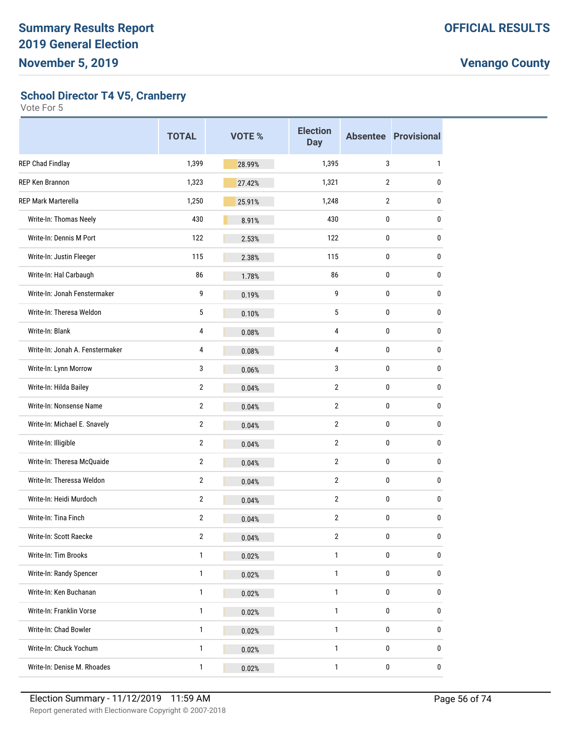# Summary Results Report
# 2019 General Election
# November 5, 2019

**OFFICIAL RESULTS**

**Venango County**

## School Director T4 V5, Cranberry

Vote For 5

| | TOTAL | VOTE % | Election Day | Absentee | Provisional |
|---|---|---|---|---|---|
| REP Chad Findlay | 1,399 | 28.99% | 1,395 | 3 | 1 |
| REP Ken Brannon | 1,323 | 27.42% | 1,321 | 2 | 0 |
| REP Mark Marterella | 1,250 | 25.91% | 1,248 | 2 | 0 |
| Write-In: Thomas Neely | 430 | 8.91% | 430 | 0 | 0 |
| Write-In: Dennis M Port | 122 | 2.53% | 122 | 0 | 0 |
| Write-In: Justin Fleeger | 115 | 2.38% | 115 | 0 | 0 |
| Write-In: Hal Carbaugh | 86 | 1.78% | 86 | 0 | 0 |
| Write-In: Jonah Fenstermaker | 9 | 0.19% | 9 | 0 | 0 |
| Write-In: Theresa Weldon | 5 | 0.10% | 5 | 0 | 0 |
| Write-In: Blank | 4 | 0.08% | 4 | 0 | 0 |
| Write-In: Jonah A. Fenstermaker | 4 | 0.08% | 4 | 0 | 0 |
| Write-In: Lynn Morrow | 3 | 0.06% | 3 | 0 | 0 |
| Write-In: Hilda Bailey | 2 | 0.04% | 2 | 0 | 0 |
| Write-In: Nonsense Name | 2 | 0.04% | 2 | 0 | 0 |
| Write-In: Michael E. Snavely | 2 | 0.04% | 2 | 0 | 0 |
| Write-In: Illigible | 2 | 0.04% | 2 | 0 | 0 |
| Write-In: Theresa McQuaide | 2 | 0.04% | 2 | 0 | 0 |
| Write-In: Theressa Weldon | 2 | 0.04% | 2 | 0 | 0 |
| Write-In: Heidi Murdoch | 2 | 0.04% | 2 | 0 | 0 |
| Write-In: Tina Finch | 2 | 0.04% | 2 | 0 | 0 |
| Write-In: Scott Raecke | 2 | 0.04% | 2 | 0 | 0 |
| Write-In: Tim Brooks | 1 | 0.02% | 1 | 0 | 0 |
| Write-In: Randy Spencer | 1 | 0.02% | 1 | 0 | 0 |
| Write-In: Ken Buchanan | 1 | 0.02% | 1 | 0 | 0 |
| Write-In: Franklin Vorse | 1 | 0.02% | 1 | 0 | 0 |
| Write-In: Chad Bowler | 1 | 0.02% | 1 | 0 | 0 |
| Write-In: Chuck Yochum | 1 | 0.02% | 1 | 0 | 0 |
| Write-In: Denise M. Rhoades | 1 | 0.02% | 1 | 0 | 0 |

Election Summary - 11/12/2019 11:59 AM

Report generated with Electionware Copyright © 2007-2018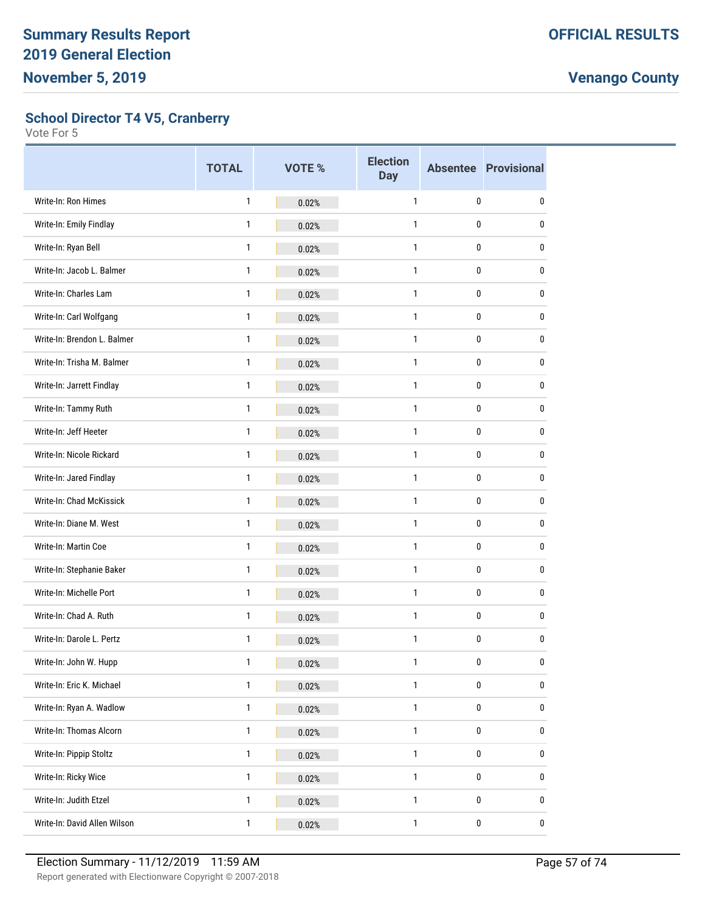## School Director T4 V5, Cranberry

Vote For 5

| | TOTAL | VOTE % | Election Day | Absentee | Provisional |
|---|---|---|---|---|---|
| Write-In: Ron Himes | 1 | 0.02% | 1 | 0 | 0 |
| Write-In: Emily Findlay | 1 | 0.02% | 1 | 0 | 0 |
| Write-In: Ryan Bell | 1 | 0.02% | 1 | 0 | 0 |
| Write-In: Jacob L. Balmer | 1 | 0.02% | 1 | 0 | 0 |
| Write-In: Charles Lam | 1 | 0.02% | 1 | 0 | 0 |
| Write-In: Carl Wolfgang | 1 | 0.02% | 1 | 0 | 0 |
| Write-In: Brendon L. Balmer | 1 | 0.02% | 1 | 0 | 0 |
| Write-In: Trisha M. Balmer | 1 | 0.02% | 1 | 0 | 0 |
| Write-In: Jarrett Findlay | 1 | 0.02% | 1 | 0 | 0 |
| Write-In: Tammy Ruth | 1 | 0.02% | 1 | 0 | 0 |
| Write-In: Jeff Heeter | 1 | 0.02% | 1 | 0 | 0 |
| Write-In: Nicole Rickard | 1 | 0.02% | 1 | 0 | 0 |
| Write-In: Jared Findlay | 1 | 0.02% | 1 | 0 | 0 |
| Write-In: Chad McKissick | 1 | 0.02% | 1 | 0 | 0 |
| Write-In: Diane M. West | 1 | 0.02% | 1 | 0 | 0 |
| Write-In: Martin Coe | 1 | 0.02% | 1 | 0 | 0 |
| Write-In: Stephanie Baker | 1 | 0.02% | 1 | 0 | 0 |
| Write-In: Michelle Port | 1 | 0.02% | 1 | 0 | 0 |
| Write-In: Chad A. Ruth | 1 | 0.02% | 1 | 0 | 0 |
| Write-In: Darole L. Pertz | 1 | 0.02% | 1 | 0 | 0 |
| Write-In: John W. Hupp | 1 | 0.02% | 1 | 0 | 0 |
| Write-In: Eric K. Michael | 1 | 0.02% | 1 | 0 | 0 |
| Write-In: Ryan A. Wadlow | 1 | 0.02% | 1 | 0 | 0 |
| Write-In: Thomas Alcorn | 1 | 0.02% | 1 | 0 | 0 |
| Write-In: Pippip Stoltz | 1 | 0.02% | 1 | 0 | 0 |
| Write-In: Ricky Wice | 1 | 0.02% | 1 | 0 | 0 |
| Write-In: Judith Etzel | 1 | 0.02% | 1 | 0 | 0 |
| Write-In: David Allen Wilson | 1 | 0.02% | 1 | 0 | 0 |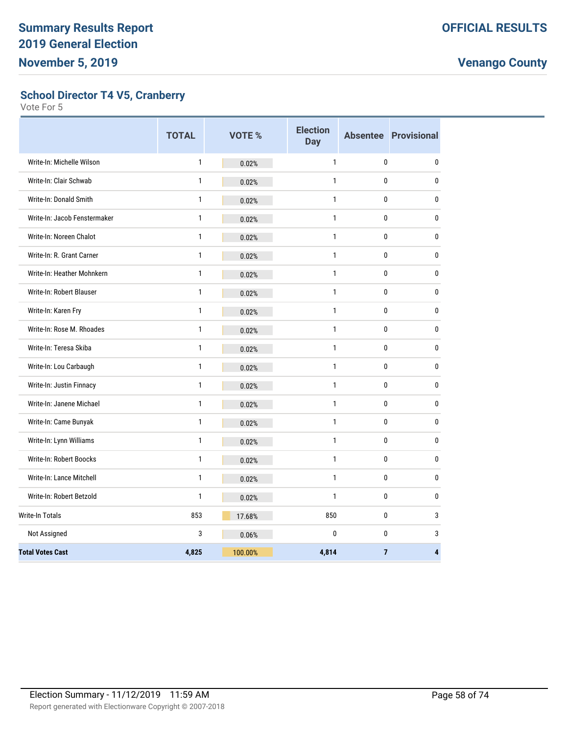# Summary Results Report
# 2019 General Election
# November 5, 2019

**OFFICIAL RESULTS**

**Venango County**

## School Director T4 V5, Cranberry

Vote For 5

| | TOTAL | VOTE % | Election Day | Absentee | Provisional |
|---|---|---|---|---|---|
| Write-In: Michelle Wilson | 1 | 0.02% | 1 | 0 | 0 |
| Write-In: Clair Schwab | 1 | 0.02% | 1 | 0 | 0 |
| Write-In: Donald Smith | 1 | 0.02% | 1 | 0 | 0 |
| Write-In: Jacob Fenstermaker | 1 | 0.02% | 1 | 0 | 0 |
| Write-In: Noreen Chalot | 1 | 0.02% | 1 | 0 | 0 |
| Write-In: R. Grant Carner | 1 | 0.02% | 1 | 0 | 0 |
| Write-In: Heather Mohnkern | 1 | 0.02% | 1 | 0 | 0 |
| Write-In: Robert Blauser | 1 | 0.02% | 1 | 0 | 0 |
| Write-In: Karen Fry | 1 | 0.02% | 1 | 0 | 0 |
| Write-In: Rose M. Rhoades | 1 | 0.02% | 1 | 0 | 0 |
| Write-In: Teresa Skiba | 1 | 0.02% | 1 | 0 | 0 |
| Write-In: Lou Carbaugh | 1 | 0.02% | 1 | 0 | 0 |
| Write-In: Justin Finnacy | 1 | 0.02% | 1 | 0 | 0 |
| Write-In: Janene Michael | 1 | 0.02% | 1 | 0 | 0 |
| Write-In: Came Bunyak | 1 | 0.02% | 1 | 0 | 0 |
| Write-In: Lynn Williams | 1 | 0.02% | 1 | 0 | 0 |
| Write-In: Robert Boocks | 1 | 0.02% | 1 | 0 | 0 |
| Write-In: Lance Mitchell | 1 | 0.02% | 1 | 0 | 0 |
| Write-In: Robert Betzold | 1 | 0.02% | 1 | 0 | 0 |
| Write-In Totals | 853 | 17.68% | 850 | 0 | 3 |
| Not Assigned | 3 | 0.06% | 0 | 0 | 3 |
| **Total Votes Cast** | **4,825** | **100.00%** | **4,814** | **7** | **4** |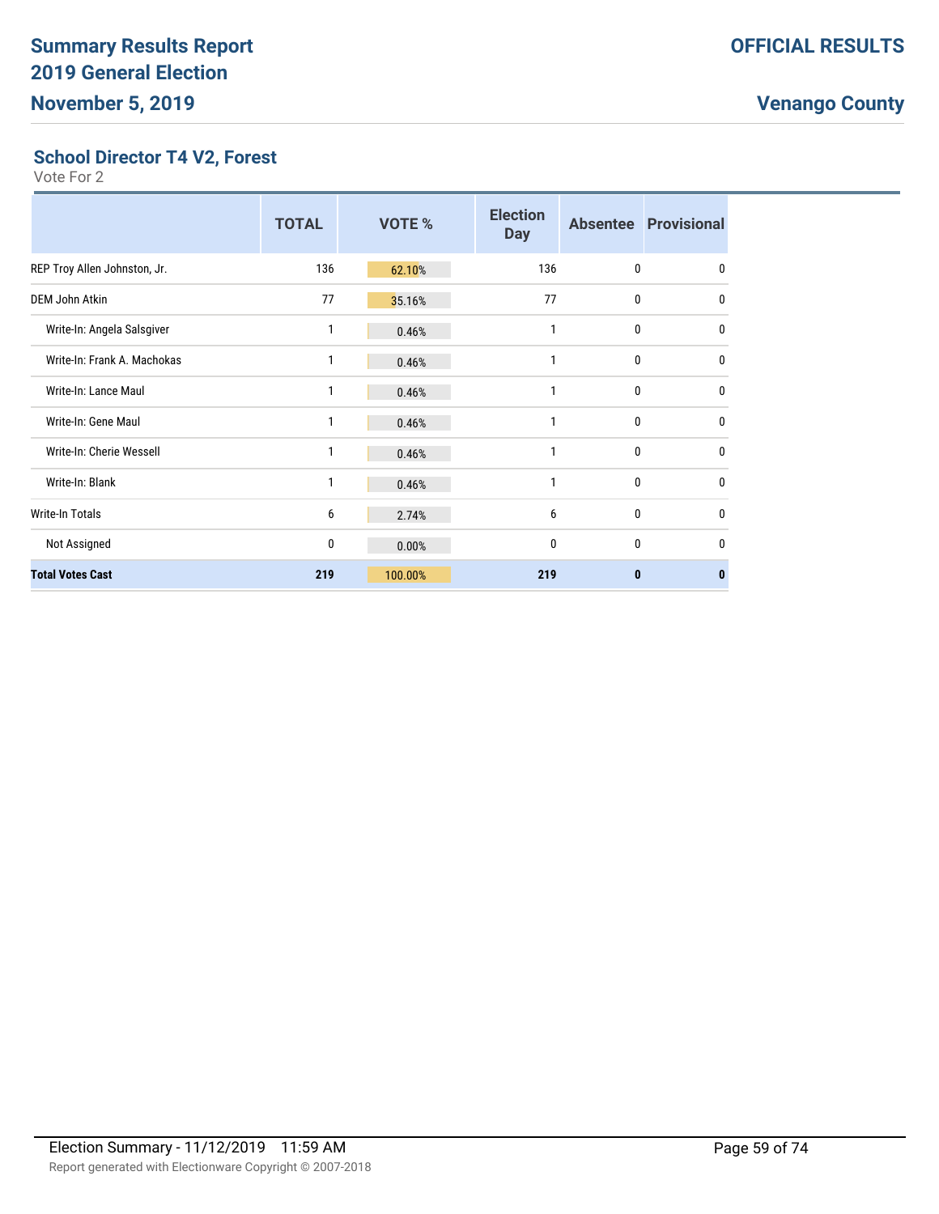## School Director T4 V2, Forest

Vote For 2

| | TOTAL | VOTE % | Election Day | Absentee | Provisional |
|---|---|---|---|---|---|
| REP Troy Allen Johnston, Jr. | 136 | 62.10% | 136 | 0 | 0 |
| DEM John Atkin | 77 | 35.16% | 77 | 0 | 0 |
| Write-In: Angela Salsgiver | 1 | 0.46% | 1 | 0 | 0 |
| Write-In: Frank A. Machokas | 1 | 0.46% | 1 | 0 | 0 |
| Write-In: Lance Maul | 1 | 0.46% | 1 | 0 | 0 |
| Write-In: Gene Maul | 1 | 0.46% | 1 | 0 | 0 |
| Write-In: Cherie Wessell | 1 | 0.46% | 1 | 0 | 0 |
| Write-In: Blank | 1 | 0.46% | 1 | 0 | 0 |
| Write-In Totals | 6 | 2.74% | 6 | 0 | 0 |
| Not Assigned | 0 | 0.00% | 0 | 0 | 0 |
| **Total Votes Cast** | **219** | **100.00%** | **219** | **0** | **0** |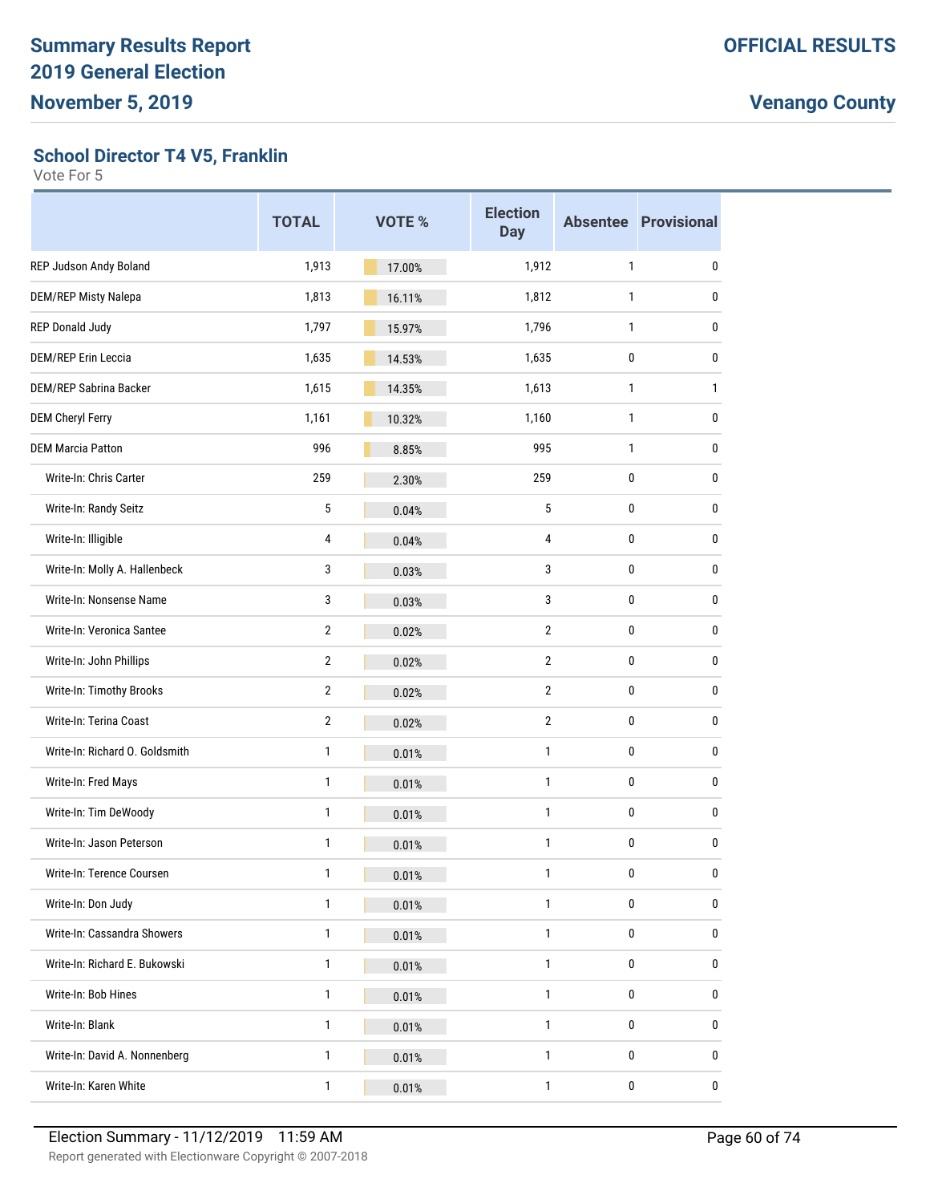# Summary Results Report
# 2019 General Election
# November 5, 2019

**OFFICIAL RESULTS**

**Venango County**

## School Director T4 V5, Franklin

Vote For 5

| | TOTAL | VOTE % | Election Day | Absentee | Provisional |
|---|---|---|---|---|---|
| REP Judson Andy Boland | 1,913 | 17.00% | 1,912 | 1 | 0 |
| DEM/REP Misty Nalepa | 1,813 | 16.11% | 1,812 | 1 | 0 |
| REP Donald Judy | 1,797 | 15.97% | 1,796 | 1 | 0 |
| DEM/REP Erin Leccia | 1,635 | 14.53% | 1,635 | 0 | 0 |
| DEM/REP Sabrina Backer | 1,615 | 14.35% | 1,613 | 1 | 1 |
| DEM Cheryl Ferry | 1,161 | 10.32% | 1,160 | 1 | 0 |
| DEM Marcia Patton | 996 | 8.85% | 995 | 1 | 0 |
| Write-In: Chris Carter | 259 | 2.30% | 259 | 0 | 0 |
| Write-In: Randy Seitz | 5 | 0.04% | 5 | 0 | 0 |
| Write-In: Illigible | 4 | 0.04% | 4 | 0 | 0 |
| Write-In: Molly A. Hallenbeck | 3 | 0.03% | 3 | 0 | 0 |
| Write-In: Nonsense Name | 3 | 0.03% | 3 | 0 | 0 |
| Write-In: Veronica Santee | 2 | 0.02% | 2 | 0 | 0 |
| Write-In: John Phillips | 2 | 0.02% | 2 | 0 | 0 |
| Write-In: Timothy Brooks | 2 | 0.02% | 2 | 0 | 0 |
| Write-In: Terina Coast | 2 | 0.02% | 2 | 0 | 0 |
| Write-In: Richard O. Goldsmith | 1 | 0.01% | 1 | 0 | 0 |
| Write-In: Fred Mays | 1 | 0.01% | 1 | 0 | 0 |
| Write-In: Tim DeWoody | 1 | 0.01% | 1 | 0 | 0 |
| Write-In: Jason Peterson | 1 | 0.01% | 1 | 0 | 0 |
| Write-In: Terence Coursen | 1 | 0.01% | 1 | 0 | 0 |
| Write-In: Don Judy | 1 | 0.01% | 1 | 0 | 0 |
| Write-In: Cassandra Showers | 1 | 0.01% | 1 | 0 | 0 |
| Write-In: Richard E. Bukowski | 1 | 0.01% | 1 | 0 | 0 |
| Write-In: Bob Hines | 1 | 0.01% | 1 | 0 | 0 |
| Write-In: Blank | 1 | 0.01% | 1 | 0 | 0 |
| Write-In: David A. Nonnenberg | 1 | 0.01% | 1 | 0 | 0 |
| Write-In: Karen White | 1 | 0.01% | 1 | 0 | 0 |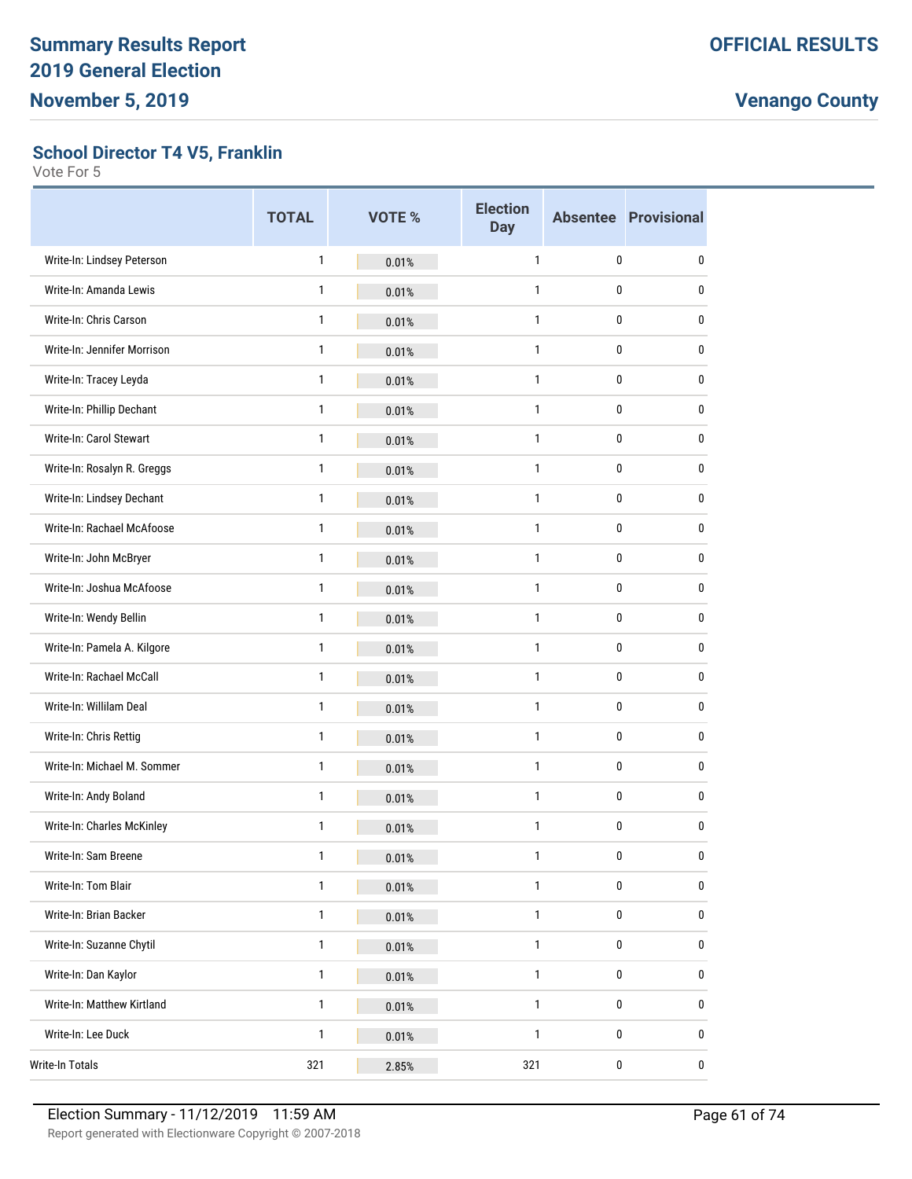## School Director T4 V5, Franklin

Vote For 5

| | TOTAL | VOTE % | Election Day | Absentee | Provisional |
|---|---|---|---|---|---|
| Write-In: Lindsey Peterson | 1 | 0.01% | 1 | 0 | 0 |
| Write-In: Amanda Lewis | 1 | 0.01% | 1 | 0 | 0 |
| Write-In: Chris Carson | 1 | 0.01% | 1 | 0 | 0 |
| Write-In: Jennifer Morrison | 1 | 0.01% | 1 | 0 | 0 |
| Write-In: Tracey Leyda | 1 | 0.01% | 1 | 0 | 0 |
| Write-In: Phillip Dechant | 1 | 0.01% | 1 | 0 | 0 |
| Write-In: Carol Stewart | 1 | 0.01% | 1 | 0 | 0 |
| Write-In: Rosalyn R. Greggs | 1 | 0.01% | 1 | 0 | 0 |
| Write-In: Lindsey Dechant | 1 | 0.01% | 1 | 0 | 0 |
| Write-In: Rachael McAfoose | 1 | 0.01% | 1 | 0 | 0 |
| Write-In: John McBryer | 1 | 0.01% | 1 | 0 | 0 |
| Write-In: Joshua McAfoose | 1 | 0.01% | 1 | 0 | 0 |
| Write-In: Wendy Bellin | 1 | 0.01% | 1 | 0 | 0 |
| Write-In: Pamela A. Kilgore | 1 | 0.01% | 1 | 0 | 0 |
| Write-In: Rachael McCall | 1 | 0.01% | 1 | 0 | 0 |
| Write-In: Willilam Deal | 1 | 0.01% | 1 | 0 | 0 |
| Write-In: Chris Rettig | 1 | 0.01% | 1 | 0 | 0 |
| Write-In: Michael M. Sommer | 1 | 0.01% | 1 | 0 | 0 |
| Write-In: Andy Boland | 1 | 0.01% | 1 | 0 | 0 |
| Write-In: Charles McKinley | 1 | 0.01% | 1 | 0 | 0 |
| Write-In: Sam Breene | 1 | 0.01% | 1 | 0 | 0 |
| Write-In: Tom Blair | 1 | 0.01% | 1 | 0 | 0 |
| Write-In: Brian Backer | 1 | 0.01% | 1 | 0 | 0 |
| Write-In: Suzanne Chytil | 1 | 0.01% | 1 | 0 | 0 |
| Write-In: Dan Kaylor | 1 | 0.01% | 1 | 0 | 0 |
| Write-In: Matthew Kirtland | 1 | 0.01% | 1 | 0 | 0 |
| Write-In: Lee Duck | 1 | 0.01% | 1 | 0 | 0 |
| Write-In Totals | 321 | 2.85% | 321 | 0 | 0 |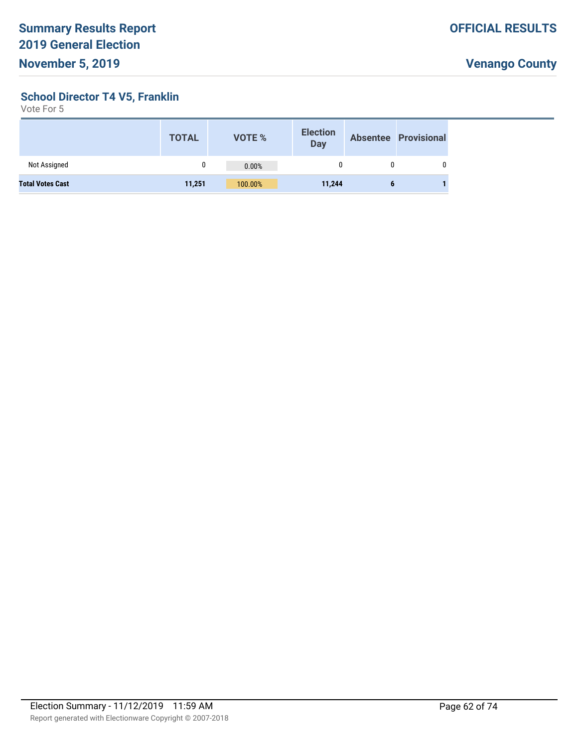### School Director T4 V5, Franklin

Vote For 5

| | TOTAL | VOTE % | Election Day | Absentee | Provisional |
|---|---|---|---|---|---|
| Not Assigned | 0 | 0.00% | 0 | 0 | 0 |
| **Total Votes Cast** | **11,251** | 100.00% | **11,244** | **6** | **1** |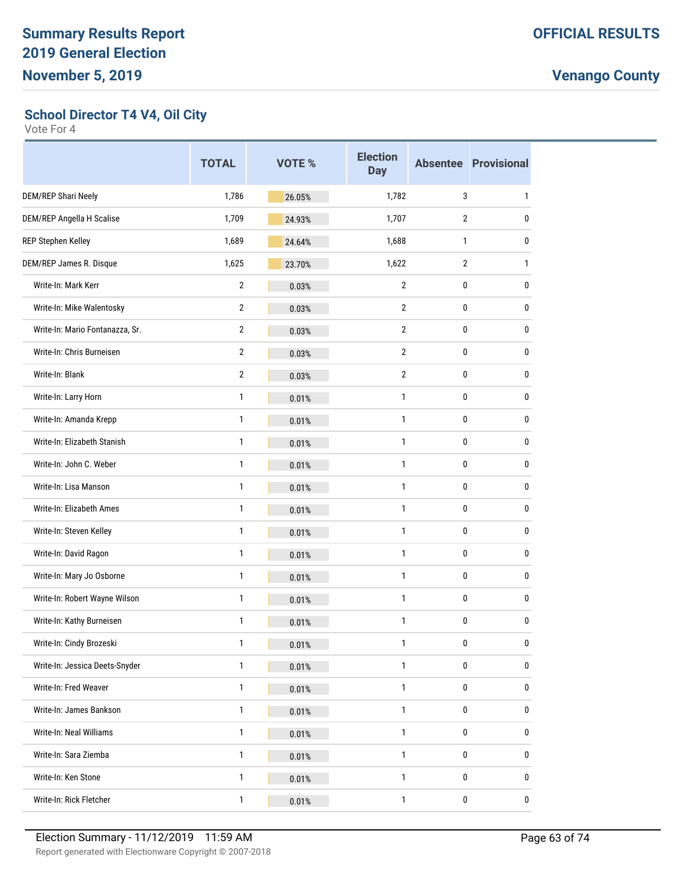# Summary Results Report
# 2019 General Election
# November 5, 2019

**OFFICIAL RESULTS**

**Venango County**

## School Director T4 V4, Oil City

Vote For 4

| | TOTAL | VOTE % | Election Day | Absentee | Provisional |
|---|---|---|---|---|---|
| DEM/REP Shari Neely | 1,786 | 26.05% | 1,782 | 3 | 1 |
| DEM/REP Angella H Scalise | 1,709 | 24.93% | 1,707 | 2 | 0 |
| REP Stephen Kelley | 1,689 | 24.64% | 1,688 | 1 | 0 |
| DEM/REP James R. Disque | 1,625 | 23.70% | 1,622 | 2 | 1 |
| Write-In: Mark Kerr | 2 | 0.03% | 2 | 0 | 0 |
| Write-In: Mike Walentosky | 2 | 0.03% | 2 | 0 | 0 |
| Write-In: Mario Fontanazza, Sr. | 2 | 0.03% | 2 | 0 | 0 |
| Write-In: Chris Burneisen | 2 | 0.03% | 2 | 0 | 0 |
| Write-In: Blank | 2 | 0.03% | 2 | 0 | 0 |
| Write-In: Larry Horn | 1 | 0.01% | 1 | 0 | 0 |
| Write-In: Amanda Krepp | 1 | 0.01% | 1 | 0 | 0 |
| Write-In: Elizabeth Stanish | 1 | 0.01% | 1 | 0 | 0 |
| Write-In: John C. Weber | 1 | 0.01% | 1 | 0 | 0 |
| Write-In: Lisa Manson | 1 | 0.01% | 1 | 0 | 0 |
| Write-In: Elizabeth Ames | 1 | 0.01% | 1 | 0 | 0 |
| Write-In: Steven Kelley | 1 | 0.01% | 1 | 0 | 0 |
| Write-In: David Ragon | 1 | 0.01% | 1 | 0 | 0 |
| Write-In: Mary Jo Osborne | 1 | 0.01% | 1 | 0 | 0 |
| Write-In: Robert Wayne Wilson | 1 | 0.01% | 1 | 0 | 0 |
| Write-In: Kathy Burneisen | 1 | 0.01% | 1 | 0 | 0 |
| Write-In: Cindy Brozeski | 1 | 0.01% | 1 | 0 | 0 |
| Write-In: Jessica Deets-Snyder | 1 | 0.01% | 1 | 0 | 0 |
| Write-In: Fred Weaver | 1 | 0.01% | 1 | 0 | 0 |
| Write-In: James Bankson | 1 | 0.01% | 1 | 0 | 0 |
| Write-In: Neal Williams | 1 | 0.01% | 1 | 0 | 0 |
| Write-In: Sara Ziemba | 1 | 0.01% | 1 | 0 | 0 |
| Write-In: Ken Stone | 1 | 0.01% | 1 | 0 | 0 |
| Write-In: Rick Fletcher | 1 | 0.01% | 1 | 0 | 0 |

Election Summary - 11/12/2019 11:59 AM

Report generated with Electionware Copyright © 2007-2018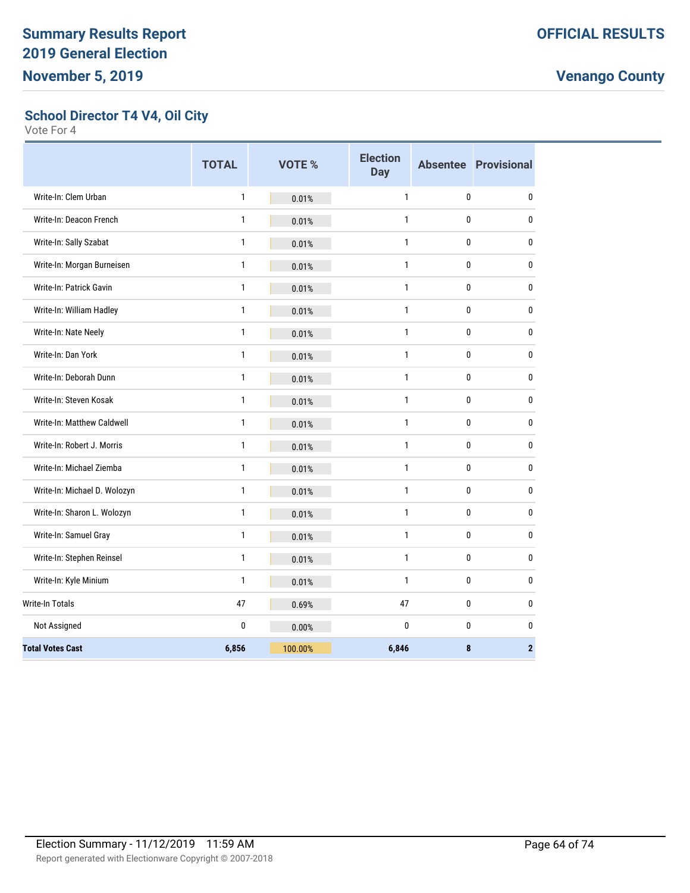## School Director T4 V4, Oil City

Vote For 4

| | TOTAL | VOTE % | Election Day | Absentee | Provisional |
|---|---|---|---|---|---|
| Write-In: Clem Urban | 1 | 0.01% | 1 | 0 | 0 |
| Write-In: Deacon French | 1 | 0.01% | 1 | 0 | 0 |
| Write-In: Sally Szabat | 1 | 0.01% | 1 | 0 | 0 |
| Write-In: Morgan Burneisen | 1 | 0.01% | 1 | 0 | 0 |
| Write-In: Patrick Gavin | 1 | 0.01% | 1 | 0 | 0 |
| Write-In: William Hadley | 1 | 0.01% | 1 | 0 | 0 |
| Write-In: Nate Neely | 1 | 0.01% | 1 | 0 | 0 |
| Write-In: Dan York | 1 | 0.01% | 1 | 0 | 0 |
| Write-In: Deborah Dunn | 1 | 0.01% | 1 | 0 | 0 |
| Write-In: Steven Kosak | 1 | 0.01% | 1 | 0 | 0 |
| Write-In: Matthew Caldwell | 1 | 0.01% | 1 | 0 | 0 |
| Write-In: Robert J. Morris | 1 | 0.01% | 1 | 0 | 0 |
| Write-In: Michael Ziemba | 1 | 0.01% | 1 | 0 | 0 |
| Write-In: Michael D. Wolozyn | 1 | 0.01% | 1 | 0 | 0 |
| Write-In: Sharon L. Wolozyn | 1 | 0.01% | 1 | 0 | 0 |
| Write-In: Samuel Gray | 1 | 0.01% | 1 | 0 | 0 |
| Write-In: Stephen Reinsel | 1 | 0.01% | 1 | 0 | 0 |
| Write-In: Kyle Minium | 1 | 0.01% | 1 | 0 | 0 |
| Write-In Totals | 47 | 0.69% | 47 | 0 | 0 |
| Not Assigned | 0 | 0.00% | 0 | 0 | 0 |
| **Total Votes Cast** | **6,856** | **100.00%** | **6,846** | **8** | **2** |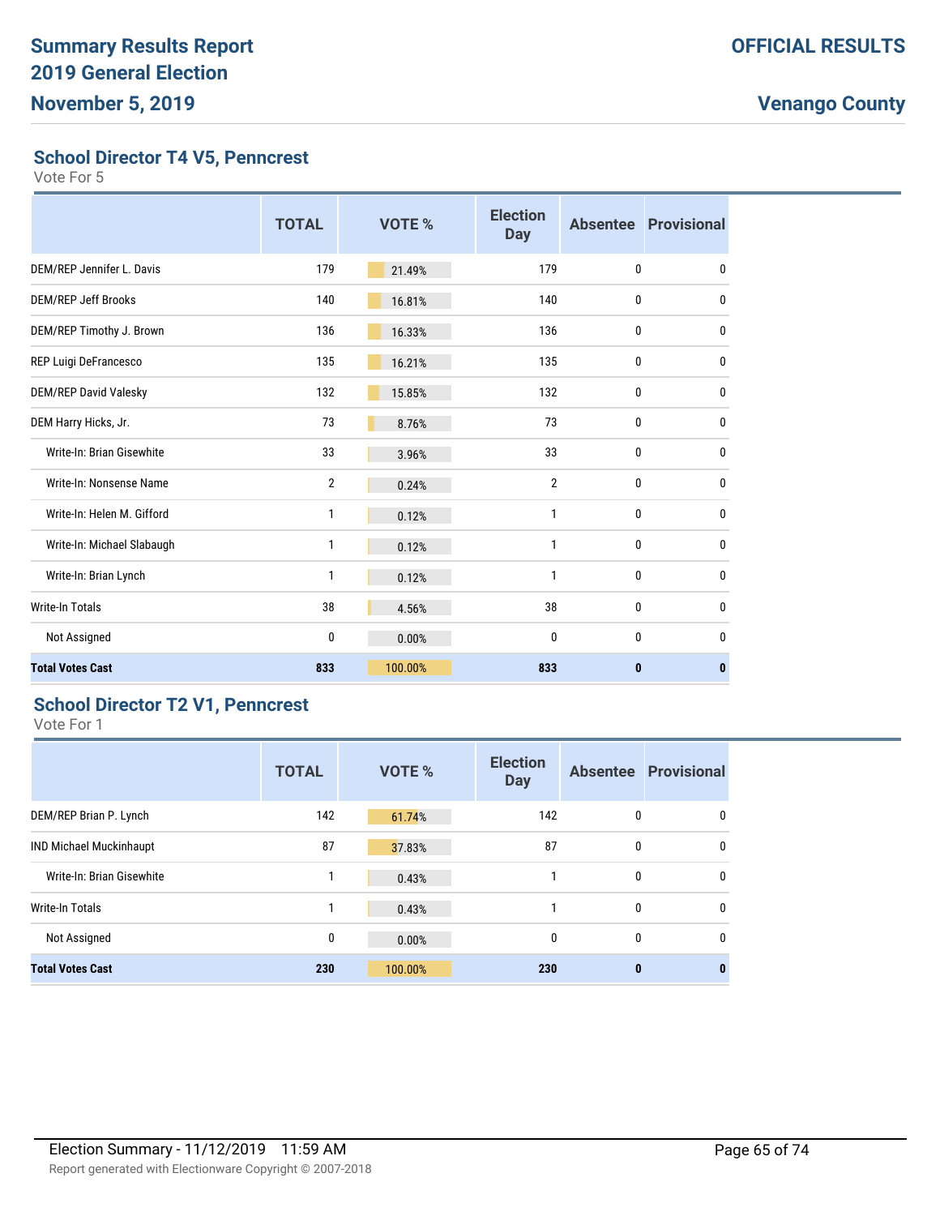## School Director T4 V5, Penncrest

Vote For 5

| | TOTAL | VOTE % | Election Day | Absentee | Provisional |
|---|---|---|---|---|---|
| DEM/REP Jennifer L. Davis | 179 | 21.49% | 179 | 0 | 0 |
| DEM/REP Jeff Brooks | 140 | 16.81% | 140 | 0 | 0 |
| DEM/REP Timothy J. Brown | 136 | 16.33% | 136 | 0 | 0 |
| REP Luigi DeFrancesco | 135 | 16.21% | 135 | 0 | 0 |
| DEM/REP David Valesky | 132 | 15.85% | 132 | 0 | 0 |
| DEM Harry Hicks, Jr. | 73 | 8.76% | 73 | 0 | 0 |
| Write-In: Brian Gisewhite | 33 | 3.96% | 33 | 0 | 0 |
| Write-In: Nonsense Name | 2 | 0.24% | 2 | 0 | 0 |
| Write-In: Helen M. Gifford | 1 | 0.12% | 1 | 0 | 0 |
| Write-In: Michael Slabaugh | 1 | 0.12% | 1 | 0 | 0 |
| Write-In: Brian Lynch | 1 | 0.12% | 1 | 0 | 0 |
| Write-In Totals | 38 | 4.56% | 38 | 0 | 0 |
| Not Assigned | 0 | 0.00% | 0 | 0 | 0 |
| **Total Votes Cast** | **833** | **100.00%** | **833** | **0** | **0** |

## School Director T2 V1, Penncrest

Vote For 1

| | TOTAL | VOTE % | Election Day | Absentee | Provisional |
|---|---|---|---|---|---|
| DEM/REP Brian P. Lynch | 142 | 61.74% | 142 | 0 | 0 |
| IND Michael Muckinhaupt | 87 | 37.83% | 87 | 0 | 0 |
| Write-In: Brian Gisewhite | 1 | 0.43% | 1 | 0 | 0 |
| Write-In Totals | 1 | 0.43% | 1 | 0 | 0 |
| Not Assigned | 0 | 0.00% | 0 | 0 | 0 |
| **Total Votes Cast** | **230** | **100.00%** | **230** | **0** | **0** |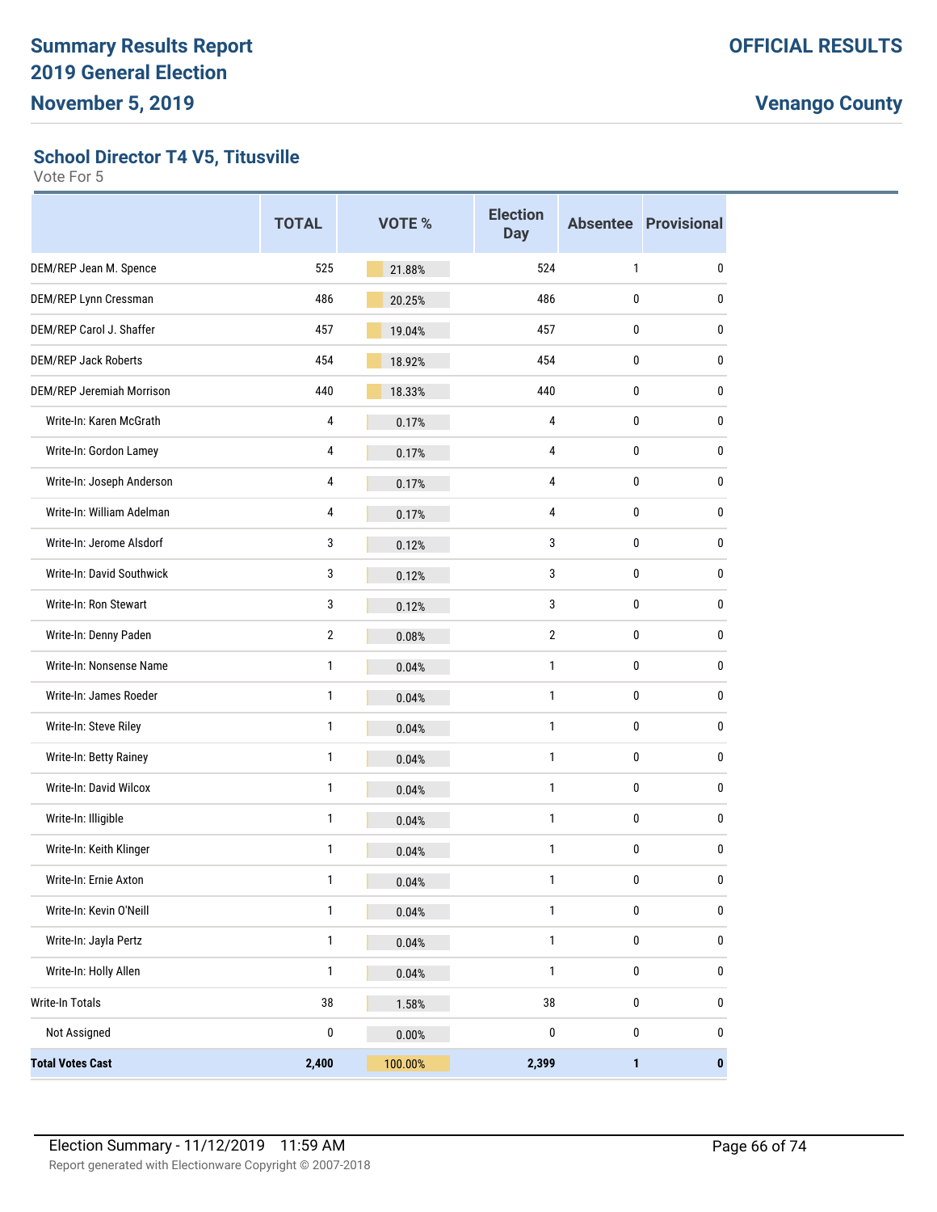# Summary Results Report
# 2019 General Election
# November 5, 2019

**OFFICIAL RESULTS**

**Venango County**

## School Director T4 V5, Titusville

Vote For 5

| | TOTAL | VOTE % | Election Day | Absentee | Provisional |
|---|---|---|---|---|---|
| DEM/REP Jean M. Spence | 525 | 21.88% | 524 | 1 | 0 |
| DEM/REP Lynn Cressman | 486 | 20.25% | 486 | 0 | 0 |
| DEM/REP Carol J. Shaffer | 457 | 19.04% | 457 | 0 | 0 |
| DEM/REP Jack Roberts | 454 | 18.92% | 454 | 0 | 0 |
| DEM/REP Jeremiah Morrison | 440 | 18.33% | 440 | 0 | 0 |
| Write-In: Karen McGrath | 4 | 0.17% | 4 | 0 | 0 |
| Write-In: Gordon Lamey | 4 | 0.17% | 4 | 0 | 0 |
| Write-In: Joseph Anderson | 4 | 0.17% | 4 | 0 | 0 |
| Write-In: William Adelman | 4 | 0.17% | 4 | 0 | 0 |
| Write-In: Jerome Alsdorf | 3 | 0.12% | 3 | 0 | 0 |
| Write-In: David Southwick | 3 | 0.12% | 3 | 0 | 0 |
| Write-In: Ron Stewart | 3 | 0.12% | 3 | 0 | 0 |
| Write-In: Denny Paden | 2 | 0.08% | 2 | 0 | 0 |
| Write-In: Nonsense Name | 1 | 0.04% | 1 | 0 | 0 |
| Write-In: James Roeder | 1 | 0.04% | 1 | 0 | 0 |
| Write-In: Steve Riley | 1 | 0.04% | 1 | 0 | 0 |
| Write-In: Betty Rainey | 1 | 0.04% | 1 | 0 | 0 |
| Write-In: David Wilcox | 1 | 0.04% | 1 | 0 | 0 |
| Write-In: Illigible | 1 | 0.04% | 1 | 0 | 0 |
| Write-In: Keith Klinger | 1 | 0.04% | 1 | 0 | 0 |
| Write-In: Ernie Axton | 1 | 0.04% | 1 | 0 | 0 |
| Write-In: Kevin O'Neill | 1 | 0.04% | 1 | 0 | 0 |
| Write-In: Jayla Pertz | 1 | 0.04% | 1 | 0 | 0 |
| Write-In: Holly Allen | 1 | 0.04% | 1 | 0 | 0 |
| Write-In Totals | 38 | 1.58% | 38 | 0 | 0 |
| Not Assigned | 0 | 0.00% | 0 | 0 | 0 |
| **Total Votes Cast** | **2,400** | 100.00% | **2,399** | **1** | **0** |

Election Summary - 11/12/2019 11:59 AM

Report generated with Electionware Copyright © 2007-2018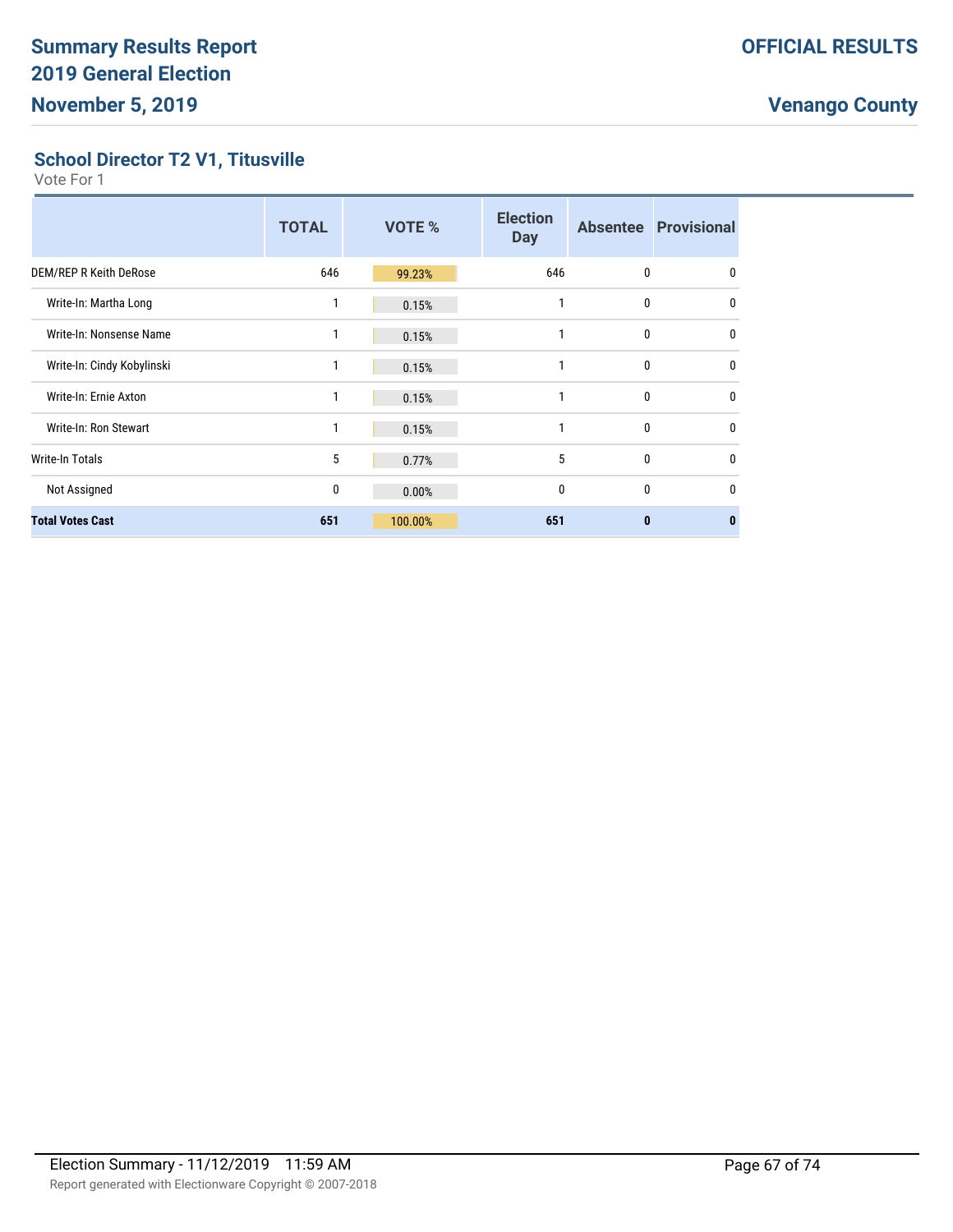# Summary Results Report
# 2019 General Election
# November 5, 2019

**OFFICIAL RESULTS**

**Venango County**

## School Director T2 V1, Titusville

Vote For 1

| | TOTAL | VOTE % | Election Day | Absentee | Provisional |
|---|---|---|---|---|---|
| DEM/REP R Keith DeRose | 646 | 99.23% | 646 | 0 | 0 |
| Write-In: Martha Long | 1 | 0.15% | 1 | 0 | 0 |
| Write-In: Nonsense Name | 1 | 0.15% | 1 | 0 | 0 |
| Write-In: Cindy Kobylinski | 1 | 0.15% | 1 | 0 | 0 |
| Write-In: Ernie Axton | 1 | 0.15% | 1 | 0 | 0 |
| Write-In: Ron Stewart | 1 | 0.15% | 1 | 0 | 0 |
| Write-In Totals | 5 | 0.77% | 5 | 0 | 0 |
| Not Assigned | 0 | 0.00% | 0 | 0 | 0 |
| **Total Votes Cast** | **651** | **100.00%** | **651** | **0** | **0** |

Election Summary - 11/12/2019 11:59 AM

Report generated with Electionware Copyright © 2007-2018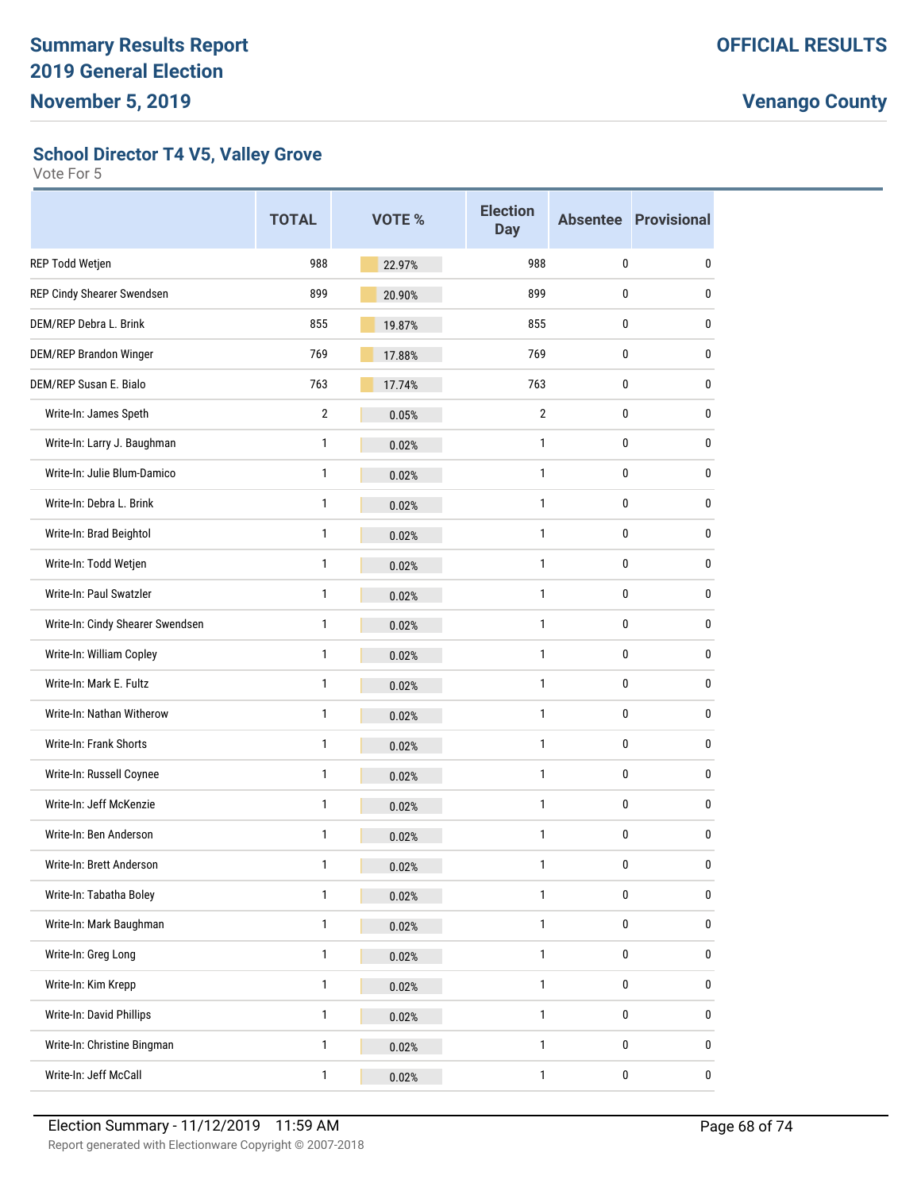## School Director T4 V5, Valley Grove

Vote For 5

| | TOTAL | VOTE % | Election Day | Absentee | Provisional |
|---|---|---|---|---|---|
| REP Todd Wetjen | 988 | 22.97% | 988 | 0 | 0 |
| REP Cindy Shearer Swendsen | 899 | 20.90% | 899 | 0 | 0 |
| DEM/REP Debra L. Brink | 855 | 19.87% | 855 | 0 | 0 |
| DEM/REP Brandon Winger | 769 | 17.88% | 769 | 0 | 0 |
| DEM/REP Susan E. Bialo | 763 | 17.74% | 763 | 0 | 0 |
| Write-In: James Speth | 2 | 0.05% | 2 | 0 | 0 |
| Write-In: Larry J. Baughman | 1 | 0.02% | 1 | 0 | 0 |
| Write-In: Julie Blum-Damico | 1 | 0.02% | 1 | 0 | 0 |
| Write-In: Debra L. Brink | 1 | 0.02% | 1 | 0 | 0 |
| Write-In: Brad Beightol | 1 | 0.02% | 1 | 0 | 0 |
| Write-In: Todd Wetjen | 1 | 0.02% | 1 | 0 | 0 |
| Write-In: Paul Swatzler | 1 | 0.02% | 1 | 0 | 0 |
| Write-In: Cindy Shearer Swendsen | 1 | 0.02% | 1 | 0 | 0 |
| Write-In: William Copley | 1 | 0.02% | 1 | 0 | 0 |
| Write-In: Mark E. Fultz | 1 | 0.02% | 1 | 0 | 0 |
| Write-In: Nathan Witherow | 1 | 0.02% | 1 | 0 | 0 |
| Write-In: Frank Shorts | 1 | 0.02% | 1 | 0 | 0 |
| Write-In: Russell Coynee | 1 | 0.02% | 1 | 0 | 0 |
| Write-In: Jeff McKenzie | 1 | 0.02% | 1 | 0 | 0 |
| Write-In: Ben Anderson | 1 | 0.02% | 1 | 0 | 0 |
| Write-In: Brett Anderson | 1 | 0.02% | 1 | 0 | 0 |
| Write-In: Tabatha Boley | 1 | 0.02% | 1 | 0 | 0 |
| Write-In: Mark Baughman | 1 | 0.02% | 1 | 0 | 0 |
| Write-In: Greg Long | 1 | 0.02% | 1 | 0 | 0 |
| Write-In: Kim Krepp | 1 | 0.02% | 1 | 0 | 0 |
| Write-In: David Phillips | 1 | 0.02% | 1 | 0 | 0 |
| Write-In: Christine Bingman | 1 | 0.02% | 1 | 0 | 0 |
| Write-In: Jeff McCall | 1 | 0.02% | 1 | 0 | 0 |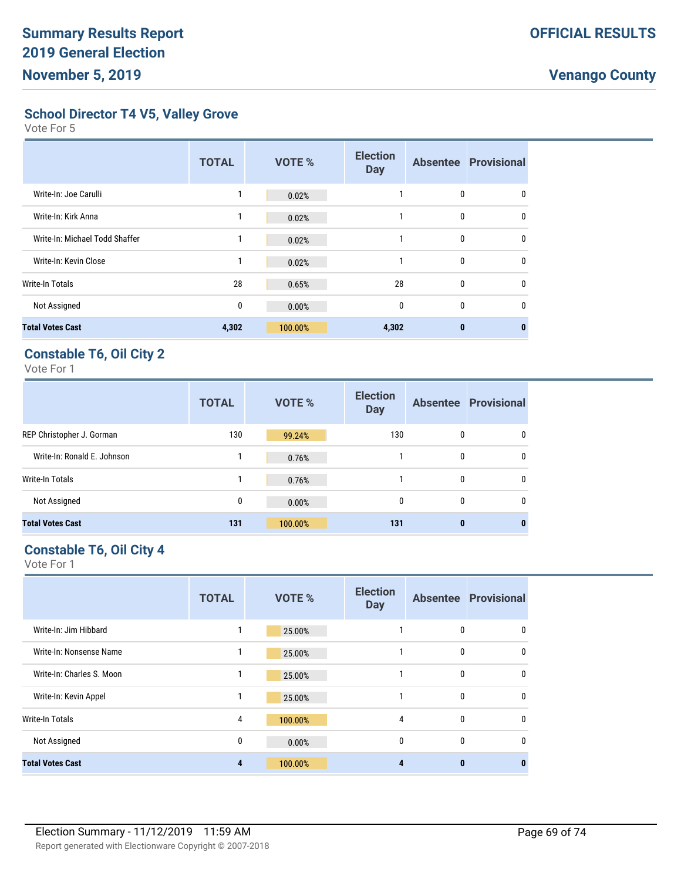## School Director T4 V5, Valley Grove

Vote For 5

| | TOTAL | VOTE % | Election Day | Absentee | Provisional |
|---|---|---|---|---|---|
| Write-In: Joe Carulli | 1 | 0.02% | 1 | 0 | 0 |
| Write-In: Kirk Anna | 1 | 0.02% | 1 | 0 | 0 |
| Write-In: Michael Todd Shaffer | 1 | 0.02% | 1 | 0 | 0 |
| Write-In: Kevin Close | 1 | 0.02% | 1 | 0 | 0 |
| Write-In Totals | 28 | 0.65% | 28 | 0 | 0 |
| Not Assigned | 0 | 0.00% | 0 | 0 | 0 |
| **Total Votes Cast** | **4,302** | **100.00%** | **4,302** | **0** | **0** |

## Constable T6, Oil City 2

Vote For 1

| | TOTAL | VOTE % | Election Day | Absentee | Provisional |
|---|---|---|---|---|---|
| REP Christopher J. Gorman | 130 | 99.24% | 130 | 0 | 0 |
| Write-In: Ronald E. Johnson | 1 | 0.76% | 1 | 0 | 0 |
| Write-In Totals | 1 | 0.76% | 1 | 0 | 0 |
| Not Assigned | 0 | 0.00% | 0 | 0 | 0 |
| **Total Votes Cast** | **131** | **100.00%** | **131** | **0** | **0** |

## Constable T6, Oil City 4

Vote For 1

| | TOTAL | VOTE % | Election Day | Absentee | Provisional |
|---|---|---|---|---|---|
| Write-In: Jim Hibbard | 1 | 25.00% | 1 | 0 | 0 |
| Write-In: Nonsense Name | 1 | 25.00% | 1 | 0 | 0 |
| Write-In: Charles S. Moon | 1 | 25.00% | 1 | 0 | 0 |
| Write-In: Kevin Appel | 1 | 25.00% | 1 | 0 | 0 |
| Write-In Totals | 4 | 100.00% | 4 | 0 | 0 |
| Not Assigned | 0 | 0.00% | 0 | 0 | 0 |
| **Total Votes Cast** | **4** | **100.00%** | **4** | **0** | **0** |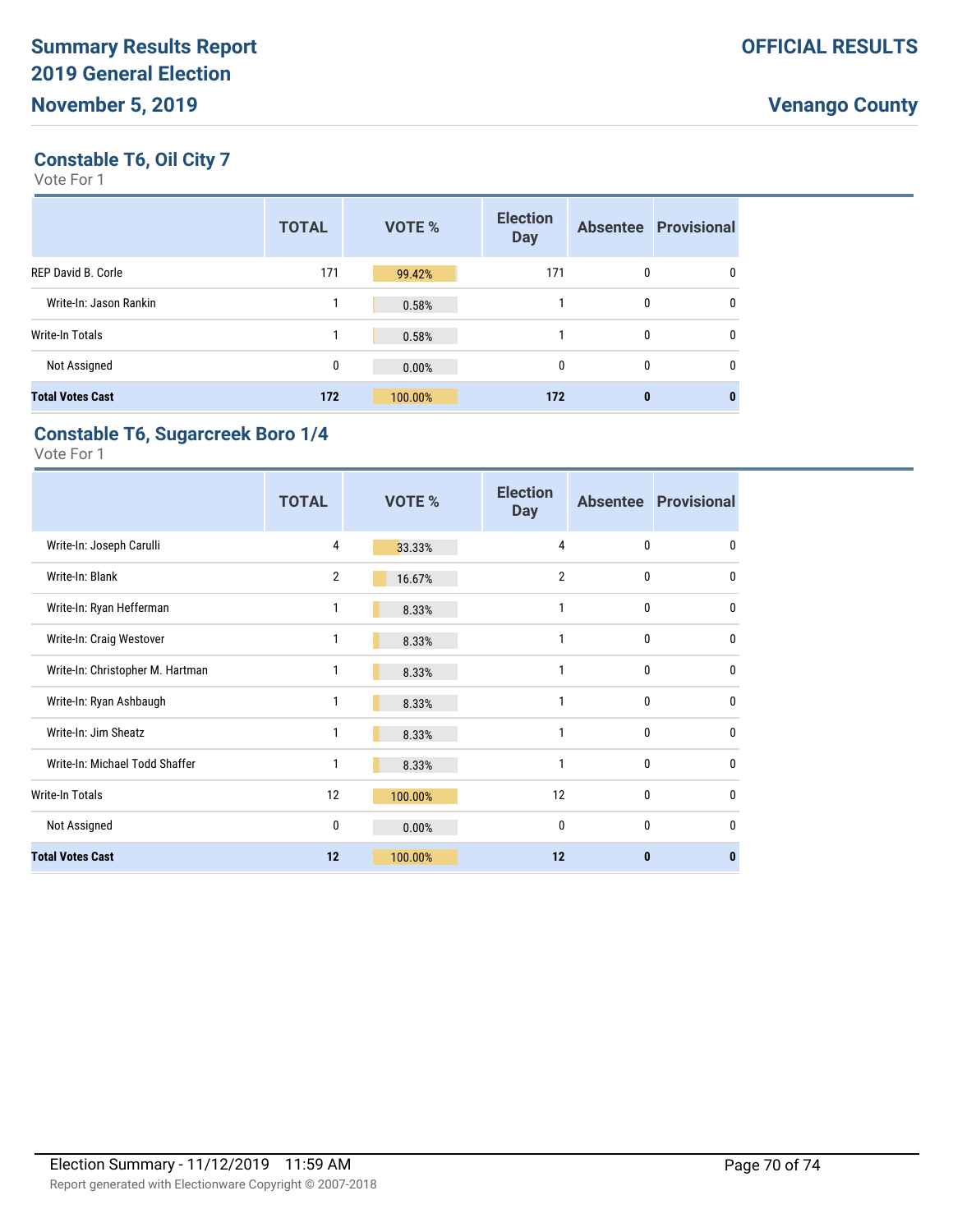## Constable T6, Oil City 7

Vote For 1

| | TOTAL | VOTE % | Election Day | Absentee | Provisional |
|---|---|---|---|---|---|
| REP David B. Corle | 171 | 99.42% | 171 | 0 | 0 |
| Write-In: Jason Rankin | 1 | 0.58% | 1 | 0 | 0 |
| Write-In Totals | 1 | 0.58% | 1 | 0 | 0 |
| Not Assigned | 0 | 0.00% | 0 | 0 | 0 |
| **Total Votes Cast** | **172** | **100.00%** | **172** | **0** | **0** |

## Constable T6, Sugarcreek Boro 1/4

Vote For 1

| | TOTAL | VOTE % | Election Day | Absentee | Provisional |
|---|---|---|---|---|---|
| Write-In: Joseph Carulli | 4 | 33.33% | 4 | 0 | 0 |
| Write-In: Blank | 2 | 16.67% | 2 | 0 | 0 |
| Write-In: Ryan Hefferman | 1 | 8.33% | 1 | 0 | 0 |
| Write-In: Craig Westover | 1 | 8.33% | 1 | 0 | 0 |
| Write-In: Christopher M. Hartman | 1 | 8.33% | 1 | 0 | 0 |
| Write-In: Ryan Ashbaugh | 1 | 8.33% | 1 | 0 | 0 |
| Write-In: Jim Sheatz | 1 | 8.33% | 1 | 0 | 0 |
| Write-In: Michael Todd Shaffer | 1 | 8.33% | 1 | 0 | 0 |
| Write-In Totals | 12 | 100.00% | 12 | 0 | 0 |
| Not Assigned | 0 | 0.00% | 0 | 0 | 0 |
| **Total Votes Cast** | **12** | **100.00%** | **12** | **0** | **0** |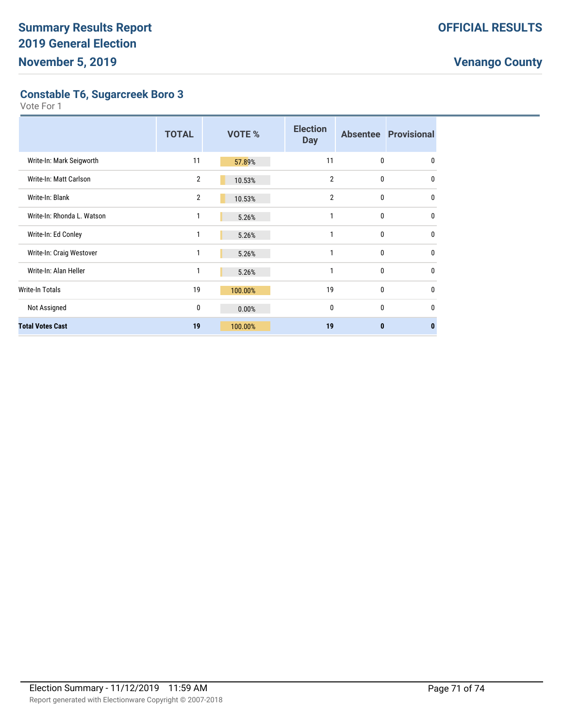# Summary Results Report
## 2019 General Election
## November 5, 2019

**OFFICIAL RESULTS**

**Venango County**

### Constable T6, Sugarcreek Boro 3

Vote For 1

| | TOTAL | VOTE % | Election Day | Absentee | Provisional |
|---|---|---|---|---|---|
| Write-In: Mark Seigworth | 11 | 57.89% | 11 | 0 | 0 |
| Write-In: Matt Carlson | 2 | 10.53% | 2 | 0 | 0 |
| Write-In: Blank | 2 | 10.53% | 2 | 0 | 0 |
| Write-In: Rhonda L. Watson | 1 | 5.26% | 1 | 0 | 0 |
| Write-In: Ed Conley | 1 | 5.26% | 1 | 0 | 0 |
| Write-In: Craig Westover | 1 | 5.26% | 1 | 0 | 0 |
| Write-In: Alan Heller | 1 | 5.26% | 1 | 0 | 0 |
| Write-In Totals | 19 | 100.00% | 19 | 0 | 0 |
| Not Assigned | 0 | 0.00% | 0 | 0 | 0 |
| **Total Votes Cast** | **19** | **100.00%** | **19** | **0** | **0** |

Election Summary - 11/12/2019 11:59 AM

Report generated with Electionware Copyright © 2007-2018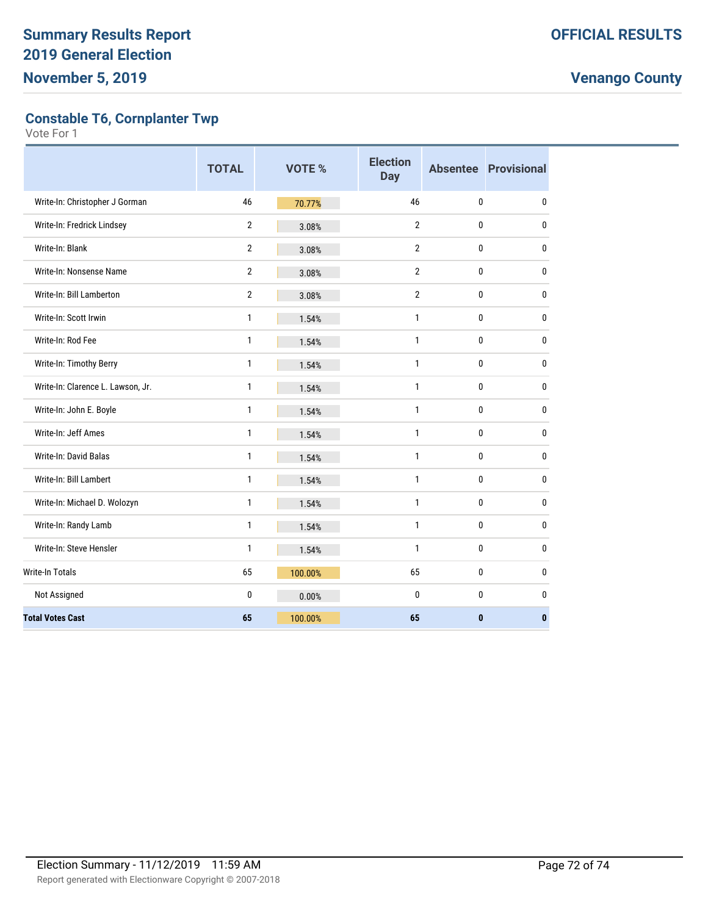# Summary Results Report
# 2019 General Election
# November 5, 2019

**OFFICIAL RESULTS**

**Venango County**

## Constable T6, Cornplanter Twp

Vote For 1

| | TOTAL | VOTE % | Election Day | Absentee | Provisional |
|---|---|---|---|---|---|
| Write-In: Christopher J Gorman | 46 | 70.77% | 46 | 0 | 0 |
| Write-In: Fredrick Lindsey | 2 | 3.08% | 2 | 0 | 0 |
| Write-In: Blank | 2 | 3.08% | 2 | 0 | 0 |
| Write-In: Nonsense Name | 2 | 3.08% | 2 | 0 | 0 |
| Write-In: Bill Lamberton | 2 | 3.08% | 2 | 0 | 0 |
| Write-In: Scott Irwin | 1 | 1.54% | 1 | 0 | 0 |
| Write-In: Rod Fee | 1 | 1.54% | 1 | 0 | 0 |
| Write-In: Timothy Berry | 1 | 1.54% | 1 | 0 | 0 |
| Write-In: Clarence L. Lawson, Jr. | 1 | 1.54% | 1 | 0 | 0 |
| Write-In: John E. Boyle | 1 | 1.54% | 1 | 0 | 0 |
| Write-In: Jeff Ames | 1 | 1.54% | 1 | 0 | 0 |
| Write-In: David Balas | 1 | 1.54% | 1 | 0 | 0 |
| Write-In: Bill Lambert | 1 | 1.54% | 1 | 0 | 0 |
| Write-In: Michael D. Wolozyn | 1 | 1.54% | 1 | 0 | 0 |
| Write-In: Randy Lamb | 1 | 1.54% | 1 | 0 | 0 |
| Write-In: Steve Hensler | 1 | 1.54% | 1 | 0 | 0 |
| Write-In Totals | 65 | 100.00% | 65 | 0 | 0 |
| Not Assigned | 0 | 0.00% | 0 | 0 | 0 |
| **Total Votes Cast** | **65** | **100.00%** | **65** | **0** | **0** |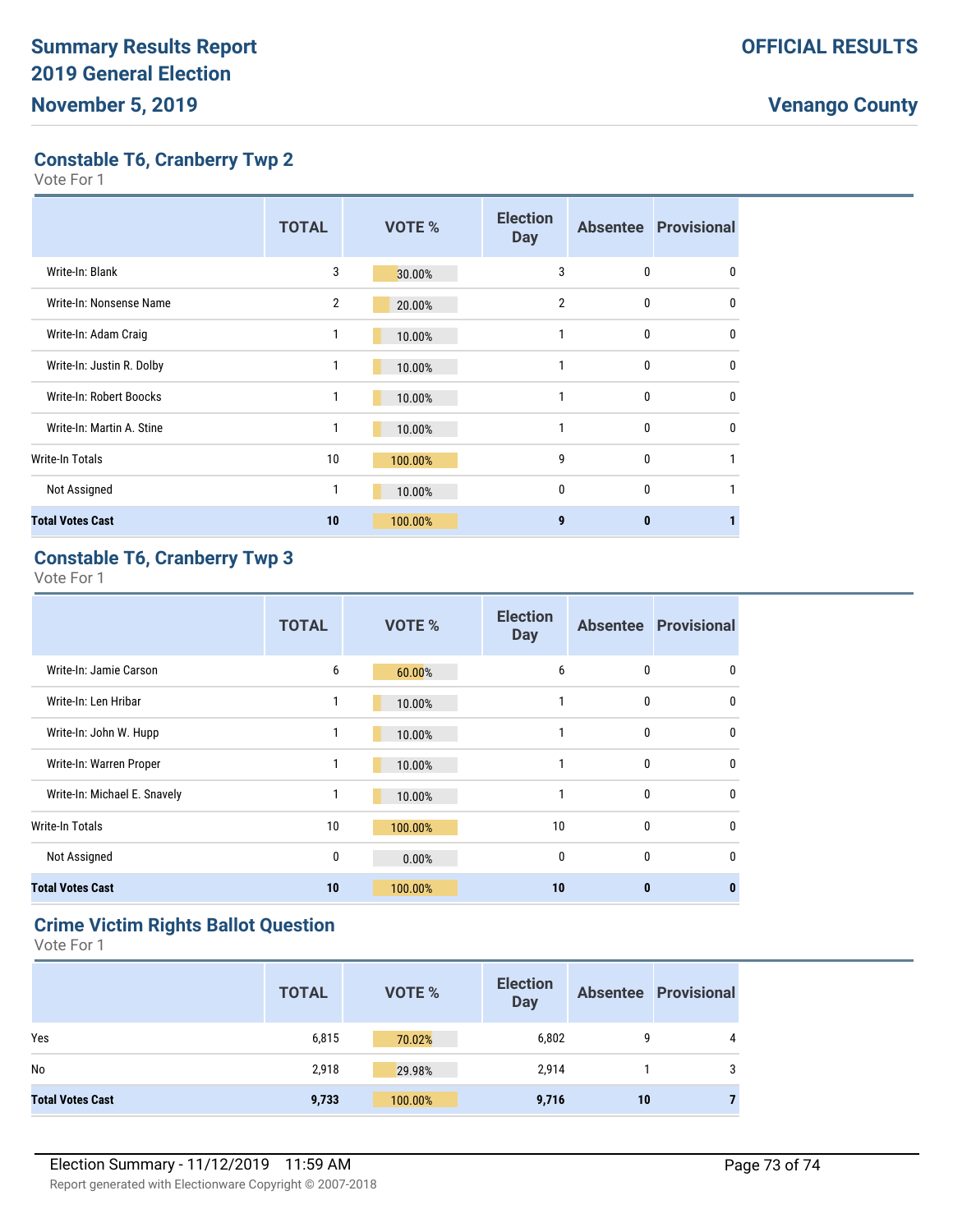## Constable T6, Cranberry Twp 2

Vote For 1

| | TOTAL | VOTE % | Election Day | Absentee | Provisional |
|---|---|---|---|---|---|
| Write-In: Blank | 3 | 30.00% | 3 | 0 | 0 |
| Write-In: Nonsense Name | 2 | 20.00% | 2 | 0 | 0 |
| Write-In: Adam Craig | 1 | 10.00% | 1 | 0 | 0 |
| Write-In: Justin R. Dolby | 1 | 10.00% | 1 | 0 | 0 |
| Write-In: Robert Boocks | 1 | 10.00% | 1 | 0 | 0 |
| Write-In: Martin A. Stine | 1 | 10.00% | 1 | 0 | 0 |
| Write-In Totals | 10 | 100.00% | 9 | 0 | 1 |
| Not Assigned | 1 | 10.00% | 0 | 0 | 1 |
| **Total Votes Cast** | **10** | **100.00%** | **9** | **0** | **1** |

## Constable T6, Cranberry Twp 3

Vote For 1

| | TOTAL | VOTE % | Election Day | Absentee | Provisional |
|---|---|---|---|---|---|
| Write-In: Jamie Carson | 6 | 60.00% | 6 | 0 | 0 |
| Write-In: Len Hribar | 1 | 10.00% | 1 | 0 | 0 |
| Write-In: John W. Hupp | 1 | 10.00% | 1 | 0 | 0 |
| Write-In: Warren Proper | 1 | 10.00% | 1 | 0 | 0 |
| Write-In: Michael E. Snavely | 1 | 10.00% | 1 | 0 | 0 |
| Write-In Totals | 10 | 100.00% | 10 | 0 | 0 |
| Not Assigned | 0 | 0.00% | 0 | 0 | 0 |
| **Total Votes Cast** | **10** | **100.00%** | **10** | **0** | **0** |

## Crime Victim Rights Ballot Question

Vote For 1

| | TOTAL | VOTE % | Election Day | Absentee | Provisional |
|---|---|---|---|---|---|
| Yes | 6,815 | 70.02% | 6,802 | 9 | 4 |
| No | 2,918 | 29.98% | 2,914 | 1 | 3 |
| **Total Votes Cast** | **9,733** | **100.00%** | **9,716** | **10** | **7** |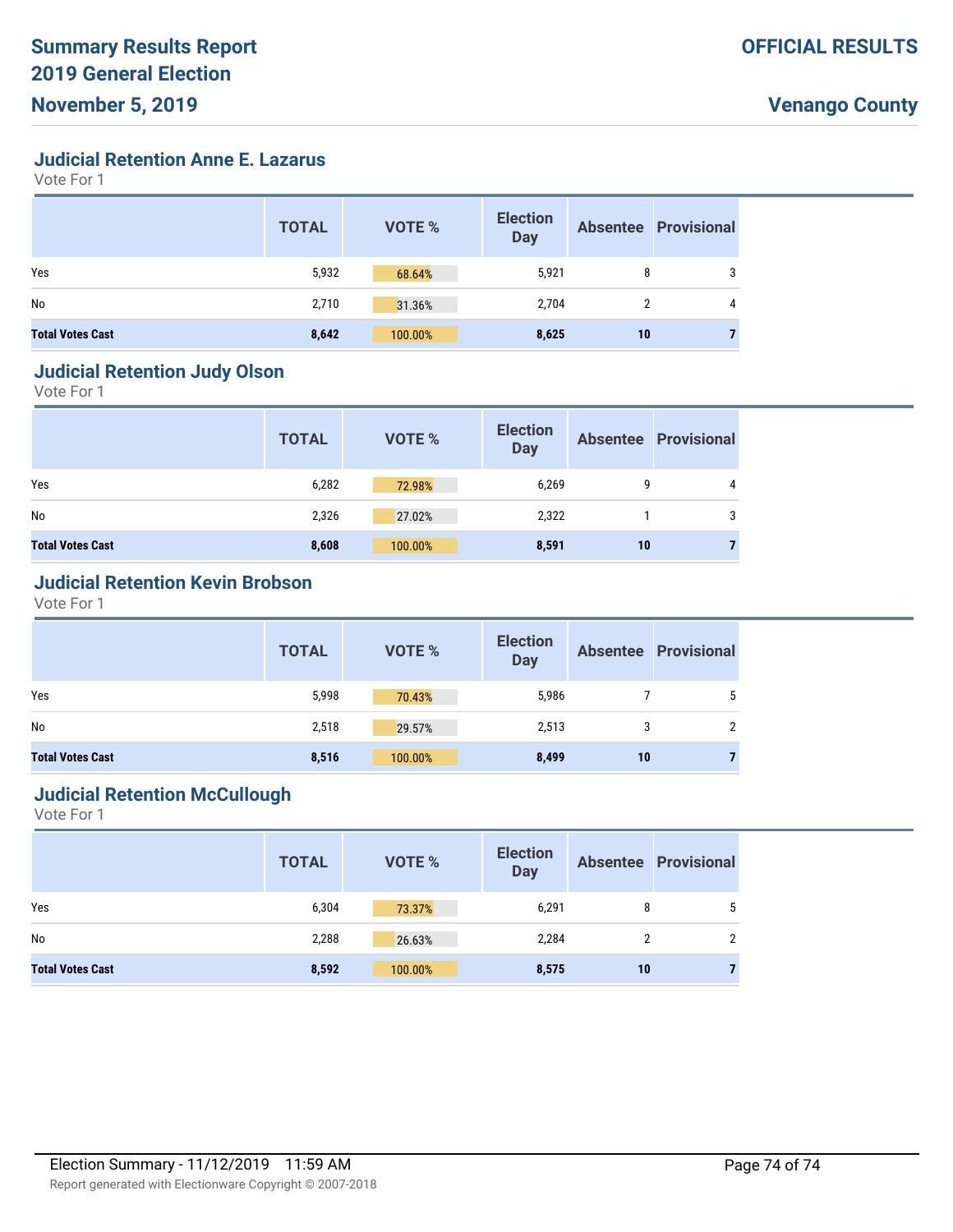## Judicial Retention Anne E. Lazarus

Vote For 1

| | TOTAL | VOTE % | Election Day | Absentee | Provisional |
|---|---|---|---|---|---|
| Yes | 5,932 | 68.64% | 5,921 | 8 | 3 |
| No | 2,710 | 31.36% | 2,704 | 2 | 4 |
| **Total Votes Cast** | **8,642** | 100.00% | **8,625** | **10** | **7** |

## Judicial Retention Judy Olson

Vote For 1

| | TOTAL | VOTE % | Election Day | Absentee | Provisional |
|---|---|---|---|---|---|
| Yes | 6,282 | 72.98% | 6,269 | 9 | 4 |
| No | 2,326 | 27.02% | 2,322 | 1 | 3 |
| **Total Votes Cast** | **8,608** | 100.00% | **8,591** | **10** | **7** |

## Judicial Retention Kevin Brobson

Vote For 1

| | TOTAL | VOTE % | Election Day | Absentee | Provisional |
|---|---|---|---|---|---|
| Yes | 5,998 | 70.43% | 5,986 | 7 | 5 |
| No | 2,518 | 29.57% | 2,513 | 3 | 2 |
| **Total Votes Cast** | **8,516** | 100.00% | **8,499** | **10** | **7** |

## Judicial Retention McCullough

Vote For 1

| | TOTAL | VOTE % | Election Day | Absentee | Provisional |
|---|---|---|---|---|---|
| Yes | 6,304 | 73.37% | 6,291 | 8 | 5 |
| No | 2,288 | 26.63% | 2,284 | 2 | 2 |
| **Total Votes Cast** | **8,592** | 100.00% | **8,575** | **10** | **7** |